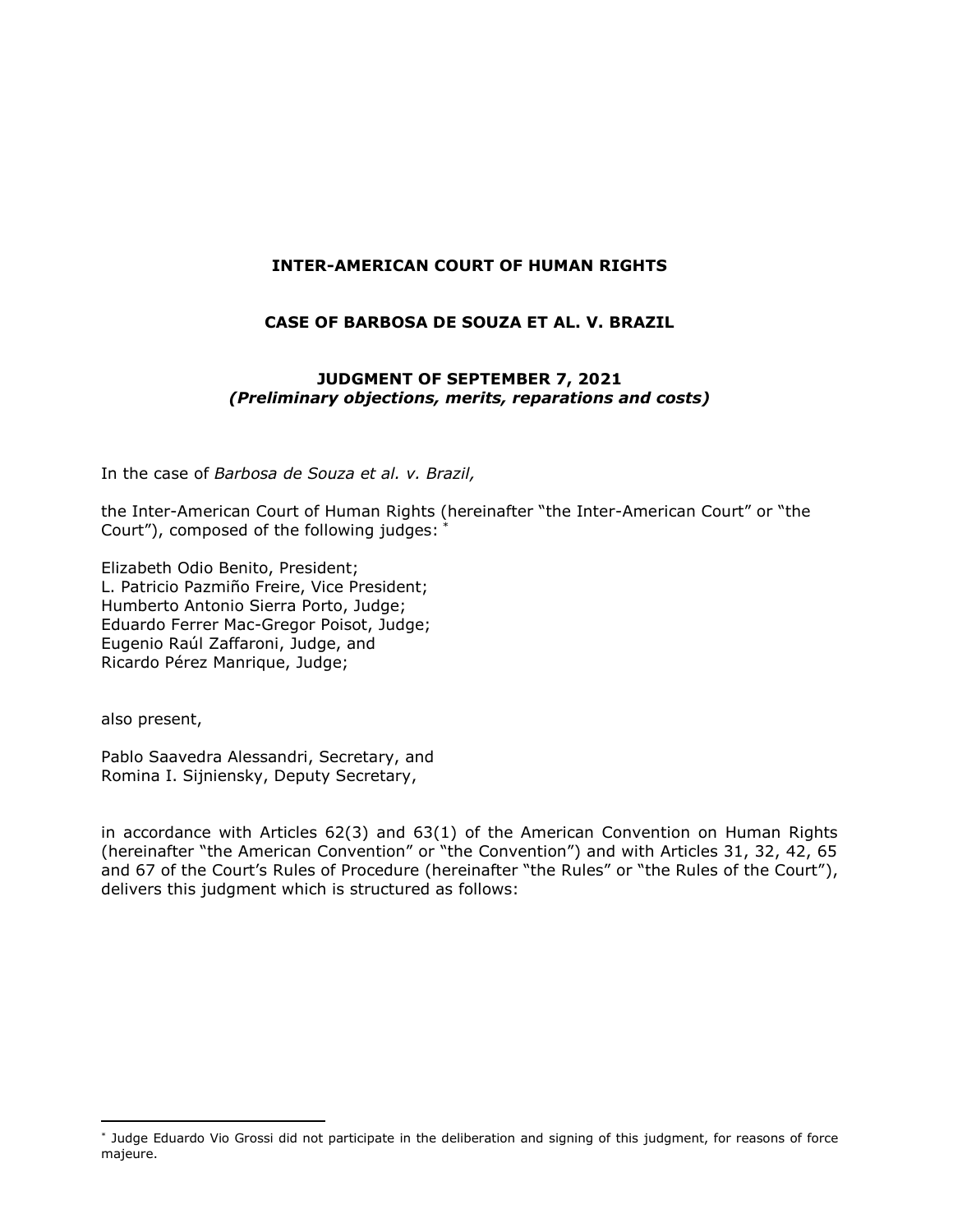**INTER-AMERICAN COURT OF HUMAN RIGHTS**

**CASE OF BARBOSA DE SOUZA ET AL. V. BRAZIL**

**JUDGMENT OF SEPTEMBER 7, 2021**
***(Preliminary objections, merits, reparations and costs)***

In the case of *Barbosa de Souza et al. v. Brazil,*

the Inter-American Court of Human Rights (hereinafter "the Inter-American Court" or "the Court"), composed of the following judges: [*]

Elizabeth Odio Benito, President;
L. Patricio Pazmiño Freire, Vice President;
Humberto Antonio Sierra Porto, Judge;
Eduardo Ferrer Mac-Gregor Poisot, Judge;
Eugenio Raúl Zaffaroni, Judge, and
Ricardo Pérez Manrique, Judge;

also present,

Pablo Saavedra Alessandri, Secretary, and
Romina I. Sijniensky, Deputy Secretary,

in accordance with Articles 62(3) and 63(1) of the American Convention on Human Rights (hereinafter "the American Convention" or "the Convention") and with Articles 31, 32, 42, 65 and 67 of the Court's Rules of Procedure (hereinafter "the Rules" or "the Rules of the Court"), delivers this judgment which is structured as follows:

---

[*] Judge Eduardo Vio Grossi did not participate in the deliberation and signing of this judgment, for reasons of force majeure.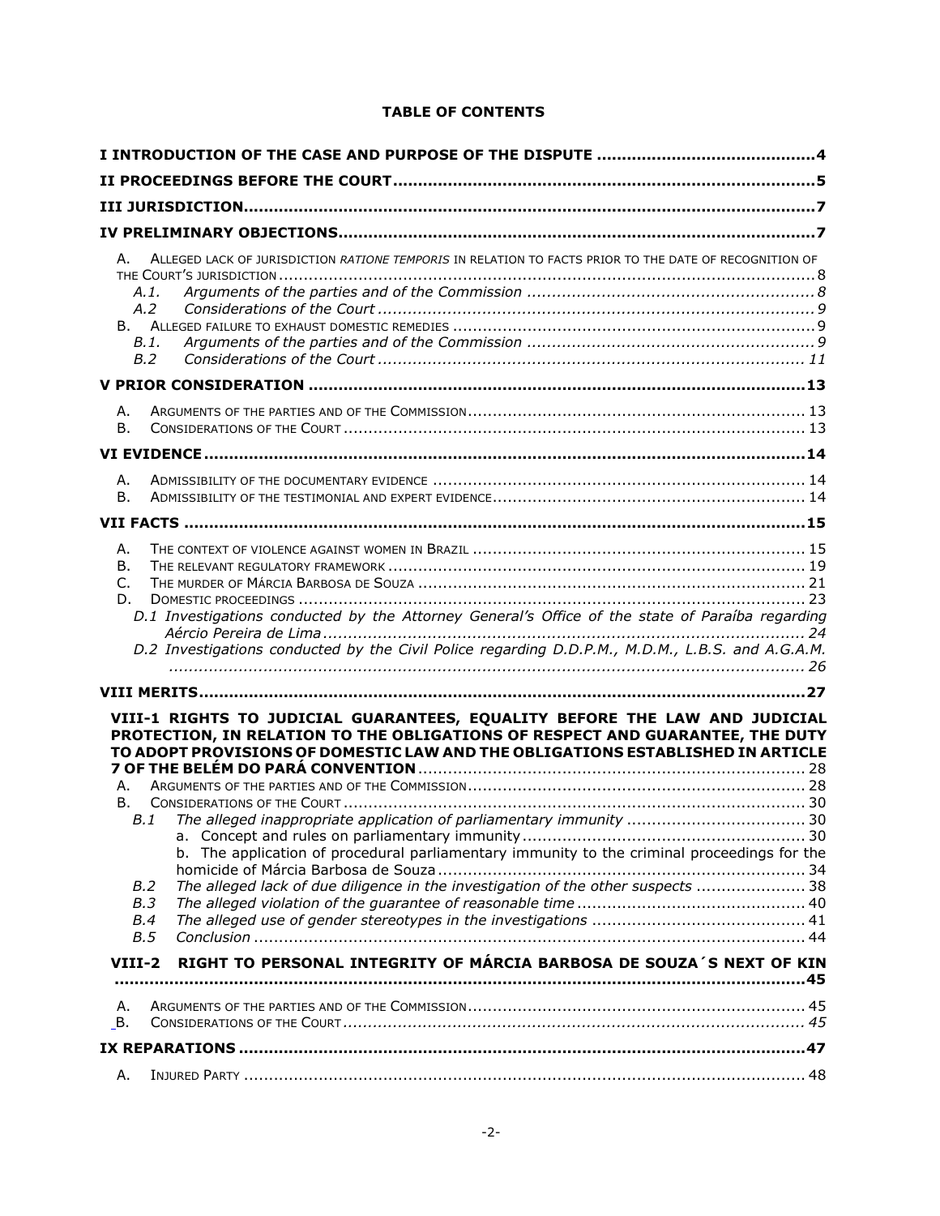**TABLE OF CONTENTS**

| | |
|---|---|
| **I INTRODUCTION OF THE CASE AND PURPOSE OF THE DISPUTE** | **4** |
| **II PROCEEDINGS BEFORE THE COURT** | **5** |
| **III JURISDICTION** | **7** |
| **IV PRELIMINARY OBJECTIONS** | **7** |
| A. ALLEGED LACK OF JURISDICTION *RATIONE TEMPORIS* IN RELATION TO FACTS PRIOR TO THE DATE OF RECOGNITION OF THE COURT'S JURISDICTION | 8 |
| *A.1. Arguments of the parties and of the Commission* | *8* |
| *A.2 Considerations of the Court* | *9* |
| B. ALLEGED FAILURE TO EXHAUST DOMESTIC REMEDIES | 9 |
| *B.1. Arguments of the parties and of the Commission* | *9* |
| *B.2 Considerations of the Court* | *11* |
| **V PRIOR CONSIDERATION** | **13** |
| A. ARGUMENTS OF THE PARTIES AND OF THE COMMISSION | 13 |
| B. CONSIDERATIONS OF THE COURT | 13 |
| **VI EVIDENCE** | **14** |
| A. ADMISSIBILITY OF THE DOCUMENTARY EVIDENCE | 14 |
| B. ADMISSIBILITY OF THE TESTIMONIAL AND EXPERT EVIDENCE | 14 |
| **VII FACTS** | **15** |
| A. THE CONTEXT OF VIOLENCE AGAINST WOMEN IN BRAZIL | 15 |
| B. THE RELEVANT REGULATORY FRAMEWORK | 19 |
| C. THE MURDER OF MÁRCIA BARBOSA DE SOUZA | 21 |
| D. DOMESTIC PROCEEDINGS | 23 |
| *D.1 Investigations conducted by the Attorney General's Office of the state of Paraíba regarding Aércio Pereira de Lima* | *24* |
| *D.2 Investigations conducted by the Civil Police regarding D.D.P.M., M.D.M., L.B.S. and A.G.A.M.* | *26* |
| **VIII MERITS** | **27** |
| **VIII-1 RIGHTS TO JUDICIAL GUARANTEES, EQUALITY BEFORE THE LAW AND JUDICIAL PROTECTION, IN RELATION TO THE OBLIGATIONS OF RESPECT AND GUARANTEE, THE DUTY TO ADOPT PROVISIONS OF DOMESTIC LAW AND THE OBLIGATIONS ESTABLISHED IN ARTICLE 7 OF THE BELÉM DO PARÁ CONVENTION** | 28 |
| A. ARGUMENTS OF THE PARTIES AND OF THE COMMISSION | 28 |
| B. CONSIDERATIONS OF THE COURT | 30 |
| *B.1 The alleged inappropriate application of parliamentary immunity* | 30 |
| a. Concept and rules on parliamentary immunity | 30 |
| b. The application of procedural parliamentary immunity to the criminal proceedings for the homicide of Márcia Barbosa de Souza | 34 |
| *B.2 The alleged lack of due diligence in the investigation of the other suspects* | 38 |
| *B.3 The alleged violation of the guarantee of reasonable time* | 40 |
| *B.4 The alleged use of gender stereotypes in the investigations* | 41 |
| *B.5 Conclusion* | 44 |
| **VIII-2 RIGHT TO PERSONAL INTEGRITY OF MÁRCIA BARBOSA DE SOUZA´S NEXT OF KIN** | **45** |
| A. ARGUMENTS OF THE PARTIES AND OF THE COMMISSION | 45 |
| B. CONSIDERATIONS OF THE COURT | *45* |
| **IX REPARATIONS** | **47** |
| A. INJURED PARTY | 48 |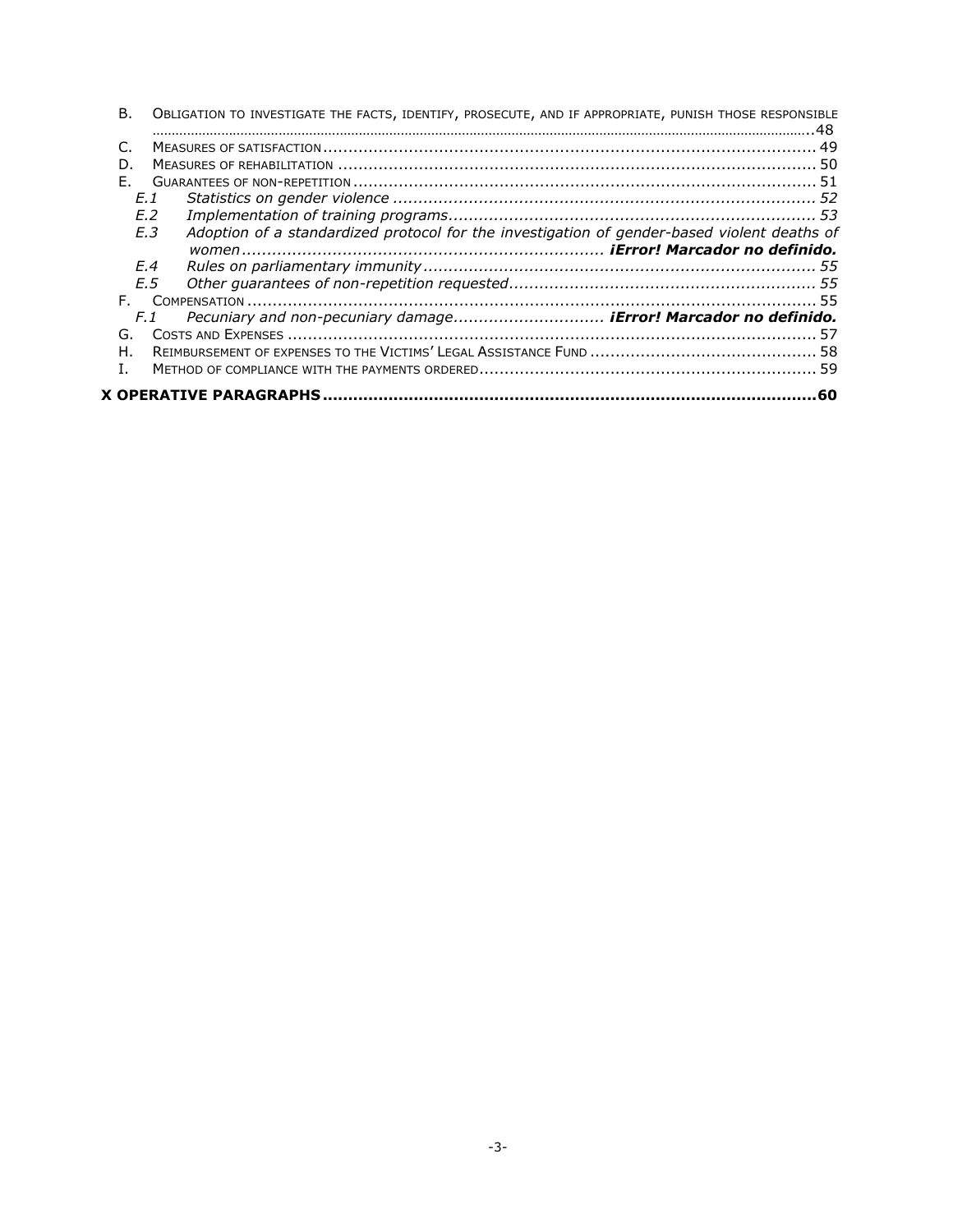B. OBLIGATION TO INVESTIGATE THE FACTS, IDENTIFY, PROSECUTE, AND IF APPROPRIATE, PUNISH THOSE RESPONSIBLE .......... 48
C. MEASURES OF SATISFACTION .......... 49
D. MEASURES OF REHABILITATION .......... 50
E. GUARANTEES OF NON-REPETITION .......... 51
  *E.1 Statistics on gender violence .......... 52*
  *E.2 Implementation of training programs .......... 53*
  *E.3 Adoption of a standardized protocol for the investigation of gender-based violent deaths of women .......... **¡Error! Marcador no definido.***
  *E.4 Rules on parliamentary immunity .......... 55*
  *E.5 Other guarantees of non-repetition requested .......... 55*
F. COMPENSATION .......... 55
  *F.1 Pecuniary and non-pecuniary damage .......... **¡Error! Marcador no definido.***
G. COSTS AND EXPENSES .......... 57
H. REIMBURSEMENT OF EXPENSES TO THE VICTIMS' LEGAL ASSISTANCE FUND .......... 58
I. METHOD OF COMPLIANCE WITH THE PAYMENTS ORDERED .......... 59

**X OPERATIVE PARAGRAPHS .......... 60**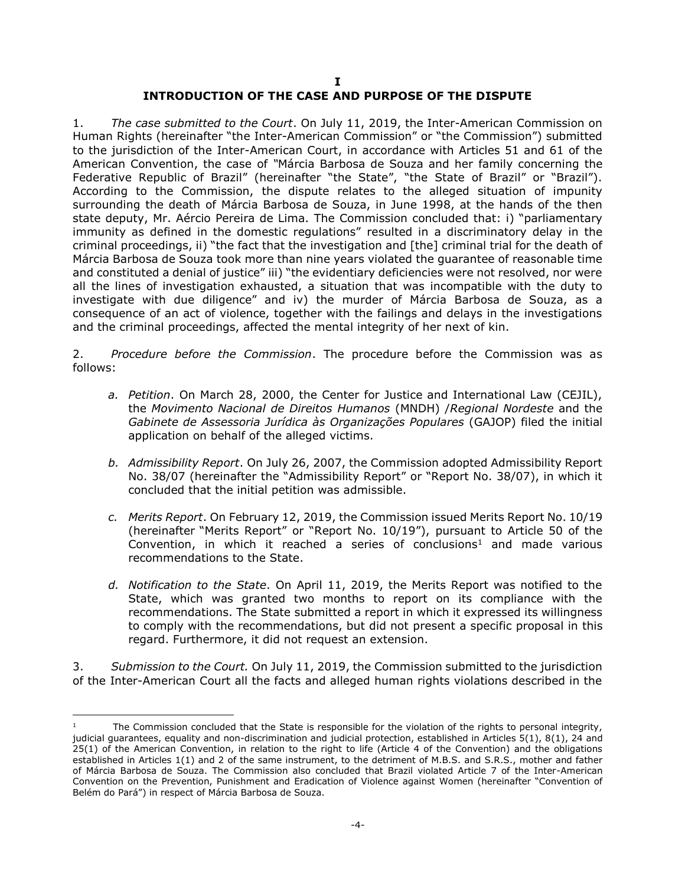# I
# INTRODUCTION OF THE CASE AND PURPOSE OF THE DISPUTE

1. *The case submitted to the Court*. On July 11, 2019, the Inter-American Commission on Human Rights (hereinafter "the Inter-American Commission" or "the Commission") submitted to the jurisdiction of the Inter-American Court, in accordance with Articles 51 and 61 of the American Convention, the case of "Márcia Barbosa de Souza and her family concerning the Federative Republic of Brazil" (hereinafter "the State", "the State of Brazil" or "Brazil"). According to the Commission, the dispute relates to the alleged situation of impunity surrounding the death of Márcia Barbosa de Souza, in June 1998, at the hands of the then state deputy, Mr. Aércio Pereira de Lima. The Commission concluded that: i) "parliamentary immunity as defined in the domestic regulations" resulted in a discriminatory delay in the criminal proceedings, ii) "the fact that the investigation and [the] criminal trial for the death of Márcia Barbosa de Souza took more than nine years violated the guarantee of reasonable time and constituted a denial of justice" iii) "the evidentiary deficiencies were not resolved, nor were all the lines of investigation exhausted, a situation that was incompatible with the duty to investigate with due diligence" and iv) the murder of Márcia Barbosa de Souza, as a consequence of an act of violence, together with the failings and delays in the investigations and the criminal proceedings, affected the mental integrity of her next of kin.

2. *Procedure before the Commission*. The procedure before the Commission was as follows:

   a. *Petition*. On March 28, 2000, the Center for Justice and International Law (CEJIL), the *Movimento Nacional de Direitos Humanos* (MNDH) /*Regional Nordeste* and the *Gabinete de Assessoria Jurídica às Organizações Populares* (GAJOP) filed the initial application on behalf of the alleged victims.

   b. *Admissibility Report*. On July 26, 2007, the Commission adopted Admissibility Report No. 38/07 (hereinafter the "Admissibility Report" or "Report No. 38/07), in which it concluded that the initial petition was admissible.

   c. *Merits Report*. On February 12, 2019, the Commission issued Merits Report No. 10/19 (hereinafter "Merits Report" or "Report No. 10/19"), pursuant to Article 50 of the Convention, in which it reached a series of conclusions[1] and made various recommendations to the State.

   d. *Notification to the State*. On April 11, 2019, the Merits Report was notified to the State, which was granted two months to report on its compliance with the recommendations. The State submitted a report in which it expressed its willingness to comply with the recommendations, but did not present a specific proposal in this regard. Furthermore, it did not request an extension.

3. *Submission to the Court.* On July 11, 2019, the Commission submitted to the jurisdiction of the Inter-American Court all the facts and alleged human rights violations described in the

---

[1] The Commission concluded that the State is responsible for the violation of the rights to personal integrity, judicial guarantees, equality and non-discrimination and judicial protection, established in Articles 5(1), 8(1), 24 and 25(1) of the American Convention, in relation to the right to life (Article 4 of the Convention) and the obligations established in Articles 1(1) and 2 of the same instrument, to the detriment of M.B.S. and S.R.S., mother and father of Márcia Barbosa de Souza. The Commission also concluded that Brazil violated Article 7 of the Inter-American Convention on the Prevention, Punishment and Eradication of Violence against Women (hereinafter "Convention of Belém do Pará") in respect of Márcia Barbosa de Souza.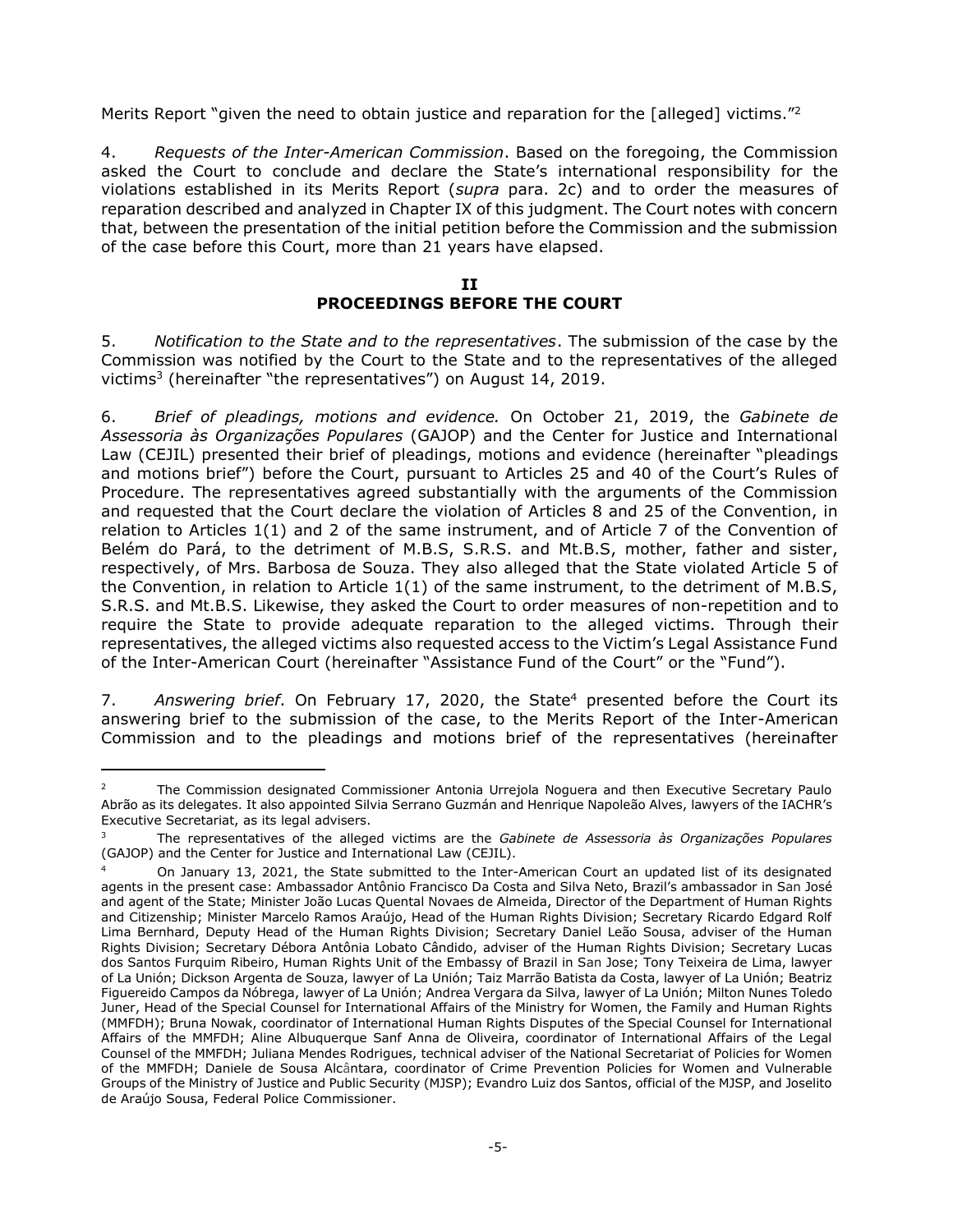Merits Report "given the need to obtain justice and reparation for the [alleged] victims."[2]

4. *Requests of the Inter-American Commission*. Based on the foregoing, the Commission asked the Court to conclude and declare the State's international responsibility for the violations established in its Merits Report (*supra* para. 2c) and to order the measures of reparation described and analyzed in Chapter IX of this judgment. The Court notes with concern that, between the presentation of the initial petition before the Commission and the submission of the case before this Court, more than 21 years have elapsed.

## II
## PROCEEDINGS BEFORE THE COURT

5. *Notification to the State and to the representatives*. The submission of the case by the Commission was notified by the Court to the State and to the representatives of the alleged victims[3] (hereinafter "the representatives") on August 14, 2019.

6. *Brief of pleadings, motions and evidence.* On October 21, 2019, the *Gabinete de Assessoria às Organizações Populares* (GAJOP) and the Center for Justice and International Law (CEJIL) presented their brief of pleadings, motions and evidence (hereinafter "pleadings and motions brief") before the Court, pursuant to Articles 25 and 40 of the Court's Rules of Procedure. The representatives agreed substantially with the arguments of the Commission and requested that the Court declare the violation of Articles 8 and 25 of the Convention, in relation to Articles 1(1) and 2 of the same instrument, and of Article 7 of the Convention of Belém do Pará, to the detriment of M.B.S, S.R.S. and Mt.B.S, mother, father and sister, respectively, of Mrs. Barbosa de Souza. They also alleged that the State violated Article 5 of the Convention, in relation to Article 1(1) of the same instrument, to the detriment of M.B.S, S.R.S. and Mt.B.S. Likewise, they asked the Court to order measures of non-repetition and to require the State to provide adequate reparation to the alleged victims. Through their representatives, the alleged victims also requested access to the Victim's Legal Assistance Fund of the Inter-American Court (hereinafter "Assistance Fund of the Court" or the "Fund").

7. *Answering brief*. On February 17, 2020, the State[4] presented before the Court its answering brief to the submission of the case, to the Merits Report of the Inter-American Commission and to the pleadings and motions brief of the representatives (hereinafter

---

[2] The Commission designated Commissioner Antonia Urrejola Noguera and then Executive Secretary Paulo Abrão as its delegates. It also appointed Silvia Serrano Guzmán and Henrique Napoleão Alves, lawyers of the IACHR's Executive Secretariat, as its legal advisers.

[3] The representatives of the alleged victims are the *Gabinete de Assessoria às Organizações Populares* (GAJOP) and the Center for Justice and International Law (CEJIL).

[4] On January 13, 2021, the State submitted to the Inter-American Court an updated list of its designated agents in the present case: Ambassador Antônio Francisco Da Costa and Silva Neto, Brazil's ambassador in San José and agent of the State; Minister João Lucas Quental Novaes de Almeida, Director of the Department of Human Rights and Citizenship; Minister Marcelo Ramos Araújo, Head of the Human Rights Division; Secretary Ricardo Edgard Rolf Lima Bernhard, Deputy Head of the Human Rights Division; Secretary Daniel Leão Sousa, adviser of the Human Rights Division; Secretary Débora Antônia Lobato Cândido, adviser of the Human Rights Division; Secretary Lucas dos Santos Furquim Ribeiro, Human Rights Unit of the Embassy of Brazil in San Jose; Tony Teixeira de Lima, lawyer of La Unión; Dickson Argenta de Souza, lawyer of La Unión; Taiz Marrão Batista da Costa, lawyer of La Unión; Beatriz Figuereido Campos da Nóbrega, lawyer of La Unión; Andrea Vergara da Silva, lawyer of La Unión; Milton Nunes Toledo Juner, Head of the Special Counsel for International Affairs of the Ministry for Women, the Family and Human Rights (MMFDH); Bruna Nowak, coordinator of International Human Rights Disputes of the Special Counsel for International Affairs of the MMFDH; Aline Albuquerque Sanf Anna de Oliveira, coordinator of International Affairs of the Legal Counsel of the MMFDH; Juliana Mendes Rodrigues, technical adviser of the National Secretariat of Policies for Women of the MMFDH; Daniele de Sousa Alcântara, coordinator of Crime Prevention Policies for Women and Vulnerable Groups of the Ministry of Justice and Public Security (MJSP); Evandro Luiz dos Santos, official of the MJSP, and Joselito de Araújo Sousa, Federal Police Commissioner.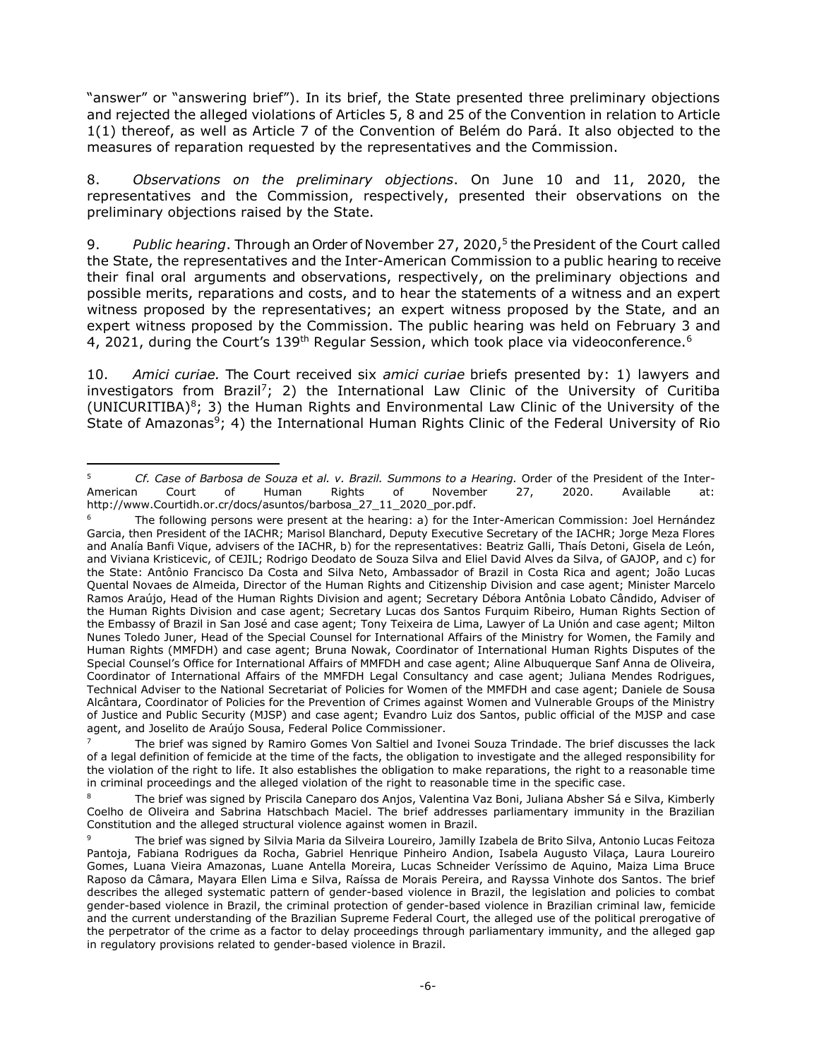"answer" or "answering brief"). In its brief, the State presented three preliminary objections and rejected the alleged violations of Articles 5, 8 and 25 of the Convention in relation to Article 1(1) thereof, as well as Article 7 of the Convention of Belém do Pará. It also objected to the measures of reparation requested by the representatives and the Commission.

8. *Observations on the preliminary objections*. On June 10 and 11, 2020, the representatives and the Commission, respectively, presented their observations on the preliminary objections raised by the State.

9. *Public hearing*. Through an Order of November 27, 2020,[5] the President of the Court called the State, the representatives and the Inter-American Commission to a public hearing to receive their final oral arguments and observations, respectively, on the preliminary objections and possible merits, reparations and costs, and to hear the statements of a witness and an expert witness proposed by the representatives; an expert witness proposed by the State, and an expert witness proposed by the Commission. The public hearing was held on February 3 and 4, 2021, during the Court's 139th Regular Session, which took place via videoconference.[6]

10. *Amici curiae.* The Court received six *amici curiae* briefs presented by: 1) lawyers and investigators from Brazil[7]; 2) the International Law Clinic of the University of Curitiba (UNICURITIBA)[8]; 3) the Human Rights and Environmental Law Clinic of the University of the State of Amazonas[9]; 4) the International Human Rights Clinic of the Federal University of Rio

---

[5] *Cf. Case of Barbosa de Souza et al. v. Brazil. Summons to a Hearing.* Order of the President of the Inter-American Court of Human Rights of November 27, 2020. Available at: http://www.Courtidh.or.cr/docs/asuntos/barbosa_27_11_2020_por.pdf.

[6] The following persons were present at the hearing: a) for the Inter-American Commission: Joel Hernández Garcia, then President of the IACHR; Marisol Blanchard, Deputy Executive Secretary of the IACHR; Jorge Meza Flores and Analía Banfi Vique, advisers of the IACHR, b) for the representatives: Beatriz Galli, Thaís Detoni, Gisela de León, and Viviana Kristicevic, of CEJIL; Rodrigo Deodato de Souza Silva and Eliel David Alves da Silva, of GAJOP, and c) for the State: Antônio Francisco Da Costa and Silva Neto, Ambassador of Brazil in Costa Rica and agent; João Lucas Quental Novaes de Almeida, Director of the Human Rights and Citizenship Division and case agent; Minister Marcelo Ramos Araújo, Head of the Human Rights Division and agent; Secretary Débora Antônia Lobato Cândido, Adviser of the Human Rights Division and case agent; Secretary Lucas dos Santos Furquim Ribeiro, Human Rights Section of the Embassy of Brazil in San José and case agent; Tony Teixeira de Lima, Lawyer of La Unión and case agent; Milton Nunes Toledo Juner, Head of the Special Counsel for International Affairs of the Ministry for Women, the Family and Human Rights (MMFDH) and case agent; Bruna Nowak, Coordinator of International Human Rights Disputes of the Special Counsel's Office for International Affairs of MMFDH and case agent; Aline Albuquerque Sanf Anna de Oliveira, Coordinator of International Affairs of the MMFDH Legal Consultancy and case agent; Juliana Mendes Rodrigues, Technical Adviser to the National Secretariat of Policies for Women of the MMFDH and case agent; Daniele de Sousa Alcântara, Coordinator of Policies for the Prevention of Crimes against Women and Vulnerable Groups of the Ministry of Justice and Public Security (MJSP) and case agent; Evandro Luiz dos Santos, public official of the MJSP and case agent, and Joselito de Araújo Sousa, Federal Police Commissioner.

[7] The brief was signed by Ramiro Gomes Von Saltiel and Ivonei Souza Trindade. The brief discusses the lack of a legal definition of femicide at the time of the facts, the obligation to investigate and the alleged responsibility for the violation of the right to life. It also establishes the obligation to make reparations, the right to a reasonable time in criminal proceedings and the alleged violation of the right to reasonable time in the specific case.

[8] The brief was signed by Priscila Caneparo dos Anjos, Valentina Vaz Boni, Juliana Absher Sá e Silva, Kimberly Coelho de Oliveira and Sabrina Hatschbach Maciel. The brief addresses parliamentary immunity in the Brazilian Constitution and the alleged structural violence against women in Brazil.

[9] The brief was signed by Silvia Maria da Silveira Loureiro, Jamilly Izabela de Brito Silva, Antonio Lucas Feitoza Pantoja, Fabiana Rodrigues da Rocha, Gabriel Henrique Pinheiro Andion, Isabela Augusto Vilaça, Laura Loureiro Gomes, Luana Vieira Amazonas, Luane Antella Moreira, Lucas Schneider Veríssimo de Aquino, Maiza Lima Bruce Raposo da Câmara, Mayara Ellen Lima e Silva, Raíssa de Morais Pereira, and Rayssa Vinhote dos Santos. The brief describes the alleged systematic pattern of gender-based violence in Brazil, the legislation and policies to combat gender-based violence in Brazil, the criminal protection of gender-based violence in Brazilian criminal law, femicide and the current understanding of the Brazilian Supreme Federal Court, the alleged use of the political prerogative of the perpetrator of the crime as a factor to delay proceedings through parliamentary immunity, and the alleged gap in regulatory provisions related to gender-based violence in Brazil.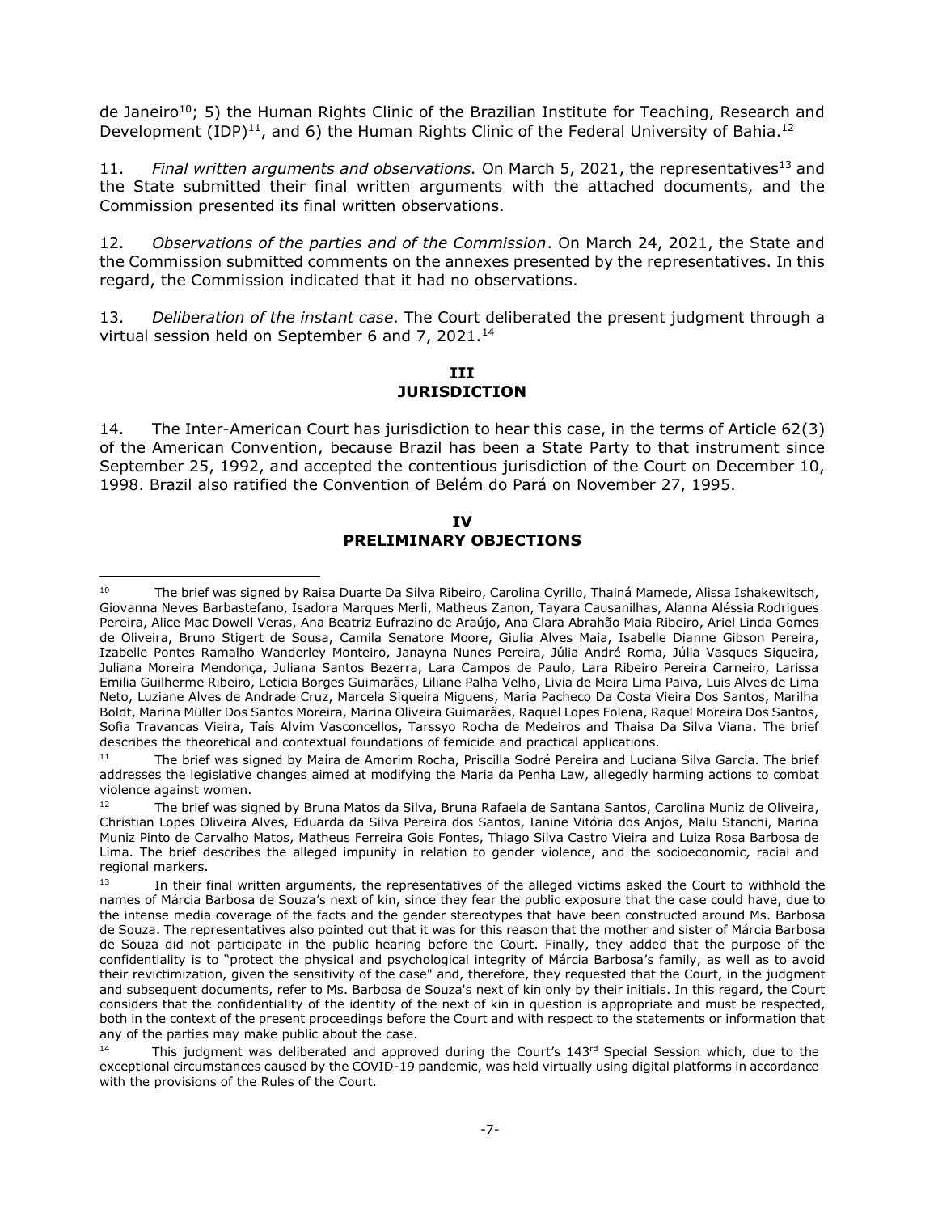de Janeiro[10]; 5) the Human Rights Clinic of the Brazilian Institute for Teaching, Research and Development (IDP)[11], and 6) the Human Rights Clinic of the Federal University of Bahia.[12]

11. *Final written arguments and observations.* On March 5, 2021, the representatives[13] and the State submitted their final written arguments with the attached documents, and the Commission presented its final written observations.

12. *Observations of the parties and of the Commission*. On March 24, 2021, the State and the Commission submitted comments on the annexes presented by the representatives. In this regard, the Commission indicated that it had no observations.

13. *Deliberation of the instant case*. The Court deliberated the present judgment through a virtual session held on September 6 and 7, 2021.[14]

## III
## JURISDICTION

14. The Inter-American Court has jurisdiction to hear this case, in the terms of Article 62(3) of the American Convention, because Brazil has been a State Party to that instrument since September 25, 1992, and accepted the contentious jurisdiction of the Court on December 10, 1998. Brazil also ratified the Convention of Belém do Pará on November 27, 1995.

## IV
## PRELIMINARY OBJECTIONS

---

[10] The brief was signed by Raisa Duarte Da Silva Ribeiro, Carolina Cyrillo, Thainá Mamede, Alissa Ishakewitsch, Giovanna Neves Barbastefano, Isadora Marques Merli, Matheus Zanon, Tayara Causanilhas, Alanna Aléssia Rodrigues Pereira, Alice Mac Dowell Veras, Ana Beatriz Eufrazino de Araújo, Ana Clara Abrahão Maia Ribeiro, Ariel Linda Gomes de Oliveira, Bruno Stigert de Sousa, Camila Senatore Moore, Giulia Alves Maia, Isabelle Dianne Gibson Pereira, Izabelle Pontes Ramalho Wanderley Monteiro, Janayna Nunes Pereira, Júlia André Roma, Júlia Vasques Siqueira, Juliana Moreira Mendonça, Juliana Santos Bezerra, Lara Campos de Paulo, Lara Ribeiro Pereira Carneiro, Larissa Emilia Guilherme Ribeiro, Leticia Borges Guimarães, Liliane Palha Velho, Livia de Meira Lima Paiva, Luis Alves de Lima Neto, Luziane Alves de Andrade Cruz, Marcela Siqueira Miguens, Maria Pacheco Da Costa Vieira Dos Santos, Marilha Boldt, Marina Müller Dos Santos Moreira, Marina Oliveira Guimarães, Raquel Lopes Folena, Raquel Moreira Dos Santos, Sofia Travancas Vieira, Taís Alvim Vasconcellos, Tarssyo Rocha de Medeiros and Thaisa Da Silva Viana. The brief describes the theoretical and contextual foundations of femicide and practical applications.

[11] The brief was signed by Maíra de Amorim Rocha, Priscilla Sodré Pereira and Luciana Silva Garcia. The brief addresses the legislative changes aimed at modifying the Maria da Penha Law, allegedly harming actions to combat violence against women.

[12] The brief was signed by Bruna Matos da Silva, Bruna Rafaela de Santana Santos, Carolina Muniz de Oliveira, Christian Lopes Oliveira Alves, Eduarda da Silva Pereira dos Santos, Ianine Vitória dos Anjos, Malu Stanchi, Marina Muniz Pinto de Carvalho Matos, Matheus Ferreira Gois Fontes, Thiago Silva Castro Vieira and Luiza Rosa Barbosa de Lima. The brief describes the alleged impunity in relation to gender violence, and the socioeconomic, racial and regional markers.

[13] In their final written arguments, the representatives of the alleged victims asked the Court to withhold the names of Márcia Barbosa de Souza's next of kin, since they fear the public exposure that the case could have, due to the intense media coverage of the facts and the gender stereotypes that have been constructed around Ms. Barbosa de Souza. The representatives also pointed out that it was for this reason that the mother and sister of Márcia Barbosa de Souza did not participate in the public hearing before the Court. Finally, they added that the purpose of the confidentiality is to "protect the physical and psychological integrity of Márcia Barbosa's family, as well as to avoid their revictimization, given the sensitivity of the case" and, therefore, they requested that the Court, in the judgment and subsequent documents, refer to Ms. Barbosa de Souza's next of kin only by their initials. In this regard, the Court considers that the confidentiality of the identity of the next of kin in question is appropriate and must be respected, both in the context of the present proceedings before the Court and with respect to the statements or information that any of the parties may make public about the case.

[14] This judgment was deliberated and approved during the Court's 143rd Special Session which, due to the exceptional circumstances caused by the COVID-19 pandemic, was held virtually using digital platforms in accordance with the provisions of the Rules of the Court.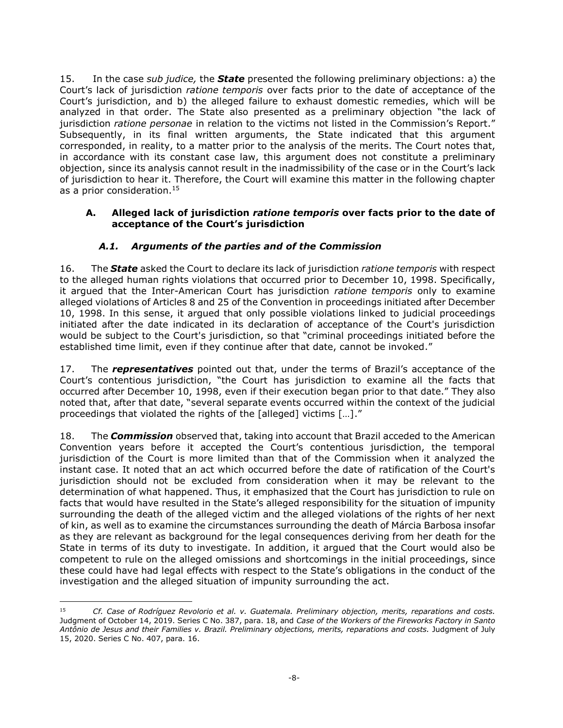15. In the case *sub judice,* the ***State*** presented the following preliminary objections: a) the Court's lack of jurisdiction *ratione temporis* over facts prior to the date of acceptance of the Court's jurisdiction, and b) the alleged failure to exhaust domestic remedies, which will be analyzed in that order. The State also presented as a preliminary objection "the lack of jurisdiction *ratione personae* in relation to the victims not listed in the Commission's Report." Subsequently, in its final written arguments, the State indicated that this argument corresponded, in reality, to a matter prior to the analysis of the merits. The Court notes that, in accordance with its constant case law, this argument does not constitute a preliminary objection, since its analysis cannot result in the inadmissibility of the case or in the Court's lack of jurisdiction to hear it. Therefore, the Court will examine this matter in the following chapter as a prior consideration.[15]

### A. Alleged lack of jurisdiction *ratione temporis* over facts prior to the date of acceptance of the Court's jurisdiction

#### *A.1. Arguments of the parties and of the Commission*

16. The ***State*** asked the Court to declare its lack of jurisdiction *ratione temporis* with respect to the alleged human rights violations that occurred prior to December 10, 1998. Specifically, it argued that the Inter-American Court has jurisdiction *ratione temporis* only to examine alleged violations of Articles 8 and 25 of the Convention in proceedings initiated after December 10, 1998. In this sense, it argued that only possible violations linked to judicial proceedings initiated after the date indicated in its declaration of acceptance of the Court's jurisdiction would be subject to the Court's jurisdiction, so that "criminal proceedings initiated before the established time limit, even if they continue after that date, cannot be invoked."

17. The ***representatives*** pointed out that, under the terms of Brazil's acceptance of the Court's contentious jurisdiction, "the Court has jurisdiction to examine all the facts that occurred after December 10, 1998, even if their execution began prior to that date." They also noted that, after that date, "several separate events occurred within the context of the judicial proceedings that violated the rights of the [alleged] victims […]."

18. The ***Commission*** observed that, taking into account that Brazil acceded to the American Convention years before it accepted the Court's contentious jurisdiction, the temporal jurisdiction of the Court is more limited than that of the Commission when it analyzed the instant case. It noted that an act which occurred before the date of ratification of the Court's jurisdiction should not be excluded from consideration when it may be relevant to the determination of what happened. Thus, it emphasized that the Court has jurisdiction to rule on facts that would have resulted in the State's alleged responsibility for the situation of impunity surrounding the death of the alleged victim and the alleged violations of the rights of her next of kin, as well as to examine the circumstances surrounding the death of Márcia Barbosa insofar as they are relevant as background for the legal consequences deriving from her death for the State in terms of its duty to investigate. In addition, it argued that the Court would also be competent to rule on the alleged omissions and shortcomings in the initial proceedings, since these could have had legal effects with respect to the State's obligations in the conduct of the investigation and the alleged situation of impunity surrounding the act.

---

[15] *Cf. Case of Rodríguez Revolorio et al. v. Guatemala. Preliminary objection, merits, reparations and costs.* Judgment of October 14, 2019. Series C No. 387, para. 18, and *Case of the Workers of the Fireworks Factory in Santo Antônio de Jesus and their Families v. Brazil. Preliminary objections, merits, reparations and costs.* Judgment of July 15, 2020. Series C No. 407, para. 16.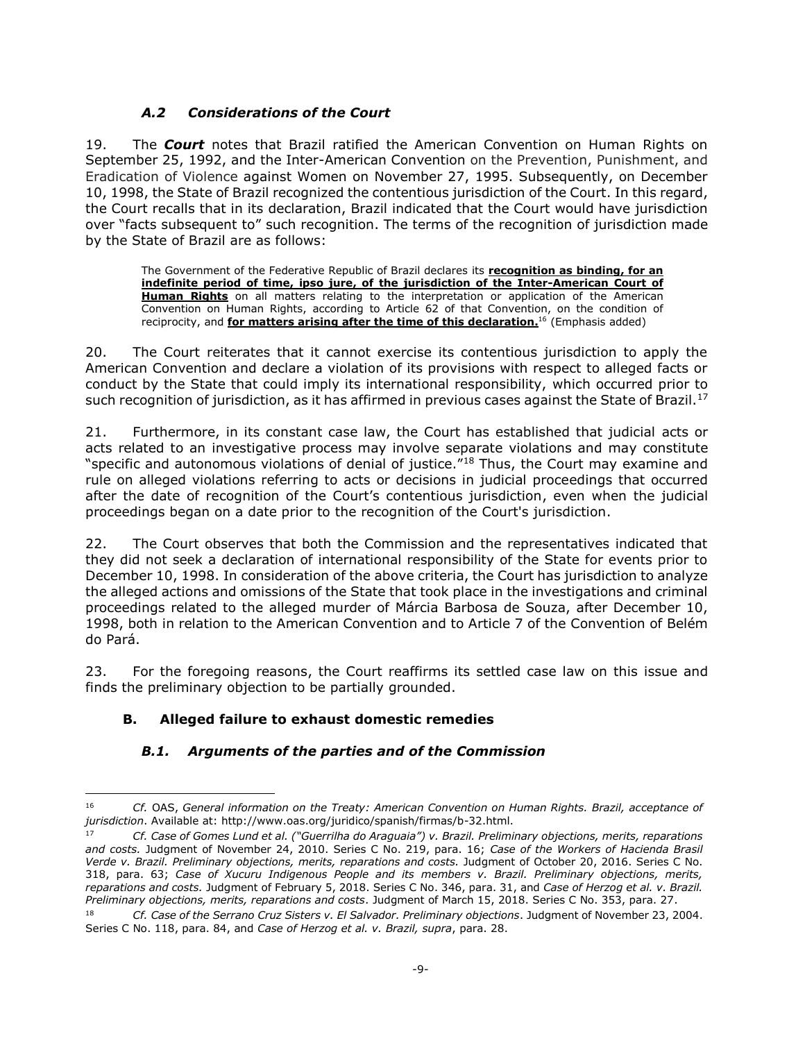### *A.2 Considerations of the Court*

19. The ***Court*** notes that Brazil ratified the American Convention on Human Rights on September 25, 1992, and the Inter-American Convention on the Prevention, Punishment, and Eradication of Violence against Women on November 27, 1995. Subsequently, on December 10, 1998, the State of Brazil recognized the contentious jurisdiction of the Court. In this regard, the Court recalls that in its declaration, Brazil indicated that the Court would have jurisdiction over "facts subsequent to" such recognition. The terms of the recognition of jurisdiction made by the State of Brazil are as follows:

> The Government of the Federative Republic of Brazil declares its **recognition as binding, for an indefinite period of time, ipso jure, of the jurisdiction of the Inter-American Court of Human Rights** on all matters relating to the interpretation or application of the American Convention on Human Rights, according to Article 62 of that Convention, on the condition of reciprocity, and **for matters arising after the time of this declaration.**[16] (Emphasis added)

20. The Court reiterates that it cannot exercise its contentious jurisdiction to apply the American Convention and declare a violation of its provisions with respect to alleged facts or conduct by the State that could imply its international responsibility, which occurred prior to such recognition of jurisdiction, as it has affirmed in previous cases against the State of Brazil.[17]

21. Furthermore, in its constant case law, the Court has established that judicial acts or acts related to an investigative process may involve separate violations and may constitute "specific and autonomous violations of denial of justice."[18] Thus, the Court may examine and rule on alleged violations referring to acts or decisions in judicial proceedings that occurred after the date of recognition of the Court's contentious jurisdiction, even when the judicial proceedings began on a date prior to the recognition of the Court's jurisdiction.

22. The Court observes that both the Commission and the representatives indicated that they did not seek a declaration of international responsibility of the State for events prior to December 10, 1998. In consideration of the above criteria, the Court has jurisdiction to analyze the alleged actions and omissions of the State that took place in the investigations and criminal proceedings related to the alleged murder of Márcia Barbosa de Souza, after December 10, 1998, both in relation to the American Convention and to Article 7 of the Convention of Belém do Pará.

23. For the foregoing reasons, the Court reaffirms its settled case law on this issue and finds the preliminary objection to be partially grounded.

## B. Alleged failure to exhaust domestic remedies

### *B.1. Arguments of the parties and of the Commission*

---

[16] *Cf.* OAS, *General information on the Treaty: American Convention on Human Rights. Brazil, acceptance of jurisdiction*. Available at: http://www.oas.org/juridico/spanish/firmas/b-32.html.

[17] *Cf. Case of Gomes Lund et al. ("Guerrilha do Araguaia") v. Brazil. Preliminary objections, merits, reparations and costs.* Judgment of November 24, 2010. Series C No. 219, para. 16; *Case of the Workers of Hacienda Brasil Verde v. Brazil. Preliminary objections, merits, reparations and costs.* Judgment of October 20, 2016. Series C No. 318, para. 63; *Case of Xucuru Indigenous People and its members v. Brazil. Preliminary objections, merits, reparations and costs.* Judgment of February 5, 2018. Series C No. 346, para. 31, and *Case of Herzog et al. v. Brazil. Preliminary objections, merits, reparations and costs*. Judgment of March 15, 2018. Series C No. 353, para. 27.

[18] *Cf. Case of the Serrano Cruz Sisters v. El Salvador. Preliminary objections*. Judgment of November 23, 2004. Series C No. 118, para. 84, and *Case of Herzog et al. v. Brazil, supra*, para. 28.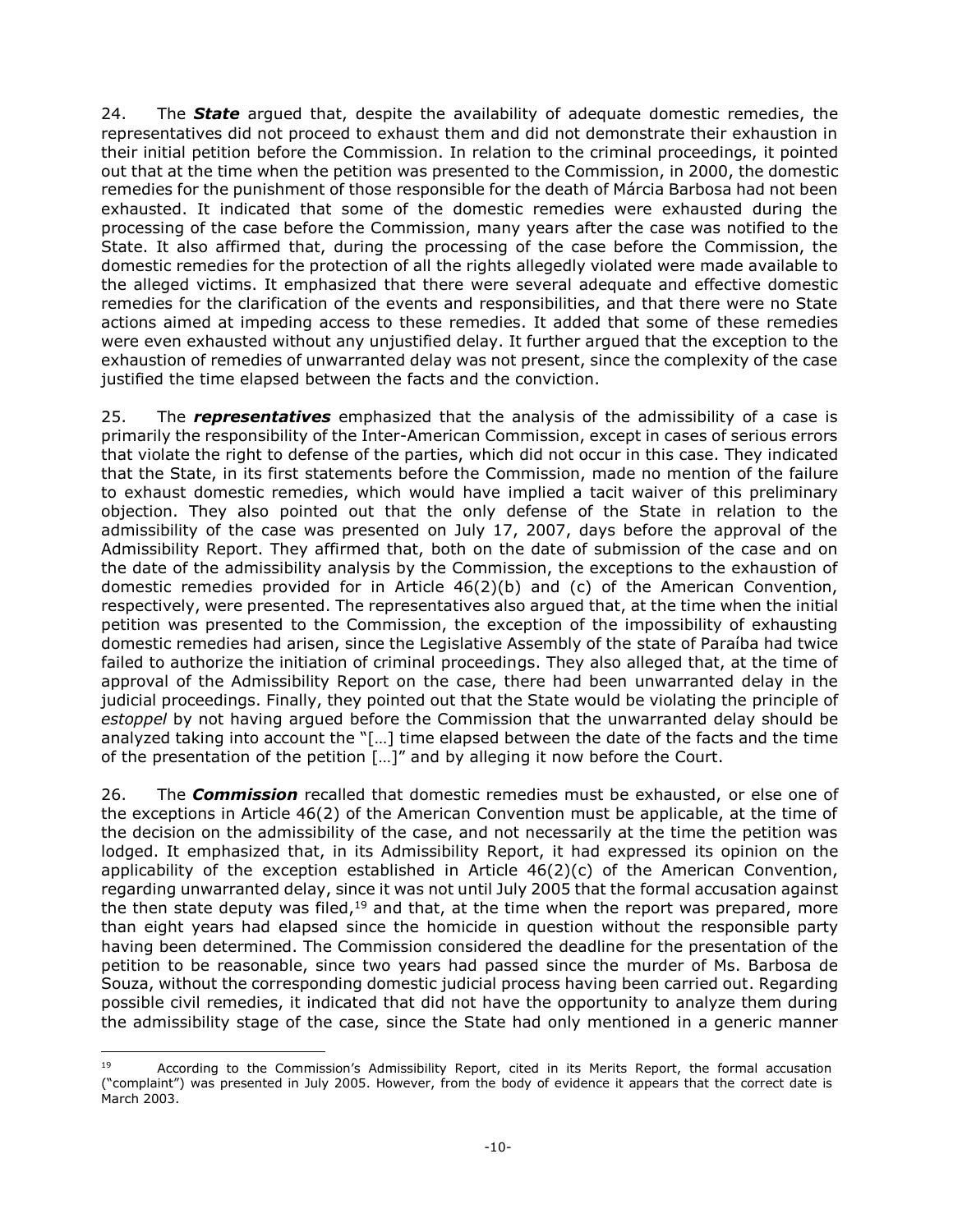24. The ***State*** argued that, despite the availability of adequate domestic remedies, the representatives did not proceed to exhaust them and did not demonstrate their exhaustion in their initial petition before the Commission. In relation to the criminal proceedings, it pointed out that at the time when the petition was presented to the Commission, in 2000, the domestic remedies for the punishment of those responsible for the death of Márcia Barbosa had not been exhausted. It indicated that some of the domestic remedies were exhausted during the processing of the case before the Commission, many years after the case was notified to the State. It also affirmed that, during the processing of the case before the Commission, the domestic remedies for the protection of all the rights allegedly violated were made available to the alleged victims. It emphasized that there were several adequate and effective domestic remedies for the clarification of the events and responsibilities, and that there were no State actions aimed at impeding access to these remedies. It added that some of these remedies were even exhausted without any unjustified delay. It further argued that the exception to the exhaustion of remedies of unwarranted delay was not present, since the complexity of the case justified the time elapsed between the facts and the conviction.

25. The ***representatives*** emphasized that the analysis of the admissibility of a case is primarily the responsibility of the Inter-American Commission, except in cases of serious errors that violate the right to defense of the parties, which did not occur in this case. They indicated that the State, in its first statements before the Commission, made no mention of the failure to exhaust domestic remedies, which would have implied a tacit waiver of this preliminary objection. They also pointed out that the only defense of the State in relation to the admissibility of the case was presented on July 17, 2007, days before the approval of the Admissibility Report. They affirmed that, both on the date of submission of the case and on the date of the admissibility analysis by the Commission, the exceptions to the exhaustion of domestic remedies provided for in Article 46(2)(b) and (c) of the American Convention, respectively, were presented. The representatives also argued that, at the time when the initial petition was presented to the Commission, the exception of the impossibility of exhausting domestic remedies had arisen, since the Legislative Assembly of the state of Paraíba had twice failed to authorize the initiation of criminal proceedings. They also alleged that, at the time of approval of the Admissibility Report on the case, there had been unwarranted delay in the judicial proceedings. Finally, they pointed out that the State would be violating the principle of *estoppel* by not having argued before the Commission that the unwarranted delay should be analyzed taking into account the "[…] time elapsed between the date of the facts and the time of the presentation of the petition […]" and by alleging it now before the Court.

26. The ***Commission*** recalled that domestic remedies must be exhausted, or else one of the exceptions in Article 46(2) of the American Convention must be applicable, at the time of the decision on the admissibility of the case, and not necessarily at the time the petition was lodged. It emphasized that, in its Admissibility Report, it had expressed its opinion on the applicability of the exception established in Article 46(2)(c) of the American Convention, regarding unwarranted delay, since it was not until July 2005 that the formal accusation against the then state deputy was filed,[19] and that, at the time when the report was prepared, more than eight years had elapsed since the homicide in question without the responsible party having been determined. The Commission considered the deadline for the presentation of the petition to be reasonable, since two years had passed since the murder of Ms. Barbosa de Souza, without the corresponding domestic judicial process having been carried out. Regarding possible civil remedies, it indicated that did not have the opportunity to analyze them during the admissibility stage of the case, since the State had only mentioned in a generic manner

[19] According to the Commission's Admissibility Report, cited in its Merits Report, the formal accusation ("complaint") was presented in July 2005. However, from the body of evidence it appears that the correct date is March 2003.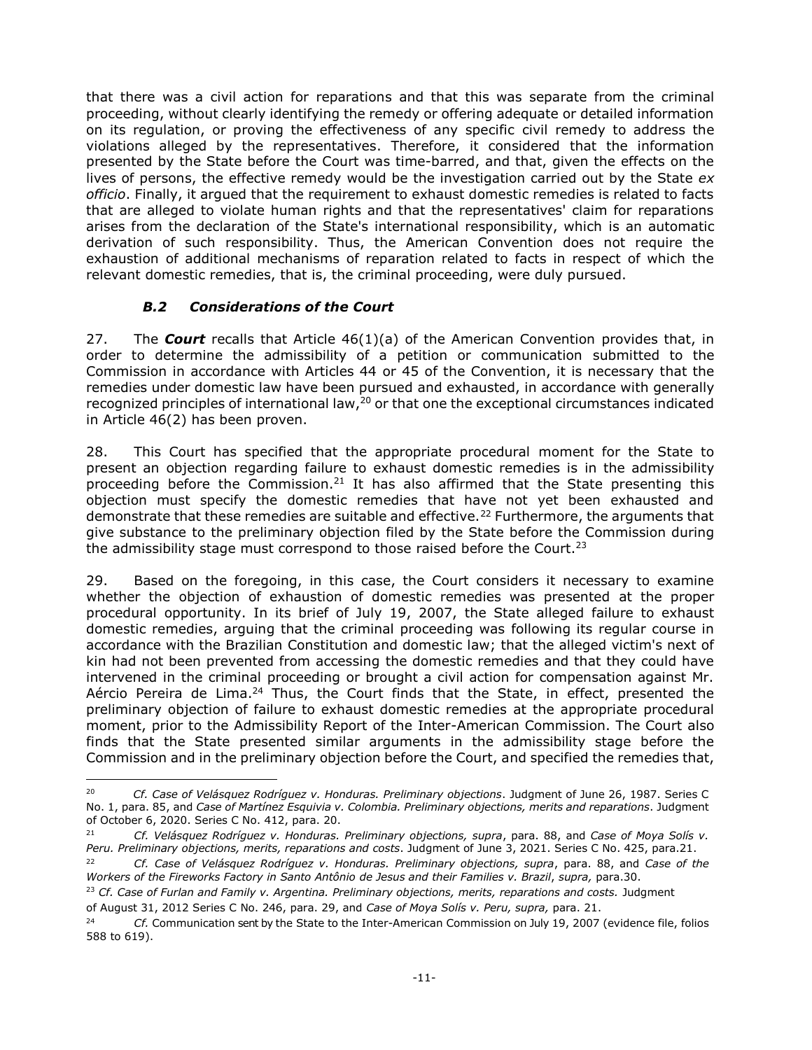that there was a civil action for reparations and that this was separate from the criminal proceeding, without clearly identifying the remedy or offering adequate or detailed information on its regulation, or proving the effectiveness of any specific civil remedy to address the violations alleged by the representatives. Therefore, it considered that the information presented by the State before the Court was time-barred, and that, given the effects on the lives of persons, the effective remedy would be the investigation carried out by the State *ex officio*. Finally, it argued that the requirement to exhaust domestic remedies is related to facts that are alleged to violate human rights and that the representatives' claim for reparations arises from the declaration of the State's international responsibility, which is an automatic derivation of such responsibility. Thus, the American Convention does not require the exhaustion of additional mechanisms of reparation related to facts in respect of which the relevant domestic remedies, that is, the criminal proceeding, were duly pursued.

### *B.2 Considerations of the Court*

27. The ***Court*** recalls that Article 46(1)(a) of the American Convention provides that, in order to determine the admissibility of a petition or communication submitted to the Commission in accordance with Articles 44 or 45 of the Convention, it is necessary that the remedies under domestic law have been pursued and exhausted, in accordance with generally recognized principles of international law,[20] or that one the exceptional circumstances indicated in Article 46(2) has been proven.

28. This Court has specified that the appropriate procedural moment for the State to present an objection regarding failure to exhaust domestic remedies is in the admissibility proceeding before the Commission.[21] It has also affirmed that the State presenting this objection must specify the domestic remedies that have not yet been exhausted and demonstrate that these remedies are suitable and effective.[22] Furthermore, the arguments that give substance to the preliminary objection filed by the State before the Commission during the admissibility stage must correspond to those raised before the Court.[23]

29. Based on the foregoing, in this case, the Court considers it necessary to examine whether the objection of exhaustion of domestic remedies was presented at the proper procedural opportunity. In its brief of July 19, 2007, the State alleged failure to exhaust domestic remedies, arguing that the criminal proceeding was following its regular course in accordance with the Brazilian Constitution and domestic law; that the alleged victim's next of kin had not been prevented from accessing the domestic remedies and that they could have intervened in the criminal proceeding or brought a civil action for compensation against Mr. Aércio Pereira de Lima.[24] Thus, the Court finds that the State, in effect, presented the preliminary objection of failure to exhaust domestic remedies at the appropriate procedural moment, prior to the Admissibility Report of the Inter-American Commission. The Court also finds that the State presented similar arguments in the admissibility stage before the Commission and in the preliminary objection before the Court, and specified the remedies that,

---

[20] *Cf. Case of Velásquez Rodríguez v. Honduras. Preliminary objections*. Judgment of June 26, 1987. Series C No. 1, para. 85, and *Case of Martínez Esquivia v. Colombia. Preliminary objections, merits and reparations*. Judgment of October 6, 2020. Series C No. 412, para. 20.

[21] *Cf. Velásquez Rodríguez v. Honduras. Preliminary objections, supra*, para. 88, and *Case of Moya Solís v. Peru. Preliminary objections, merits, reparations and costs*. Judgment of June 3, 2021. Series C No. 425, para.21.

[22] *Cf. Case of Velásquez Rodríguez v. Honduras. Preliminary objections, supra*, para. 88, and *Case of the Workers of the Fireworks Factory in Santo Antônio de Jesus and their Families v. Brazil*, *supra,* para.30.

[23] *Cf. Case of Furlan and Family v. Argentina. Preliminary objections, merits, reparations and costs.* Judgment of August 31, 2012 Series C No. 246, para. 29, and *Case of Moya Solís v. Peru, supra,* para. 21.

[24] *Cf.* Communication sent by the State to the Inter-American Commission on July 19, 2007 (evidence file, folios 588 to 619).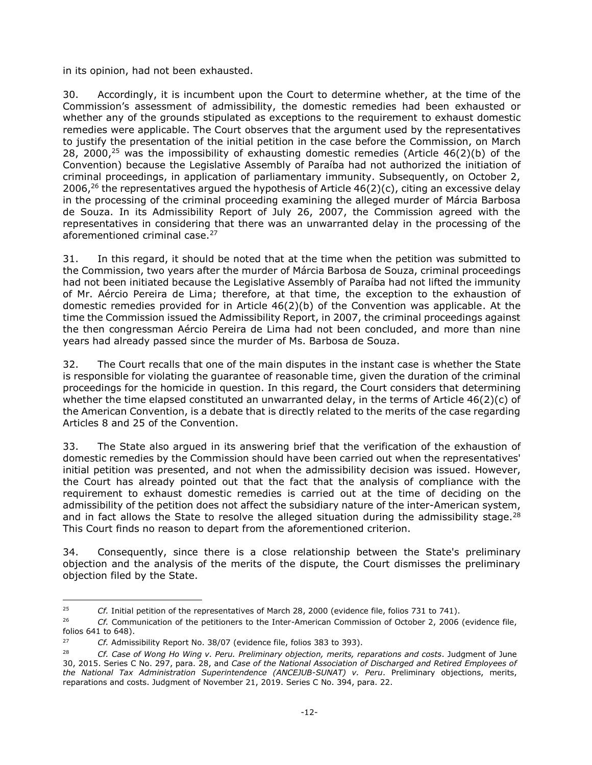in its opinion, had not been exhausted.

30. Accordingly, it is incumbent upon the Court to determine whether, at the time of the Commission's assessment of admissibility, the domestic remedies had been exhausted or whether any of the grounds stipulated as exceptions to the requirement to exhaust domestic remedies were applicable. The Court observes that the argument used by the representatives to justify the presentation of the initial petition in the case before the Commission, on March 28, 2000,[25] was the impossibility of exhausting domestic remedies (Article 46(2)(b) of the Convention) because the Legislative Assembly of Paraíba had not authorized the initiation of criminal proceedings, in application of parliamentary immunity. Subsequently, on October 2, 2006,[26] the representatives argued the hypothesis of Article 46(2)(c), citing an excessive delay in the processing of the criminal proceeding examining the alleged murder of Márcia Barbosa de Souza. In its Admissibility Report of July 26, 2007, the Commission agreed with the representatives in considering that there was an unwarranted delay in the processing of the aforementioned criminal case.[27]

31. In this regard, it should be noted that at the time when the petition was submitted to the Commission, two years after the murder of Márcia Barbosa de Souza, criminal proceedings had not been initiated because the Legislative Assembly of Paraíba had not lifted the immunity of Mr. Aércio Pereira de Lima; therefore, at that time, the exception to the exhaustion of domestic remedies provided for in Article 46(2)(b) of the Convention was applicable. At the time the Commission issued the Admissibility Report, in 2007, the criminal proceedings against the then congressman Aércio Pereira de Lima had not been concluded, and more than nine years had already passed since the murder of Ms. Barbosa de Souza.

32. The Court recalls that one of the main disputes in the instant case is whether the State is responsible for violating the guarantee of reasonable time, given the duration of the criminal proceedings for the homicide in question. In this regard, the Court considers that determining whether the time elapsed constituted an unwarranted delay, in the terms of Article 46(2)(c) of the American Convention, is a debate that is directly related to the merits of the case regarding Articles 8 and 25 of the Convention.

33. The State also argued in its answering brief that the verification of the exhaustion of domestic remedies by the Commission should have been carried out when the representatives' initial petition was presented, and not when the admissibility decision was issued. However, the Court has already pointed out that the fact that the analysis of compliance with the requirement to exhaust domestic remedies is carried out at the time of deciding on the admissibility of the petition does not affect the subsidiary nature of the inter-American system, and in fact allows the State to resolve the alleged situation during the admissibility stage.[28] This Court finds no reason to depart from the aforementioned criterion.

34. Consequently, since there is a close relationship between the State's preliminary objection and the analysis of the merits of the dispute, the Court dismisses the preliminary objection filed by the State.

---

[25] *Cf.* Initial petition of the representatives of March 28, 2000 (evidence file, folios 731 to 741).

[26] *Cf.* Communication of the petitioners to the Inter-American Commission of October 2, 2006 (evidence file, folios 641 to 648).

[27] *Cf.* Admissibility Report No. 38/07 (evidence file, folios 383 to 393).

[28] *Cf. Case of Wong Ho Wing v. Peru. Preliminary objection, merits, reparations and costs*. Judgment of June 30, 2015. Series C No. 297, para. 28, and *Case of the National Association of Discharged and Retired Employees of the National Tax Administration Superintendence (ANCEJUB-SUNAT) v. Peru*. Preliminary objections, merits, reparations and costs. Judgment of November 21, 2019. Series C No. 394, para. 22.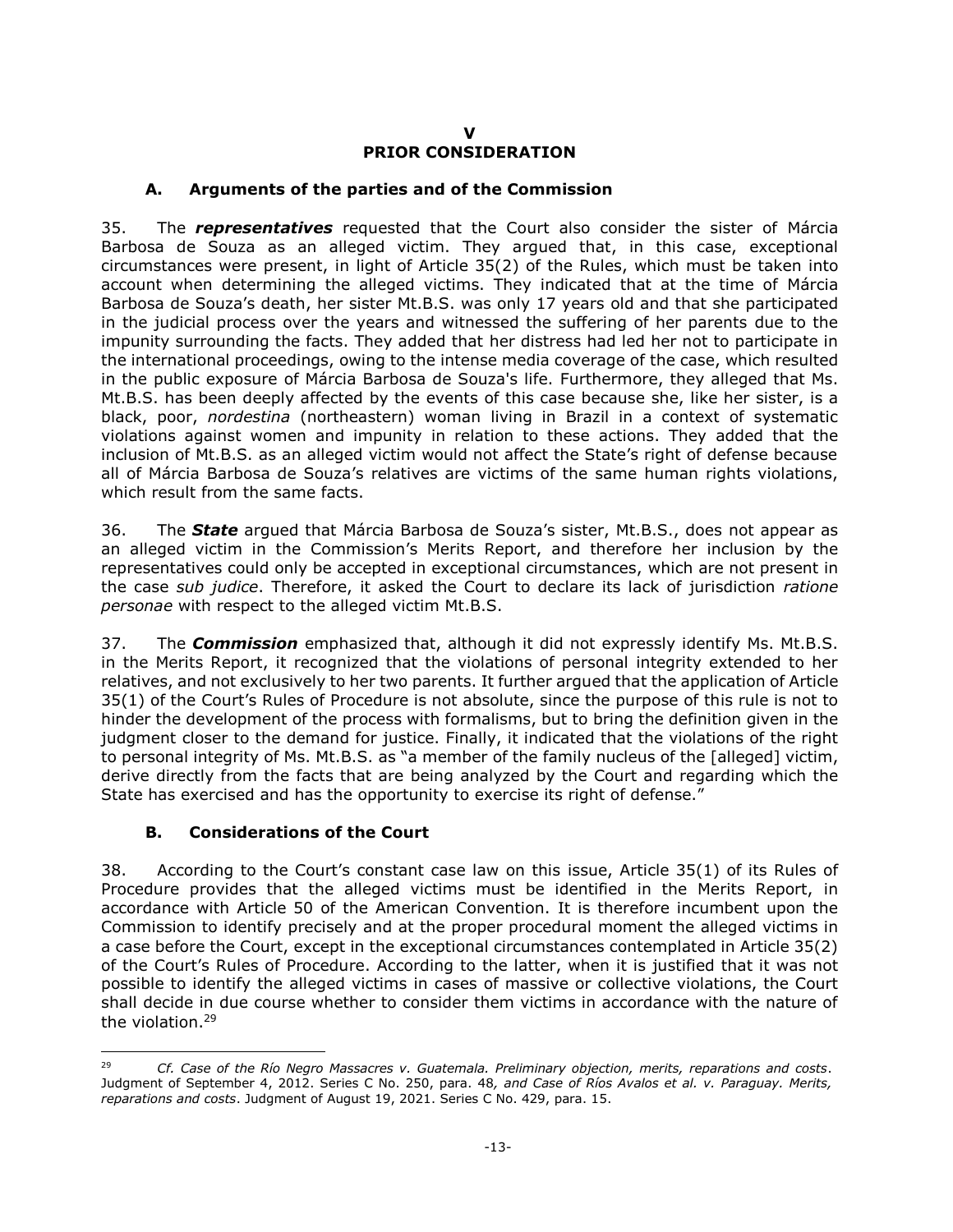# V
# PRIOR CONSIDERATION

## A. Arguments of the parties and of the Commission

35. The ***representatives*** requested that the Court also consider the sister of Márcia Barbosa de Souza as an alleged victim. They argued that, in this case, exceptional circumstances were present, in light of Article 35(2) of the Rules, which must be taken into account when determining the alleged victims. They indicated that at the time of Márcia Barbosa de Souza's death, her sister Mt.B.S. was only 17 years old and that she participated in the judicial process over the years and witnessed the suffering of her parents due to the impunity surrounding the facts. They added that her distress had led her not to participate in the international proceedings, owing to the intense media coverage of the case, which resulted in the public exposure of Márcia Barbosa de Souza's life. Furthermore, they alleged that Ms. Mt.B.S. has been deeply affected by the events of this case because she, like her sister, is a black, poor, *nordestina* (northeastern) woman living in Brazil in a context of systematic violations against women and impunity in relation to these actions. They added that the inclusion of Mt.B.S. as an alleged victim would not affect the State's right of defense because all of Márcia Barbosa de Souza's relatives are victims of the same human rights violations, which result from the same facts.

36. The ***State*** argued that Márcia Barbosa de Souza's sister, Mt.B.S., does not appear as an alleged victim in the Commission's Merits Report, and therefore her inclusion by the representatives could only be accepted in exceptional circumstances, which are not present in the case *sub judice*. Therefore, it asked the Court to declare its lack of jurisdiction *ratione personae* with respect to the alleged victim Mt.B.S.

37. The ***Commission*** emphasized that, although it did not expressly identify Ms. Mt.B.S. in the Merits Report, it recognized that the violations of personal integrity extended to her relatives, and not exclusively to her two parents. It further argued that the application of Article 35(1) of the Court's Rules of Procedure is not absolute, since the purpose of this rule is not to hinder the development of the process with formalisms, but to bring the definition given in the judgment closer to the demand for justice. Finally, it indicated that the violations of the right to personal integrity of Ms. Mt.B.S. as "a member of the family nucleus of the [alleged] victim, derive directly from the facts that are being analyzed by the Court and regarding which the State has exercised and has the opportunity to exercise its right of defense."

## B. Considerations of the Court

38. According to the Court's constant case law on this issue, Article 35(1) of its Rules of Procedure provides that the alleged victims must be identified in the Merits Report, in accordance with Article 50 of the American Convention. It is therefore incumbent upon the Commission to identify precisely and at the proper procedural moment the alleged victims in a case before the Court, except in the exceptional circumstances contemplated in Article 35(2) of the Court's Rules of Procedure. According to the latter, when it is justified that it was not possible to identify the alleged victims in cases of massive or collective violations, the Court shall decide in due course whether to consider them victims in accordance with the nature of the violation.[29]

---

[29] *Cf. Case of the Río Negro Massacres v. Guatemala. Preliminary objection, merits, reparations and costs*. Judgment of September 4, 2012. Series C No. 250, para. 48*, and Case of Ríos Avalos et al. v. Paraguay. Merits, reparations and costs*. Judgment of August 19, 2021. Series C No. 429, para. 15.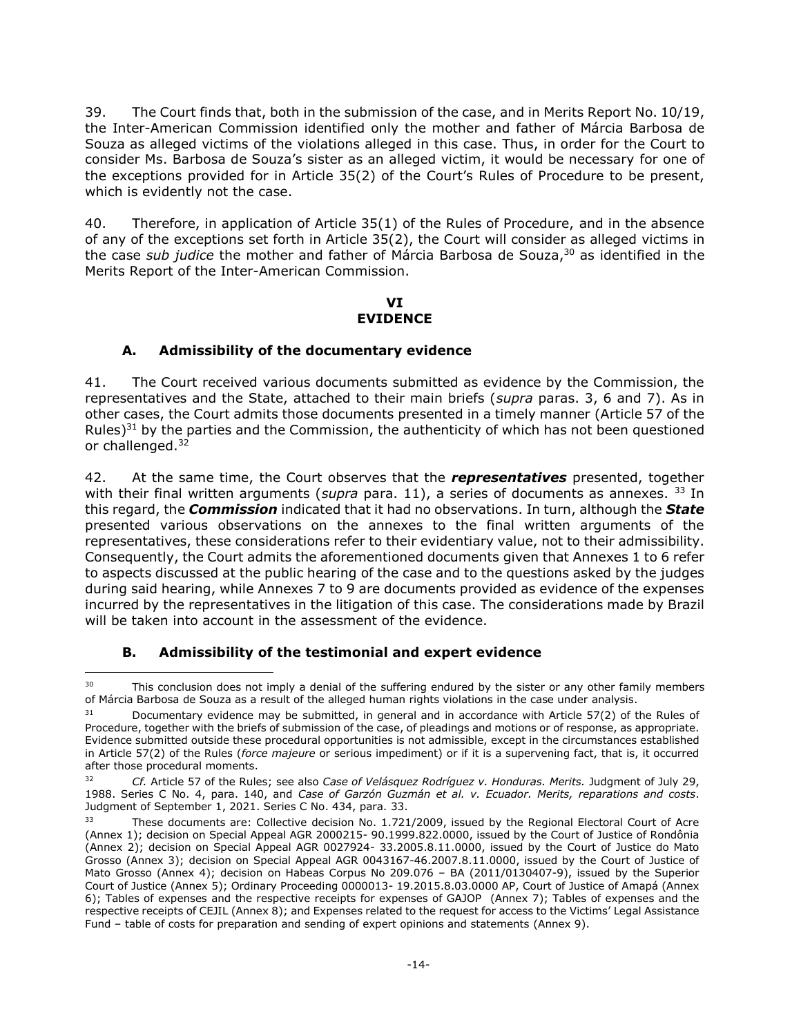39. The Court finds that, both in the submission of the case, and in Merits Report No. 10/19, the Inter-American Commission identified only the mother and father of Márcia Barbosa de Souza as alleged victims of the violations alleged in this case. Thus, in order for the Court to consider Ms. Barbosa de Souza's sister as an alleged victim, it would be necessary for one of the exceptions provided for in Article 35(2) of the Court's Rules of Procedure to be present, which is evidently not the case.

40. Therefore, in application of Article 35(1) of the Rules of Procedure, and in the absence of any of the exceptions set forth in Article 35(2), the Court will consider as alleged victims in the case *sub judice* the mother and father of Márcia Barbosa de Souza,[30] as identified in the Merits Report of the Inter-American Commission.

## VI
## EVIDENCE

### A. Admissibility of the documentary evidence

41. The Court received various documents submitted as evidence by the Commission, the representatives and the State, attached to their main briefs (*supra* paras. 3, 6 and 7). As in other cases, the Court admits those documents presented in a timely manner (Article 57 of the Rules)[31] by the parties and the Commission, the authenticity of which has not been questioned or challenged.[32]

42. At the same time, the Court observes that the ***representatives*** presented, together with their final written arguments (*supra* para. 11), a series of documents as annexes. [33] In this regard, the ***Commission*** indicated that it had no observations. In turn, although the ***State*** presented various observations on the annexes to the final written arguments of the representatives, these considerations refer to their evidentiary value, not to their admissibility. Consequently, the Court admits the aforementioned documents given that Annexes 1 to 6 refer to aspects discussed at the public hearing of the case and to the questions asked by the judges during said hearing, while Annexes 7 to 9 are documents provided as evidence of the expenses incurred by the representatives in the litigation of this case. The considerations made by Brazil will be taken into account in the assessment of the evidence.

### B. Admissibility of the testimonial and expert evidence

---

[30] This conclusion does not imply a denial of the suffering endured by the sister or any other family members of Márcia Barbosa de Souza as a result of the alleged human rights violations in the case under analysis.

[31] Documentary evidence may be submitted, in general and in accordance with Article 57(2) of the Rules of Procedure, together with the briefs of submission of the case, of pleadings and motions or of response, as appropriate. Evidence submitted outside these procedural opportunities is not admissible, except in the circumstances established in Article 57(2) of the Rules (*force majeure* or serious impediment) or if it is a supervening fact, that is, it occurred after those procedural moments.

[32] *Cf.* Article 57 of the Rules; see also *Case of Velásquez Rodríguez v. Honduras. Merits.* Judgment of July 29, 1988. Series C No. 4, para. 140, and *Case of Garzón Guzmán et al. v. Ecuador. Merits, reparations and costs*. Judgment of September 1, 2021. Series C No. 434, para. 33.

[33] These documents are: Collective decision No. 1.721/2009, issued by the Regional Electoral Court of Acre (Annex 1); decision on Special Appeal AGR 2000215- 90.1999.822.0000, issued by the Court of Justice of Rondônia (Annex 2); decision on Special Appeal AGR 0027924- 33.2005.8.11.0000, issued by the Court of Justice do Mato Grosso (Annex 3); decision on Special Appeal AGR 0043167-46.2007.8.11.0000, issued by the Court of Justice of Mato Grosso (Annex 4); decision on Habeas Corpus No 209.076 – BA (2011/0130407-9), issued by the Superior Court of Justice (Annex 5); Ordinary Proceeding 0000013- 19.2015.8.03.0000 AP, Court of Justice of Amapá (Annex 6); Tables of expenses and the respective receipts for expenses of GAJOP (Annex 7); Tables of expenses and the respective receipts of CEJIL (Annex 8); and Expenses related to the request for access to the Victims' Legal Assistance Fund – table of costs for preparation and sending of expert opinions and statements (Annex 9).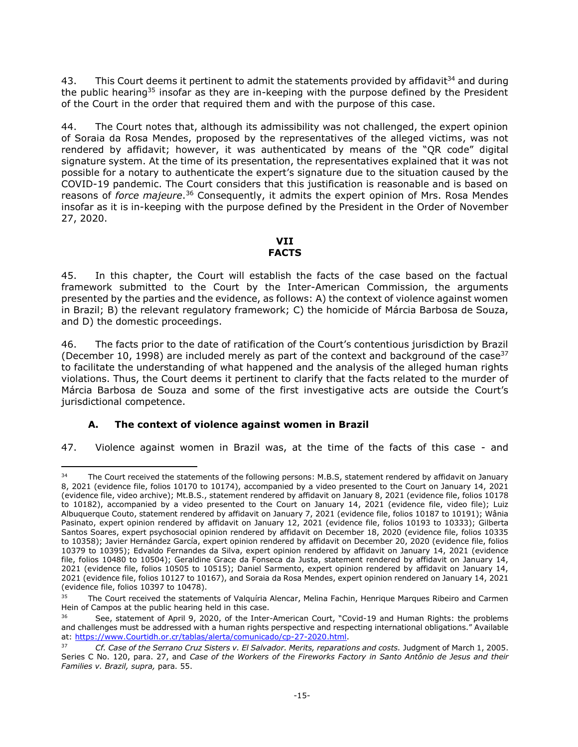43. This Court deems it pertinent to admit the statements provided by affidavit[34] and during the public hearing[35] insofar as they are in-keeping with the purpose defined by the President of the Court in the order that required them and with the purpose of this case.

44. The Court notes that, although its admissibility was not challenged, the expert opinion of Soraia da Rosa Mendes, proposed by the representatives of the alleged victims, was not rendered by affidavit; however, it was authenticated by means of the "QR code" digital signature system. At the time of its presentation, the representatives explained that it was not possible for a notary to authenticate the expert's signature due to the situation caused by the COVID-19 pandemic. The Court considers that this justification is reasonable and is based on reasons of *force majeure*.[36] Consequently, it admits the expert opinion of Mrs. Rosa Mendes insofar as it is in-keeping with the purpose defined by the President in the Order of November 27, 2020.

## VII
## FACTS

45. In this chapter, the Court will establish the facts of the case based on the factual framework submitted to the Court by the Inter-American Commission, the arguments presented by the parties and the evidence, as follows: A) the context of violence against women in Brazil; B) the relevant regulatory framework; C) the homicide of Márcia Barbosa de Souza, and D) the domestic proceedings.

46. The facts prior to the date of ratification of the Court's contentious jurisdiction by Brazil (December 10, 1998) are included merely as part of the context and background of the case[37] to facilitate the understanding of what happened and the analysis of the alleged human rights violations. Thus, the Court deems it pertinent to clarify that the facts related to the murder of Márcia Barbosa de Souza and some of the first investigative acts are outside the Court's jurisdictional competence.

### A. The context of violence against women in Brazil

47. Violence against women in Brazil was, at the time of the facts of this case - and

---

[34] The Court received the statements of the following persons: M.B.S, statement rendered by affidavit on January 8, 2021 (evidence file, folios 10170 to 10174), accompanied by a video presented to the Court on January 14, 2021 (evidence file, video archive); Mt.B.S., statement rendered by affidavit on January 8, 2021 (evidence file, folios 10178 to 10182), accompanied by a video presented to the Court on January 14, 2021 (evidence file, video file); Luiz Albuquerque Couto, statement rendered by affidavit on January 7, 2021 (evidence file, folios 10187 to 10191); Wânia Pasinato, expert opinion rendered by affidavit on January 12, 2021 (evidence file, folios 10193 to 10333); Gilberta Santos Soares, expert psychosocial opinion rendered by affidavit on December 18, 2020 (evidence file, folios 10335 to 10358); Javier Hernández García, expert opinion rendered by affidavit on December 20, 2020 (evidence file, folios 10379 to 10395); Edvaldo Fernandes da Silva, expert opinion rendered by affidavit on January 14, 2021 (evidence file, folios 10480 to 10504); Geraldine Grace da Fonseca da Justa, statement rendered by affidavit on January 14, 2021 (evidence file, folios 10505 to 10515); Daniel Sarmento, expert opinion rendered by affidavit on January 14, 2021 (evidence file, folios 10127 to 10167), and Soraia da Rosa Mendes, expert opinion rendered on January 14, 2021 (evidence file, folios 10397 to 10478).

[35] The Court received the statements of Valquíria Alencar, Melina Fachin, Henrique Marques Ribeiro and Carmen Hein of Campos at the public hearing held in this case.

[36] See, statement of April 9, 2020, of the Inter-American Court, "Covid-19 and Human Rights: the problems and challenges must be addressed with a human rights perspective and respecting international obligations." Available at: https://www.Courtidh.or.cr/tablas/alerta/comunicado/cp-27-2020.html.

[37] *Cf. Case of the Serrano Cruz Sisters v. El Salvador. Merits, reparations and costs.* Judgment of March 1, 2005. Series C No. 120, para. 27, and *Case of the Workers of the Fireworks Factory in Santo Antônio de Jesus and their Families v. Brazil, supra,* para. 55.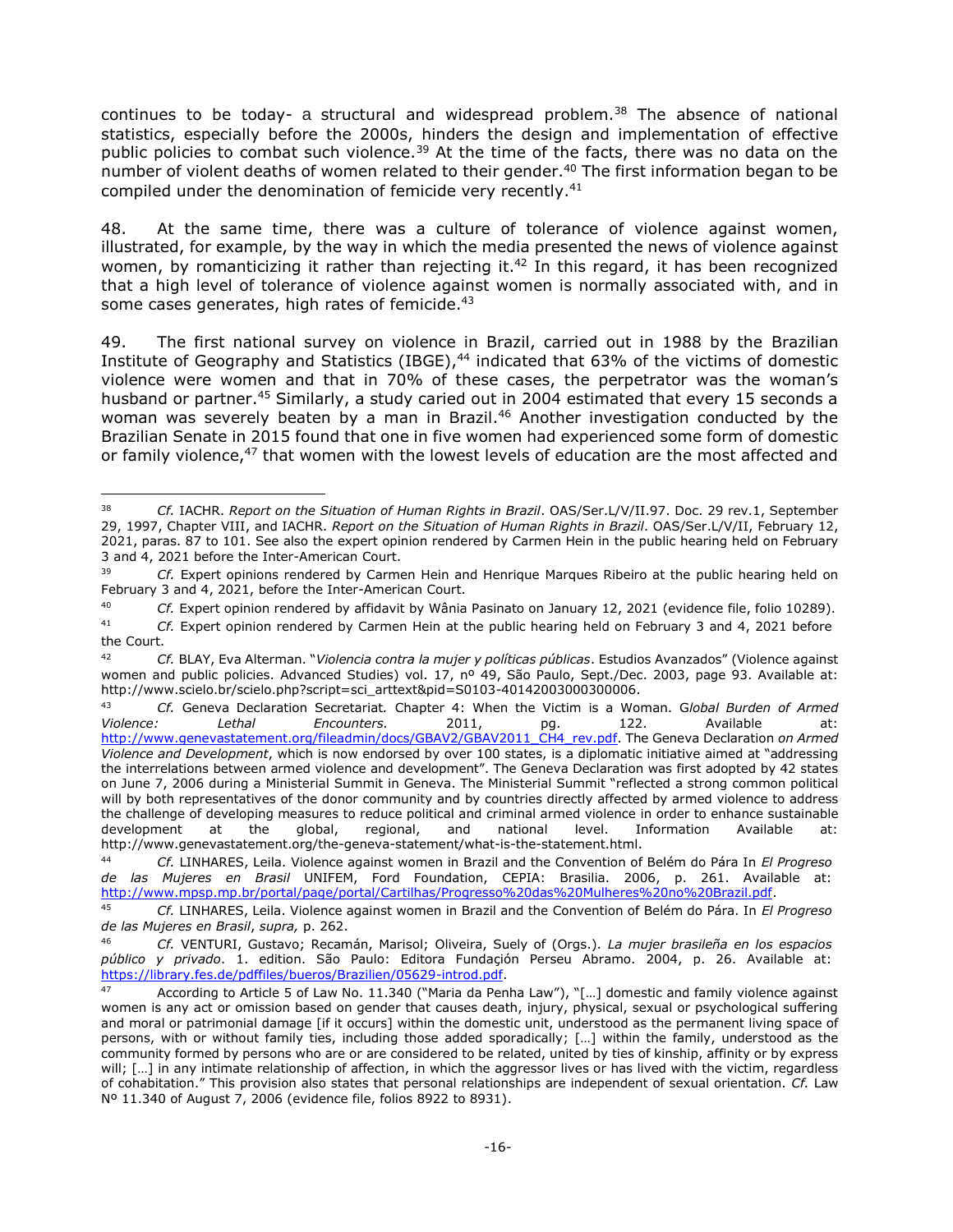continues to be today- a structural and widespread problem.[38] The absence of national statistics, especially before the 2000s, hinders the design and implementation of effective public policies to combat such violence.[39] At the time of the facts, there was no data on the number of violent deaths of women related to their gender.[40] The first information began to be compiled under the denomination of femicide very recently.[41]

48. At the same time, there was a culture of tolerance of violence against women, illustrated, for example, by the way in which the media presented the news of violence against women, by romanticizing it rather than rejecting it.[42] In this regard, it has been recognized that a high level of tolerance of violence against women is normally associated with, and in some cases generates, high rates of femicide.[43]

49. The first national survey on violence in Brazil, carried out in 1988 by the Brazilian Institute of Geography and Statistics (IBGE),[44] indicated that 63% of the victims of domestic violence were women and that in 70% of these cases, the perpetrator was the woman's husband or partner.[45] Similarly, a study caried out in 2004 estimated that every 15 seconds a woman was severely beaten by a man in Brazil.[46] Another investigation conducted by the Brazilian Senate in 2015 found that one in five women had experienced some form of domestic or family violence,[47] that women with the lowest levels of education are the most affected and

---

[38] *Cf.* IACHR. *Report on the Situation of Human Rights in Brazil*. OAS/Ser.L/V/II.97. Doc. 29 rev.1, September 29, 1997, Chapter VIII, and IACHR. *Report on the Situation of Human Rights in Brazil*. OAS/Ser.L/V/II, February 12, 2021, paras. 87 to 101. See also the expert opinion rendered by Carmen Hein in the public hearing held on February 3 and 4, 2021 before the Inter-American Court.

[39] *Cf.* Expert opinions rendered by Carmen Hein and Henrique Marques Ribeiro at the public hearing held on February 3 and 4, 2021, before the Inter-American Court.

[40] *Cf.* Expert opinion rendered by affidavit by Wânia Pasinato on January 12, 2021 (evidence file, folio 10289).

[41] *Cf.* Expert opinion rendered by Carmen Hein at the public hearing held on February 3 and 4, 2021 before the Court.

[42] *Cf.* BLAY, Eva Alterman. "*Violencia contra la mujer y políticas públicas*. Estudios Avanzados" (Violence against women and public policies. Advanced Studies) vol. 17, nº 49, São Paulo, Sept./Dec. 2003, page 93. Available at: http://www.scielo.br/scielo.php?script=sci_arttext&pid=S0103-40142003000300006.

[43] *Cf.* Geneva Declaration Secretariat*.* Chapter 4: When the Victim is a Woman. *Global Burden of Armed Violence: Lethal Encounters.* 2011, pg. 122. Available at: http://www.genevastatement.org/fileadmin/docs/GBAV2/GBAV2011_CH4_rev.pdf. The Geneva Declaration *on Armed Violence and Development*, which is now endorsed by over 100 states, is a diplomatic initiative aimed at "addressing the interrelations between armed violence and development". The Geneva Declaration was first adopted by 42 states on June 7, 2006 during a Ministerial Summit in Geneva. The Ministerial Summit "reflected a strong common political will by both representatives of the donor community and by countries directly affected by armed violence to address the challenge of developing measures to reduce political and criminal armed violence in order to enhance sustainable development at the global, regional, and national level. Information Available at: http://www.genevastatement.org/the-geneva-statement/what-is-the-statement.html.

[44] *Cf.* LINHARES, Leila. Violence against women in Brazil and the Convention of Belém do Pára In *El Progreso de las Mujeres en Brasil* UNIFEM, Ford Foundation, CEPIA: Brasilia. 2006, p. 261. Available at: http://www.mpsp.mp.br/portal/page/portal/Cartilhas/Progresso%20das%20Mulheres%20no%20Brazil.pdf.

[45] *Cf.* LINHARES, Leila. Violence against women in Brazil and the Convention of Belém do Pára. In *El Progreso de las Mujeres en Brasil*, *supra,* p. 262.

[46] *Cf.* VENTURI, Gustavo; Recamán, Marisol; Oliveira, Suely of (Orgs.). *La mujer brasileña en los espacios público y privado*. 1. edition. São Paulo: Editora Fundaçión Perseu Abramo. 2004, p. 26. Available at: https://library.fes.de/pdffiles/bueros/Brazilien/05629-introd.pdf.

[47] According to Article 5 of Law No. 11.340 ("Maria da Penha Law"), "[…] domestic and family violence against women is any act or omission based on gender that causes death, injury, physical, sexual or psychological suffering and moral or patrimonial damage [if it occurs] within the domestic unit, understood as the permanent living space of persons, with or without family ties, including those added sporadically; […] within the family, understood as the community formed by persons who are or are considered to be related, united by ties of kinship, affinity or by express will; […] in any intimate relationship of affection, in which the aggressor lives or has lived with the victim, regardless of cohabitation." This provision also states that personal relationships are independent of sexual orientation. *Cf.* Law Nº 11.340 of August 7, 2006 (evidence file, folios 8922 to 8931).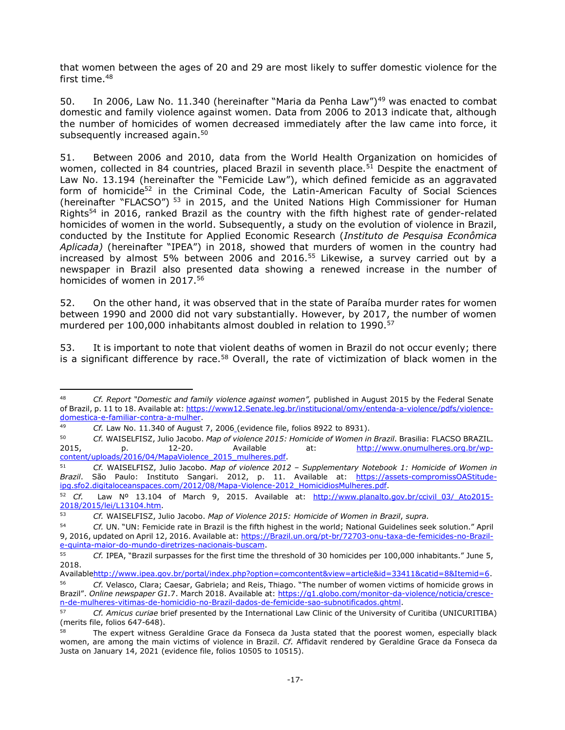that women between the ages of 20 and 29 are most likely to suffer domestic violence for the first time.[48]

50. In 2006, Law No. 11.340 (hereinafter "Maria da Penha Law")[49] was enacted to combat domestic and family violence against women. Data from 2006 to 2013 indicate that, although the number of homicides of women decreased immediately after the law came into force, it subsequently increased again.[50]

51. Between 2006 and 2010, data from the World Health Organization on homicides of women, collected in 84 countries, placed Brazil in seventh place.[51] Despite the enactment of Law No. 13.194 (hereinafter the "Femicide Law"), which defined femicide as an aggravated form of homicide[52] in the Criminal Code, the Latin-American Faculty of Social Sciences (hereinafter "FLACSO")[53] in 2015, and the United Nations High Commissioner for Human Rights[54] in 2016, ranked Brazil as the country with the fifth highest rate of gender-related homicides of women in the world. Subsequently, a study on the evolution of violence in Brazil, conducted by the Institute for Applied Economic Research (*Instituto de Pesquisa Econômica Aplicada)* (hereinafter "IPEA") in 2018, showed that murders of women in the country had increased by almost 5% between 2006 and 2016.[55] Likewise, a survey carried out by a newspaper in Brazil also presented data showing a renewed increase in the number of homicides of women in 2017.[56]

52. On the other hand, it was observed that in the state of Paraíba murder rates for women between 1990 and 2000 did not vary substantially. However, by 2017, the number of women murdered per 100,000 inhabitants almost doubled in relation to 1990.[57]

53. It is important to note that violent deaths of women in Brazil do not occur evenly; there is a significant difference by race.[58] Overall, the rate of victimization of black women in the

---

[48] *Cf. Report "Domestic and family violence against women",* published in August 2015 by the Federal Senate of Brazil, p. 11 to 18. Available at: https://www12.Senate.leg.br/institucional/omv/entenda-a-violence/pdfs/violence-domestica-e-familiar-contra-a-mulher.

[49] *Cf.* Law No. 11.340 of August 7, 2006 (evidence file, folios 8922 to 8931).

[50] *Cf.* WAISELFISZ, Julio Jacobo. *Map of violence 2015: Homicide of Women in Brazil*. Brasilia: FLACSO BRAZIL. 2015, p. 12-20. Available at: http://www.onumulheres.org.br/wp-content/uploads/2016/04/MapaViolence_2015_mulheres.pdf.

[51] *Cf.* WAISELFISZ, Julio Jacobo. *Map of violence 2012 – Supplementary Notebook 1: Homicide of Women in Brazil*. São Paulo: Instituto Sangari. 2012, p. 11. Available at: https://assets-compromissOAStitude-ipg.sfo2.digitaloceanspaces.com/2012/08/Mapa-Violence-2012_HomicidiosMulheres.pdf.

[52] *Cf.* Law Nº 13.104 of March 9, 2015. Available at: http://www.planalto.gov.br/ccivil_03/_Ato2015-2018/2015/lei/L13104.htm.

[53] *Cf.* WAISELFISZ, Julio Jacobo. *Map of Violence 2015: Homicide of Women in Brazil*, *supra.*

[54] *Cf.* UN. "UN: Femicide rate in Brazil is the fifth highest in the world; National Guidelines seek solution." April 9, 2016, updated on April 12, 2016. Available at: https://Brazil.un.org/pt-br/72703-onu-taxa-de-femicides-no-Brazil-e-quinta-maior-do-mundo-diretrizes-nacionais-buscam.

[55] *Cf.* IPEA, "Brazil surpasses for the first time the threshold of 30 homicides per 100,000 inhabitants." June 5, 2018. Availablehttp://www.ipea.gov.br/portal/index.php?option=comcontent&view=article&id=33411&catid=8&Itemid=6.

[56] *Cf.* Velasco, Clara; Caesar, Gabriela; and Reis, Thiago. "The number of women victims of homicide grows in Brazil". *Online newspaper G1*.7. March 2018. Available at: https://g1.globo.com/monitor-da-violence/noticia/cresce-n-de-mulheres-vitimas-de-homicidio-no-Brazil-dados-de-femicide-sao-subnotificados.ghtml.

[57] *Cf. Amicus curiae* brief presented by the International Law Clinic of the University of Curitiba (UNICURITIBA) (merits file, folios 647-648).

[58] The expert witness Geraldine Grace da Fonseca da Justa stated that the poorest women, especially black women, are among the main victims of violence in Brazil. *Cf.* Affidavit rendered by Geraldine Grace da Fonseca da Justa on January 14, 2021 (evidence file, folios 10505 to 10515).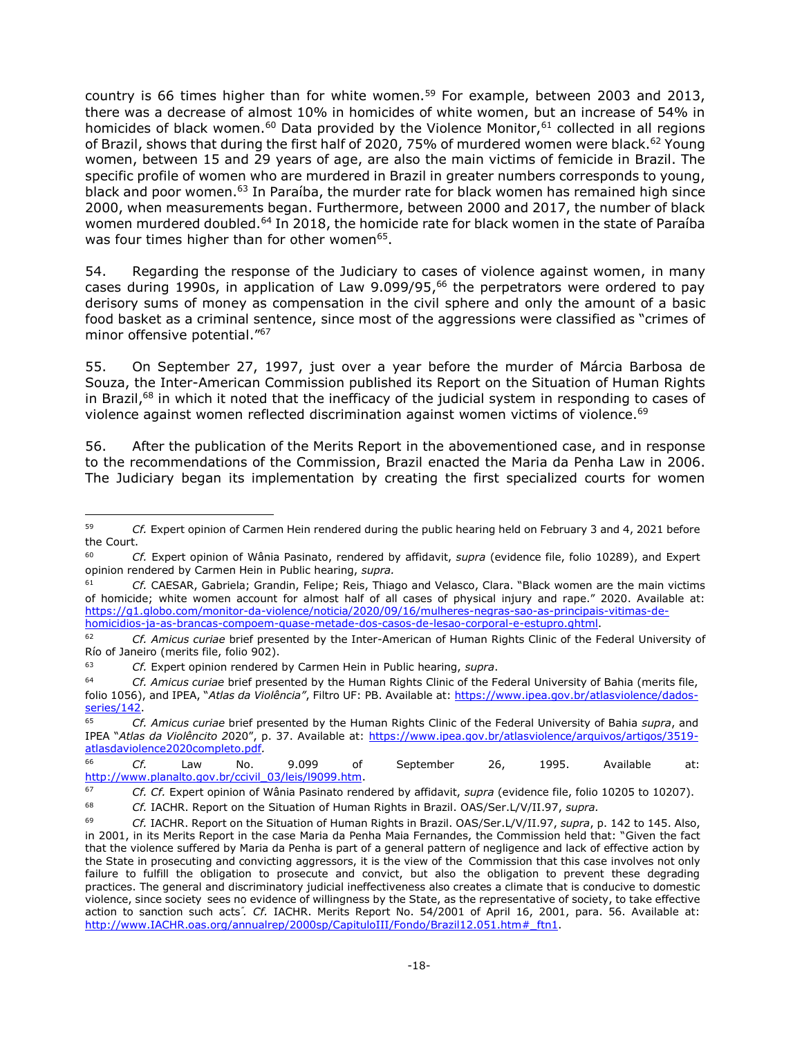country is 66 times higher than for white women.[59] For example, between 2003 and 2013, there was a decrease of almost 10% in homicides of white women, but an increase of 54% in homicides of black women.[60] Data provided by the Violence Monitor,[61] collected in all regions of Brazil, shows that during the first half of 2020, 75% of murdered women were black.[62] Young women, between 15 and 29 years of age, are also the main victims of femicide in Brazil. The specific profile of women who are murdered in Brazil in greater numbers corresponds to young, black and poor women.[63] In Paraíba, the murder rate for black women has remained high since 2000, when measurements began. Furthermore, between 2000 and 2017, the number of black women murdered doubled.[64] In 2018, the homicide rate for black women in the state of Paraíba was four times higher than for other women[65].

54. Regarding the response of the Judiciary to cases of violence against women, in many cases during 1990s, in application of Law 9.099/95,[66] the perpetrators were ordered to pay derisory sums of money as compensation in the civil sphere and only the amount of a basic food basket as a criminal sentence, since most of the aggressions were classified as "crimes of minor offensive potential."[67]

55. On September 27, 1997, just over a year before the murder of Márcia Barbosa de Souza, the Inter-American Commission published its Report on the Situation of Human Rights in Brazil,[68] in which it noted that the inefficacy of the judicial system in responding to cases of violence against women reflected discrimination against women victims of violence.[69]

56. After the publication of the Merits Report in the abovementioned case, and in response to the recommendations of the Commission, Brazil enacted the Maria da Penha Law in 2006. The Judiciary began its implementation by creating the first specialized courts for women

---

[59] *Cf.* Expert opinion of Carmen Hein rendered during the public hearing held on February 3 and 4, 2021 before the Court.

[60] *Cf.* Expert opinion of Wânia Pasinato, rendered by affidavit, *supra* (evidence file, folio 10289), and Expert opinion rendered by Carmen Hein in Public hearing, *supra.*

[61] *Cf.* CAESAR, Gabriela; Grandin, Felipe; Reis, Thiago and Velasco, Clara. "Black women are the main victims of homicide; white women account for almost half of all cases of physical injury and rape." 2020. Available at: https://g1.globo.com/monitor-da-violence/noticia/2020/09/16/mulheres-negras-sao-as-principais-vitimas-de-homicidios-ja-as-brancas-compoem-quase-metade-dos-casos-de-lesao-corporal-e-estupro.ghtml.

[62] *Cf. Amicus curiae* brief presented by the Inter-American Human Rights Clinic of the Federal University of Río of Janeiro (merits file, folio 902).

[63] *Cf.* Expert opinion rendered by Carmen Hein in Public hearing, *supra*.

[64] *Cf. Amicus curiae* brief presented by the Human Rights Clinic of the Federal University of Bahia (merits file, folio 1056), and IPEA, "*Atlas da Violência"*, Filtro UF: PB. Available at: https://www.ipea.gov.br/atlasviolence/dados-series/142.

[65] *Cf. Amicus curiae* brief presented by the Human Rights Clinic of the Federal University of Bahia *supra*, and IPEA "*Atlas da Violêncito 2*020", p. 37. Available at: https://www.ipea.gov.br/atlasviolence/arquivos/artigos/3519-atlasdaviolence2020completo.pdf*.*

[66] *Cf.* Law No. 9.099 of September 26, 1995. Available at: http://www.planalto.gov.br/ccivil_03/leis/l9099.htm.

[67] *Cf. Cf.* Expert opinion of Wânia Pasinato rendered by affidavit, *supra* (evidence file, folio 10205 to 10207).

[68] *Cf.* IACHR. Report on the Situation of Human Rights in Brazil. OAS/Ser.L/V/II.97, *supra.*

[69] *Cf.* IACHR. Report on the Situation of Human Rights in Brazil. OAS/Ser.L/V/II.97, *supra*, p. 142 to 145. Also, in 2001, in its Merits Report in the case Maria da Penha Maia Fernandes, the Commission held that: "Given the fact that the violence suffered by Maria da Penha is part of a general pattern of negligence and lack of effective action by the State in prosecuting and convicting aggressors, it is the view of the Commission that this case involves not only failure to fulfill the obligation to prosecute and convict, but also the obligation to prevent these degrading practices. The general and discriminatory judicial ineffectiveness also creates a climate that is conducive to domestic violence, since society sees no evidence of willingness by the State, as the representative of society, to take effective action to sanction such acts˝. *Cf.* IACHR. Merits Report No. 54/2001 of April 16, 2001, para. 56. Available at: http://www.IACHR.oas.org/annualrep/2000sp/CapituloIII/Fondo/Brazil12.051.htm#_ftn1.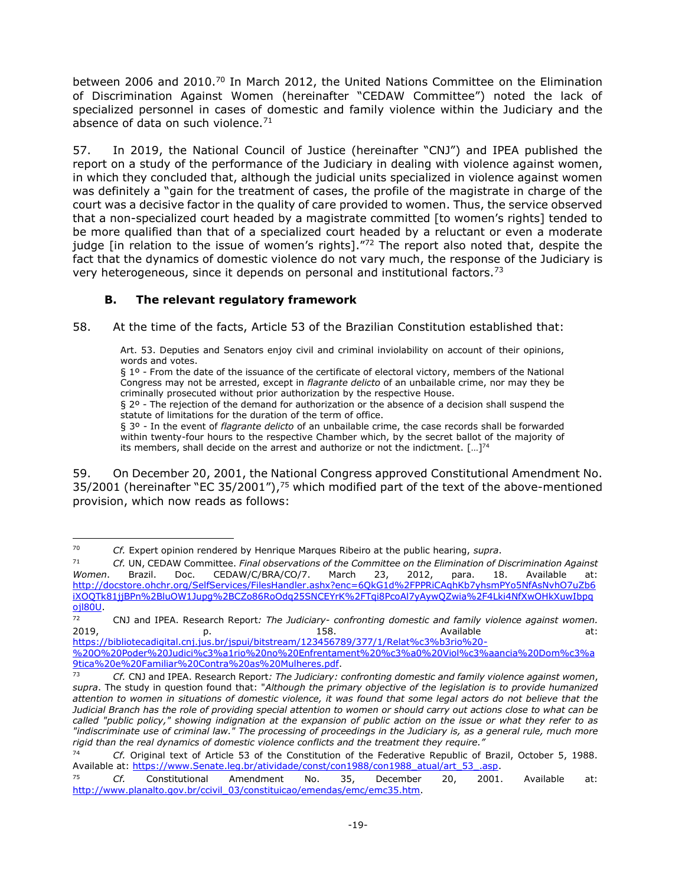between 2006 and 2010.[70] In March 2012, the United Nations Committee on the Elimination of Discrimination Against Women (hereinafter "CEDAW Committee") noted the lack of specialized personnel in cases of domestic and family violence within the Judiciary and the absence of data on such violence.[71]

57. In 2019, the National Council of Justice (hereinafter "CNJ") and IPEA published the report on a study of the performance of the Judiciary in dealing with violence against women, in which they concluded that, although the judicial units specialized in violence against women was definitely a "gain for the treatment of cases, the profile of the magistrate in charge of the court was a decisive factor in the quality of care provided to women. Thus, the service observed that a non-specialized court headed by a magistrate committed [to women's rights] tended to be more qualified than that of a specialized court headed by a reluctant or even a moderate judge [in relation to the issue of women's rights]."[72] The report also noted that, despite the fact that the dynamics of domestic violence do not vary much, the response of the Judiciary is very heterogeneous, since it depends on personal and institutional factors.[73]

### B. The relevant regulatory framework

58. At the time of the facts, Article 53 of the Brazilian Constitution established that:

> Art. 53. Deputies and Senators enjoy civil and criminal inviolability on account of their opinions, words and votes.
> § 1º - From the date of the issuance of the certificate of electoral victory, members of the National Congress may not be arrested, except in *flagrante delicto* of an unbailable crime, nor may they be criminally prosecuted without prior authorization by the respective House.
> § 2º - The rejection of the demand for authorization or the absence of a decision shall suspend the statute of limitations for the duration of the term of office.
> § 3º - In the event of *flagrante delicto* of an unbailable crime, the case records shall be forwarded within twenty-four hours to the respective Chamber which, by the secret ballot of the majority of its members, shall decide on the arrest and authorize or not the indictment. […][74]

59. On December 20, 2001, the National Congress approved Constitutional Amendment No. 35/2001 (hereinafter "EC 35/2001"),[75] which modified part of the text of the above-mentioned provision, which now reads as follows:

---

[70] *Cf.* Expert opinion rendered by Henrique Marques Ribeiro at the public hearing, *supra*.

[71] *Cf.* UN, CEDAW Committee. *Final observations of the Committee on the Elimination of Discrimination Against Women*. Brazil. Doc. CEDAW/C/BRA/CO/7. March 23, 2012, para. 18. Available at: http://docstore.ohchr.org/SelfServices/FilesHandler.ashx?enc=6QkG1d%2FPPRiCAqhKb7yhsmPYo5NfAsNvhO7uZb6iXOQTk81jjBPn%2BluOW1Jupg%2BCZo86RoOdq25SNCEYrK%2FTqi8PcoAl7yAywQZwia%2F4Lki4NfXwOHkXuwIbpqojl80U.

[72] CNJ and IPEA. Research Report*: The Judiciary- confronting domestic and family violence against women.* 2019, p. 158. Available at: https://bibliotecadigital.cnj.jus.br/jspui/bitstream/123456789/377/1/Relat%c3%b3rio%20-%20O%20Poder%20Judici%c3%a1rio%20no%20Enfrentament%20%c3%a0%20Viol%c3%aancia%20Dom%c3%a9tica%20e%20Familiar%20Contra%20as%20Mulheres.pdf.

[73] *Cf.* CNJ and IPEA. Research Report*: The Judiciary: confronting domestic and family violence against women*, *supra*. The study in question found that: *"Although the primary objective of the legislation is to provide humanized attention to women in situations of domestic violence, it was found that some legal actors do not believe that the Judicial Branch has the role of providing special attention to women or should carry out actions close to what can be called "public policy," showing indignation at the expansion of public action on the issue or what they refer to as "indiscriminate use of criminal law." The processing of proceedings in the Judiciary is, as a general rule, much more rigid than the real dynamics of domestic violence conflicts and the treatment they require."*

[74] *Cf.* Original text of Article 53 of the Constitution of the Federative Republic of Brazil, October 5, 1988. Available at: https://www.Senate.leg.br/atividade/const/con1988/con1988_atual/art_53_.asp.

[75] *Cf.* Constitutional Amendment No. 35, December 20, 2001. Available at: http://www.planalto.gov.br/ccivil_03/constituicao/emendas/emc/emc35.htm.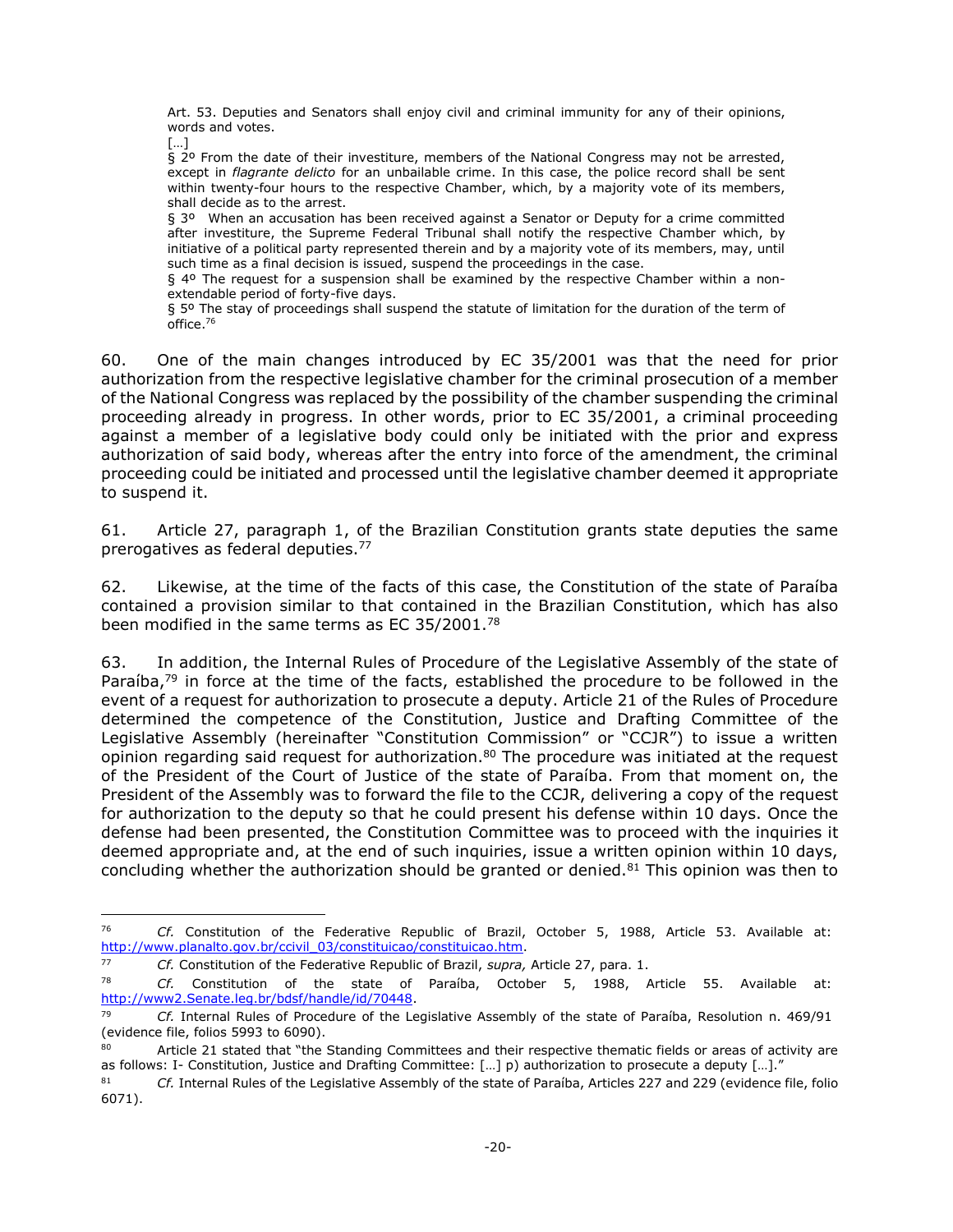> Art. 53. Deputies and Senators shall enjoy civil and criminal immunity for any of their opinions, words and votes.
> […]
> § 2º From the date of their investiture, members of the National Congress may not be arrested, except in *flagrante delicto* for an unbailable crime. In this case, the police record shall be sent within twenty-four hours to the respective Chamber, which, by a majority vote of its members, shall decide as to the arrest.
> § 3º When an accusation has been received against a Senator or Deputy for a crime committed after investiture, the Supreme Federal Tribunal shall notify the respective Chamber which, by initiative of a political party represented therein and by a majority vote of its members, may, until such time as a final decision is issued, suspend the proceedings in the case.
> § 4º The request for a suspension shall be examined by the respective Chamber within a non-extendable period of forty-five days.
> § 5º The stay of proceedings shall suspend the statute of limitation for the duration of the term of office.[76]

60. One of the main changes introduced by EC 35/2001 was that the need for prior authorization from the respective legislative chamber for the criminal prosecution of a member of the National Congress was replaced by the possibility of the chamber suspending the criminal proceeding already in progress. In other words, prior to EC 35/2001, a criminal proceeding against a member of a legislative body could only be initiated with the prior and express authorization of said body, whereas after the entry into force of the amendment, the criminal proceeding could be initiated and processed until the legislative chamber deemed it appropriate to suspend it.

61. Article 27, paragraph 1, of the Brazilian Constitution grants state deputies the same prerogatives as federal deputies.[77]

62. Likewise, at the time of the facts of this case, the Constitution of the state of Paraíba contained a provision similar to that contained in the Brazilian Constitution, which has also been modified in the same terms as EC 35/2001.[78]

63. In addition, the Internal Rules of Procedure of the Legislative Assembly of the state of Paraíba,[79] in force at the time of the facts, established the procedure to be followed in the event of a request for authorization to prosecute a deputy. Article 21 of the Rules of Procedure determined the competence of the Constitution, Justice and Drafting Committee of the Legislative Assembly (hereinafter "Constitution Commission" or "CCJR") to issue a written opinion regarding said request for authorization.[80] The procedure was initiated at the request of the President of the Court of Justice of the state of Paraíba. From that moment on, the President of the Assembly was to forward the file to the CCJR, delivering a copy of the request for authorization to the deputy so that he could present his defense within 10 days. Once the defense had been presented, the Constitution Committee was to proceed with the inquiries it deemed appropriate and, at the end of such inquiries, issue a written opinion within 10 days, concluding whether the authorization should be granted or denied.[81] This opinion was then to

---

[76] *Cf.* Constitution of the Federative Republic of Brazil, October 5, 1988, Article 53. Available at: http://www.planalto.gov.br/ccivil_03/constituicao/constituicao.htm.

[77] *Cf.* Constitution of the Federative Republic of Brazil, *supra,* Article 27, para. 1.

[78] *Cf.* Constitution of the state of Paraíba, October 5, 1988, Article 55. Available at: http://www2.Senate.leg.br/bdsf/handle/id/70448.

[79] *Cf.* Internal Rules of Procedure of the Legislative Assembly of the state of Paraíba, Resolution n. 469/91 (evidence file, folios 5993 to 6090).

[80] Article 21 stated that "the Standing Committees and their respective thematic fields or areas of activity are as follows: I- Constitution, Justice and Drafting Committee: […] p) authorization to prosecute a deputy […]."

[81] *Cf.* Internal Rules of the Legislative Assembly of the state of Paraíba, Articles 227 and 229 (evidence file, folio 6071).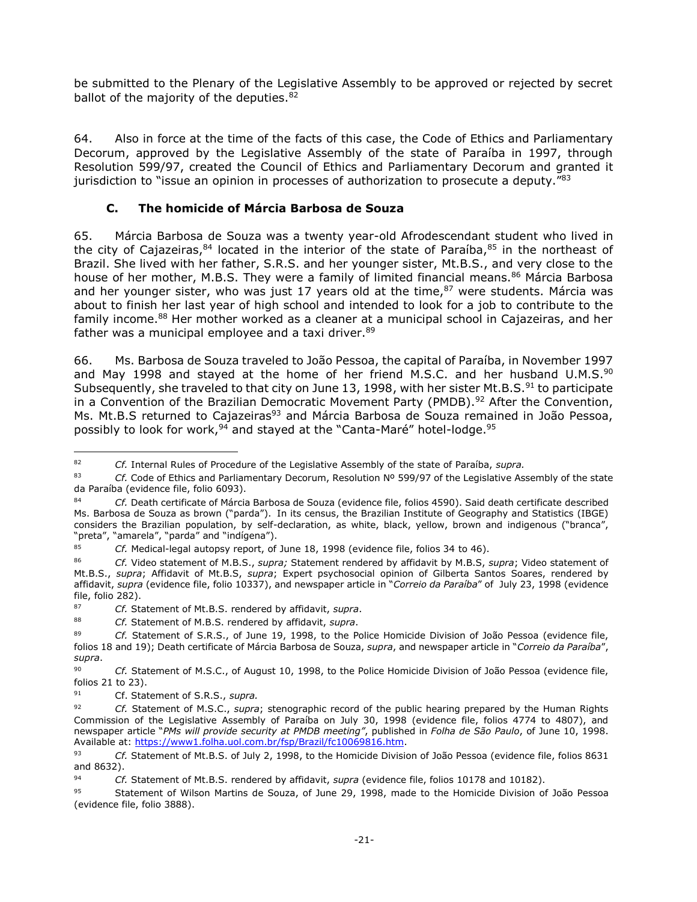be submitted to the Plenary of the Legislative Assembly to be approved or rejected by secret ballot of the majority of the deputies.[82]

64. Also in force at the time of the facts of this case, the Code of Ethics and Parliamentary Decorum, approved by the Legislative Assembly of the state of Paraíba in 1997, through Resolution 599/97, created the Council of Ethics and Parliamentary Decorum and granted it jurisdiction to "issue an opinion in processes of authorization to prosecute a deputy."[83]

### C. The homicide of Márcia Barbosa de Souza

65. Márcia Barbosa de Souza was a twenty year-old Afrodescendant student who lived in the city of Cajazeiras,[84] located in the interior of the state of Paraíba,[85] in the northeast of Brazil. She lived with her father, S.R.S. and her younger sister, Mt.B.S., and very close to the house of her mother, M.B.S. They were a family of limited financial means.[86] Márcia Barbosa and her younger sister, who was just 17 years old at the time,[87] were students. Márcia was about to finish her last year of high school and intended to look for a job to contribute to the family income.[88] Her mother worked as a cleaner at a municipal school in Cajazeiras, and her father was a municipal employee and a taxi driver.[89]

66. Ms. Barbosa de Souza traveled to João Pessoa, the capital of Paraíba, in November 1997 and May 1998 and stayed at the home of her friend M.S.C. and her husband U.M.S.[90] Subsequently, she traveled to that city on June 13, 1998, with her sister Mt.B.S.[91] to participate in a Convention of the Brazilian Democratic Movement Party (PMDB).[92] After the Convention, Ms. Mt.B.S returned to Cajazeiras[93] and Márcia Barbosa de Souza remained in João Pessoa, possibly to look for work,[94] and stayed at the "Canta-Maré" hotel-lodge.[95]

---

[82] *Cf.* Internal Rules of Procedure of the Legislative Assembly of the state of Paraíba, *supra.*

[83] *Cf.* Code of Ethics and Parliamentary Decorum, Resolution Nº 599/97 of the Legislative Assembly of the state da Paraíba (evidence file, folio 6093).

[84] *Cf.* Death certificate of Márcia Barbosa de Souza (evidence file, folios 4590). Said death certificate described Ms. Barbosa de Souza as brown ("parda"). In its census, the Brazilian Institute of Geography and Statistics (IBGE) considers the Brazilian population, by self-declaration, as white, black, yellow, brown and indigenous ("branca", "preta", "amarela", "parda" and "indígena").

[85] *Cf.* Medical-legal autopsy report, of June 18, 1998 (evidence file, folios 34 to 46).

[86] *Cf.* Video statement of M.B.S., *supra;* Statement rendered by affidavit by M.B.S, *supra*; Video statement of Mt.B.S., *supra*; Affidavit of Mt.B.S, *supra*; Expert psychosocial opinion of Gilberta Santos Soares, rendered by affidavit, *supra* (evidence file, folio 10337), and newspaper article in "*Correio da Paraíba*" of July 23, 1998 (evidence file, folio 282).

[87] *Cf.* Statement of Mt.B.S. rendered by affidavit, *supra*.

[88] *Cf.* Statement of M.B.S. rendered by affidavit, *supra*.

[89] *Cf.* Statement of S.R.S., of June 19, 1998, to the Police Homicide Division of João Pessoa (evidence file, folios 18 and 19); Death certificate of Márcia Barbosa de Souza, *supra*, and newspaper article in "*Correio da Paraíba*", *supra*.

[90] *Cf.* Statement of M.S.C., of August 10, 1998, to the Police Homicide Division of João Pessoa (evidence file, folios 21 to 23).

[91] Cf. Statement of S.R.S., *supra.*

[92] *Cf.* Statement of M.S.C., *supra*; stenographic record of the public hearing prepared by the Human Rights Commission of the Legislative Assembly of Paraíba on July 30, 1998 (evidence file, folios 4774 to 4807), and newspaper article "*PMs will provide security at PMDB meeting"*, published in *Folha de São Paulo*, of June 10, 1998. Available at: https://www1.folha.uol.com.br/fsp/Brazil/fc10069816.htm.

[93] *Cf.* Statement of Mt.B.S. of July 2, 1998, to the Homicide Division of João Pessoa (evidence file, folios 8631 and 8632).

[94] *Cf.* Statement of Mt.B.S. rendered by affidavit, *supra* (evidence file, folios 10178 and 10182).

[95] Statement of Wilson Martins de Souza, of June 29, 1998, made to the Homicide Division of João Pessoa (evidence file, folio 3888).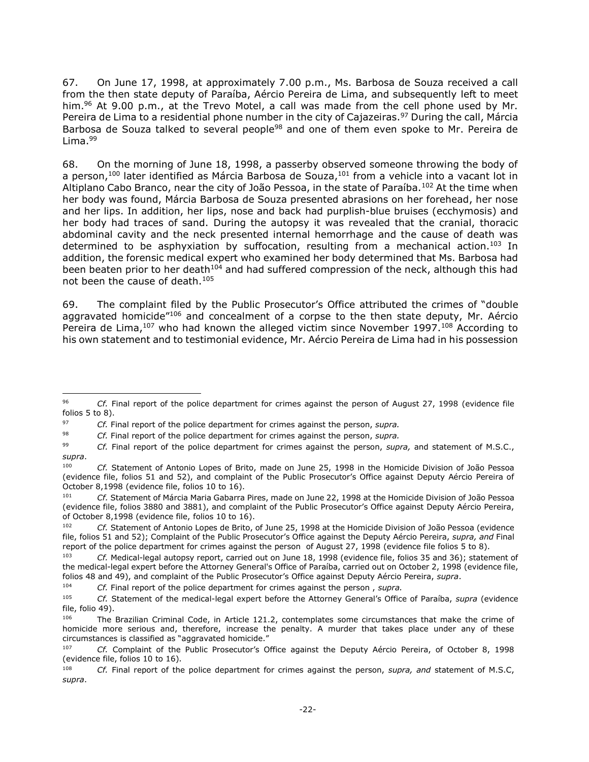67. On June 17, 1998, at approximately 7.00 p.m., Ms. Barbosa de Souza received a call from the then state deputy of Paraíba, Aércio Pereira de Lima, and subsequently left to meet him.[96] At 9.00 p.m., at the Trevo Motel, a call was made from the cell phone used by Mr. Pereira de Lima to a residential phone number in the city of Cajazeiras.[97] During the call, Márcia Barbosa de Souza talked to several people[98] and one of them even spoke to Mr. Pereira de Lima.[99]

68. On the morning of June 18, 1998, a passerby observed someone throwing the body of a person,[100] later identified as Márcia Barbosa de Souza,[101] from a vehicle into a vacant lot in Altiplano Cabo Branco, near the city of João Pessoa, in the state of Paraíba.[102] At the time when her body was found, Márcia Barbosa de Souza presented abrasions on her forehead, her nose and her lips. In addition, her lips, nose and back had purplish-blue bruises (ecchymosis) and her body had traces of sand. During the autopsy it was revealed that the cranial, thoracic abdominal cavity and the neck presented internal hemorrhage and the cause of death was determined to be asphyxiation by suffocation, resulting from a mechanical action.[103] In addition, the forensic medical expert who examined her body determined that Ms. Barbosa had been beaten prior to her death[104] and had suffered compression of the neck, although this had not been the cause of death.[105]

69. The complaint filed by the Public Prosecutor's Office attributed the crimes of "double aggravated homicide"[106] and concealment of a corpse to the then state deputy, Mr. Aércio Pereira de Lima,[107] who had known the alleged victim since November 1997.[108] According to his own statement and to testimonial evidence, Mr. Aércio Pereira de Lima had in his possession

---

[96] *Cf.* Final report of the police department for crimes against the person of August 27, 1998 (evidence file folios 5 to 8).

[97] *Cf.* Final report of the police department for crimes against the person, *supra.*

[98] *Cf.* Final report of the police department for crimes against the person, *supra.*

[99] *Cf.* Final report of the police department for crimes against the person, *supra,* and statement of M.S.C., *supra*.

[100] *Cf.* Statement of Antonio Lopes of Brito, made on June 25, 1998 in the Homicide Division of João Pessoa (evidence file, folios 51 and 52), and complaint of the Public Prosecutor's Office against Deputy Aércio Pereira of October 8,1998 (evidence file, folios 10 to 16).

[101] *Cf.* Statement of Márcia Maria Gabarra Pires, made on June 22, 1998 at the Homicide Division of João Pessoa (evidence file, folios 3880 and 3881), and complaint of the Public Prosecutor's Office against Deputy Aércio Pereira, of October 8,1998 (evidence file, folios 10 to 16).

[102] *Cf.* Statement of Antonio Lopes de Brito, of June 25, 1998 at the Homicide Division of João Pessoa (evidence file, folios 51 and 52); Complaint of the Public Prosecutor's Office against the Deputy Aércio Pereira, *supra, and* Final report of the police department for crimes against the person of August 27, 1998 (evidence file folios 5 to 8).

[103] *Cf.* Medical-legal autopsy report, carried out on June 18, 1998 (evidence file, folios 35 and 36); statement of the medical-legal expert before the Attorney General's Office of Paraíba, carried out on October 2, 1998 (evidence file, folios 48 and 49), and complaint of the Public Prosecutor's Office against Deputy Aércio Pereira, *supra*.

[104] *Cf.* Final report of the police department for crimes against the person , *supra.*

[105] *Cf.* Statement of the medical-legal expert before the Attorney General's Office of Paraíba, *supra* (evidence file, folio 49).

[106] The Brazilian Criminal Code, in Article 121.2, contemplates some circumstances that make the crime of homicide more serious and, therefore, increase the penalty. A murder that takes place under any of these circumstances is classified as "aggravated homicide."

[107] *Cf.* Complaint of the Public Prosecutor's Office against the Deputy Aércio Pereira, of October 8, 1998 (evidence file, folios 10 to 16).

[108] *Cf.* Final report of the police department for crimes against the person, *supra, and* statement of M.S.C, *supra*.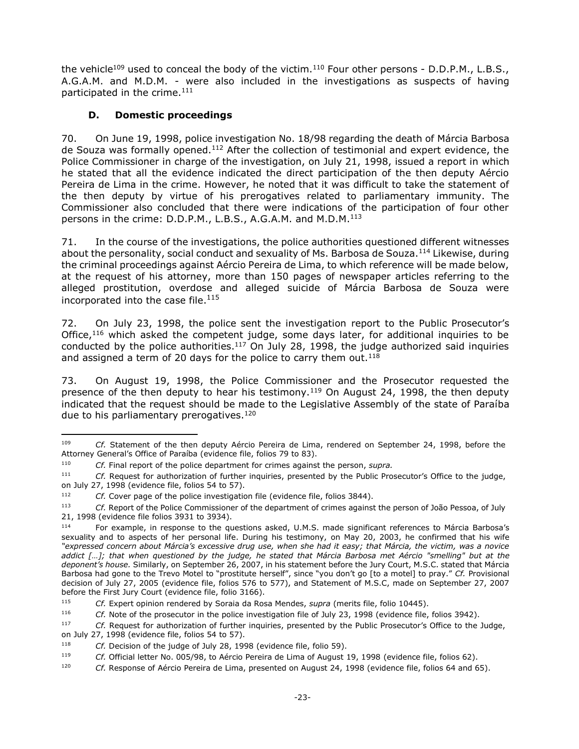the vehicle[109] used to conceal the body of the victim.[110] Four other persons - D.D.P.M., L.B.S., A.G.A.M. and M.D.M. - were also included in the investigations as suspects of having participated in the crime.[111]

### D. Domestic proceedings

70. On June 19, 1998, police investigation No. 18/98 regarding the death of Márcia Barbosa de Souza was formally opened.[112] After the collection of testimonial and expert evidence, the Police Commissioner in charge of the investigation, on July 21, 1998, issued a report in which he stated that all the evidence indicated the direct participation of the then deputy Aércio Pereira de Lima in the crime. However, he noted that it was difficult to take the statement of the then deputy by virtue of his prerogatives related to parliamentary immunity. The Commissioner also concluded that there were indications of the participation of four other persons in the crime: D.D.P.M., L.B.S., A.G.A.M. and M.D.M.[113]

71. In the course of the investigations, the police authorities questioned different witnesses about the personality, social conduct and sexuality of Ms. Barbosa de Souza.[114] Likewise, during the criminal proceedings against Aércio Pereira de Lima, to which reference will be made below, at the request of his attorney, more than 150 pages of newspaper articles referring to the alleged prostitution, overdose and alleged suicide of Márcia Barbosa de Souza were incorporated into the case file.[115]

72. On July 23, 1998, the police sent the investigation report to the Public Prosecutor's Office,[116] which asked the competent judge, some days later, for additional inquiries to be conducted by the police authorities.[117] On July 28, 1998, the judge authorized said inquiries and assigned a term of 20 days for the police to carry them out.[118]

73. On August 19, 1998, the Police Commissioner and the Prosecutor requested the presence of the then deputy to hear his testimony.[119] On August 24, 1998, the then deputy indicated that the request should be made to the Legislative Assembly of the state of Paraíba due to his parliamentary prerogatives.[120]

---

[109] *Cf.* Statement of the then deputy Aércio Pereira de Lima, rendered on September 24, 1998, before the Attorney General's Office of Paraíba (evidence file, folios 79 to 83).

[110] *Cf.* Final report of the police department for crimes against the person, *supra.*

[111] *Cf.* Request for authorization of further inquiries, presented by the Public Prosecutor's Office to the judge, on July 27, 1998 (evidence file, folios 54 to 57).

[112] *Cf.* Cover page of the police investigation file (evidence file, folios 3844).

[113] *Cf.* Report of the Police Commissioner of the department of crimes against the person of João Pessoa, of July 21, 1998 (evidence file folios 3931 to 3934).

[114] For example, in response to the questions asked, U.M.S. made significant references to Márcia Barbosa's sexuality and to aspects of her personal life. During his testimony, on May 20, 2003, he confirmed that his wife *"expressed concern about Márcia's excessive drug use, when she had it easy; that Márcia, the victim, was a novice addict […]; that when questioned by the judge, he stated that Márcia Barbosa met Aércio "smelling" but at the deponent's house.* Similarly, on September 26, 2007, in his statement before the Jury Court, M.S.C. stated that Márcia Barbosa had gone to the Trevo Motel to "prostitute herself", since "you don't go [to a motel] to pray." *Cf.* Provisional decision of July 27, 2005 (evidence file, folios 576 to 577), and Statement of M.S.C, made on September 27, 2007 before the First Jury Court (evidence file, folio 3166).

[115] *Cf.* Expert opinion rendered by Soraia da Rosa Mendes, *supra* (merits file, folio 10445).

[116] *Cf.* Note of the prosecutor in the police investigation file of July 23, 1998 (evidence file, folios 3942).

[117] *Cf.* Request for authorization of further inquiries, presented by the Public Prosecutor's Office to the Judge, on July 27, 1998 (evidence file, folios 54 to 57).

[118] *Cf.* Decision of the judge of July 28, 1998 (evidence file, folio 59).

[119] *Cf.* Official letter No. 005/98, to Aércio Pereira de Lima of August 19, 1998 (evidence file, folios 62).

[120] *Cf.* Response of Aércio Pereira de Lima, presented on August 24, 1998 (evidence file, folios 64 and 65).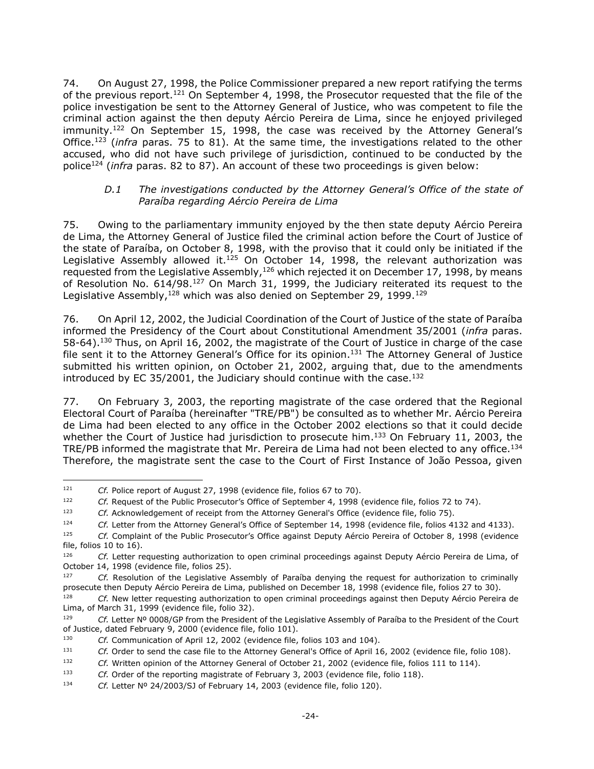74. On August 27, 1998, the Police Commissioner prepared a new report ratifying the terms of the previous report.[121] On September 4, 1998, the Prosecutor requested that the file of the police investigation be sent to the Attorney General of Justice, who was competent to file the criminal action against the then deputy Aércio Pereira de Lima, since he enjoyed privileged immunity.[122] On September 15, 1998, the case was received by the Attorney General's Office.[123] (*infra* paras. 75 to 81). At the same time, the investigations related to the other accused, who did not have such privilege of jurisdiction, continued to be conducted by the police[124] (*infra* paras. 82 to 87). An account of these two proceedings is given below:

*D.1 The investigations conducted by the Attorney General's Office of the state of Paraíba regarding Aércio Pereira de Lima*

75. Owing to the parliamentary immunity enjoyed by the then state deputy Aércio Pereira de Lima, the Attorney General of Justice filed the criminal action before the Court of Justice of the state of Paraíba, on October 8, 1998, with the proviso that it could only be initiated if the Legislative Assembly allowed it.[125] On October 14, 1998, the relevant authorization was requested from the Legislative Assembly,[126] which rejected it on December 17, 1998, by means of Resolution No. 614/98.[127] On March 31, 1999, the Judiciary reiterated its request to the Legislative Assembly,[128] which was also denied on September 29, 1999.[129]

76. On April 12, 2002, the Judicial Coordination of the Court of Justice of the state of Paraíba informed the Presidency of the Court about Constitutional Amendment 35/2001 (*infra* paras. 58-64).[130] Thus, on April 16, 2002, the magistrate of the Court of Justice in charge of the case file sent it to the Attorney General's Office for its opinion.[131] The Attorney General of Justice submitted his written opinion, on October 21, 2002, arguing that, due to the amendments introduced by EC 35/2001, the Judiciary should continue with the case.[132]

77. On February 3, 2003, the reporting magistrate of the case ordered that the Regional Electoral Court of Paraíba (hereinafter "TRE/PB") be consulted as to whether Mr. Aércio Pereira de Lima had been elected to any office in the October 2002 elections so that it could decide whether the Court of Justice had jurisdiction to prosecute him.[133] On February 11, 2003, the TRE/PB informed the magistrate that Mr. Pereira de Lima had not been elected to any office.[134] Therefore, the magistrate sent the case to the Court of First Instance of João Pessoa, given

---

[121] *Cf.* Police report of August 27, 1998 (evidence file, folios 67 to 70).

[122] *Cf.* Request of the Public Prosecutor's Office of September 4, 1998 (evidence file, folios 72 to 74).

[123] *Cf.* Acknowledgement of receipt from the Attorney General's Office (evidence file, folio 75).

[124] *Cf.* Letter from the Attorney General's Office of September 14, 1998 (evidence file, folios 4132 and 4133).

[125] *Cf.* Complaint of the Public Prosecutor's Office against Deputy Aércio Pereira of October 8, 1998 (evidence file, folios 10 to 16).

[126] *Cf.* Letter requesting authorization to open criminal proceedings against Deputy Aércio Pereira de Lima, of October 14, 1998 (evidence file, folios 25).

[127] *Cf.* Resolution of the Legislative Assembly of Paraíba denying the request for authorization to criminally prosecute then Deputy Aércio Pereira de Lima, published on December 18, 1998 (evidence file, folios 27 to 30).

[128] *Cf.* New letter requesting authorization to open criminal proceedings against then Deputy Aércio Pereira de Lima, of March 31, 1999 (evidence file, folio 32).

[129] *Cf.* Letter Nº 0008/GP from the President of the Legislative Assembly of Paraíba to the President of the Court of Justice, dated February 9, 2000 (evidence file, folio 101).

[130] *Cf.* Communication of April 12, 2002 (evidence file, folios 103 and 104).

[131] *Cf.* Order to send the case file to the Attorney General's Office of April 16, 2002 (evidence file, folio 108).

[132] *Cf.* Written opinion of the Attorney General of October 21, 2002 (evidence file, folios 111 to 114).

[133] *Cf.* Order of the reporting magistrate of February 3, 2003 (evidence file, folio 118).

[134] *Cf.* Letter Nº 24/2003/SJ of February 14, 2003 (evidence file, folio 120).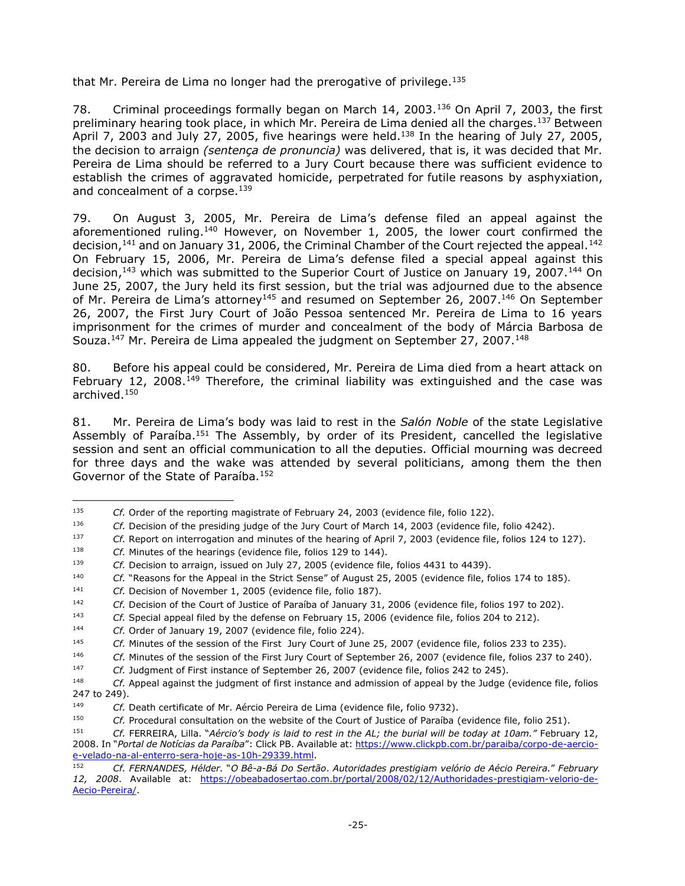that Mr. Pereira de Lima no longer had the prerogative of privilege.[135]

78. Criminal proceedings formally began on March 14, 2003.[136] On April 7, 2003, the first preliminary hearing took place, in which Mr. Pereira de Lima denied all the charges.[137] Between April 7, 2003 and July 27, 2005, five hearings were held.[138] In the hearing of July 27, 2005, the decision to arraign *(sentença de pronuncia)* was delivered, that is, it was decided that Mr. Pereira de Lima should be referred to a Jury Court because there was sufficient evidence to establish the crimes of aggravated homicide, perpetrated for futile reasons by asphyxiation, and concealment of a corpse.[139]

79. On August 3, 2005, Mr. Pereira de Lima's defense filed an appeal against the aforementioned ruling.[140] However, on November 1, 2005, the lower court confirmed the decision,[141] and on January 31, 2006, the Criminal Chamber of the Court rejected the appeal.[142] On February 15, 2006, Mr. Pereira de Lima's defense filed a special appeal against this decision,[143] which was submitted to the Superior Court of Justice on January 19, 2007.[144] On June 25, 2007, the Jury held its first session, but the trial was adjourned due to the absence of Mr. Pereira de Lima's attorney[145] and resumed on September 26, 2007.[146] On September 26, 2007, the First Jury Court of João Pessoa sentenced Mr. Pereira de Lima to 16 years imprisonment for the crimes of murder and concealment of the body of Márcia Barbosa de Souza.[147] Mr. Pereira de Lima appealed the judgment on September 27, 2007.[148]

80. Before his appeal could be considered, Mr. Pereira de Lima died from a heart attack on February 12, 2008.[149] Therefore, the criminal liability was extinguished and the case was archived.[150]

81. Mr. Pereira de Lima's body was laid to rest in the *Salón Noble* of the state Legislative Assembly of Paraíba.[151] The Assembly, by order of its President, cancelled the legislative session and sent an official communication to all the deputies. Official mourning was decreed for three days and the wake was attended by several politicians, among them the then Governor of the State of Paraíba.[152]

---

[135] *Cf.* Order of the reporting magistrate of February 24, 2003 (evidence file, folio 122).

[136] *Cf.* Decision of the presiding judge of the Jury Court of March 14, 2003 (evidence file, folio 4242).

[137] *Cf.* Report on interrogation and minutes of the hearing of April 7, 2003 (evidence file, folios 124 to 127).

[138] *Cf.* Minutes of the hearings (evidence file, folios 129 to 144).

[139] *Cf.* Decision to arraign, issued on July 27, 2005 (evidence file, folios 4431 to 4439).

[140] *Cf.* "Reasons for the Appeal in the Strict Sense" of August 25, 2005 (evidence file, folios 174 to 185).

[141] *Cf.* Decision of November 1, 2005 (evidence file, folio 187).

[142] *Cf.* Decision of the Court of Justice of Paraíba of January 31, 2006 (evidence file, folios 197 to 202).

[143] *Cf.* Special appeal filed by the defense on February 15, 2006 (evidence file, folios 204 to 212).

[144] *Cf.* Order of January 19, 2007 (evidence file, folio 224).

[145] *Cf.* Minutes of the session of the First Jury Court of June 25, 2007 (evidence file, folios 233 to 235).

[146] *Cf.* Minutes of the session of the First Jury Court of September 26, 2007 (evidence file, folios 237 to 240).

[147] *Cf.* Judgment of First instance of September 26, 2007 (evidence file, folios 242 to 245).

[148] *Cf.* Appeal against the judgment of first instance and admission of appeal by the Judge (evidence file, folios 247 to 249).

[149] *Cf.* Death certificate of Mr. Aércio Pereira de Lima (evidence file, folio 9732).

[150] *Cf.* Procedural consultation on the website of the Court of Justice of Paraíba (evidence file, folio 251).

[151] *Cf.* FERREIRA, Lilla. "*Aércio's body is laid to rest in the AL; the burial will be today at 10am.*" February 12, 2008. In "*Portal de Notícias da Paraíba*": Click PB. Available at: https://www.clickpb.com.br/paraiba/corpo-de-aercio-e-velado-na-al-enterro-sera-hoje-as-10h-29339.html.

[152] *Cf. FERNANDES, Hélder. "O Bê-a-Bá Do Sertão. Autoridades prestigiam velório de Aécio Pereira." February 12, 2008*. Available at: https://obeabadosertao.com.br/portal/2008/02/12/Authoridades-prestigiam-velorio-de-Aecio-Pereira/.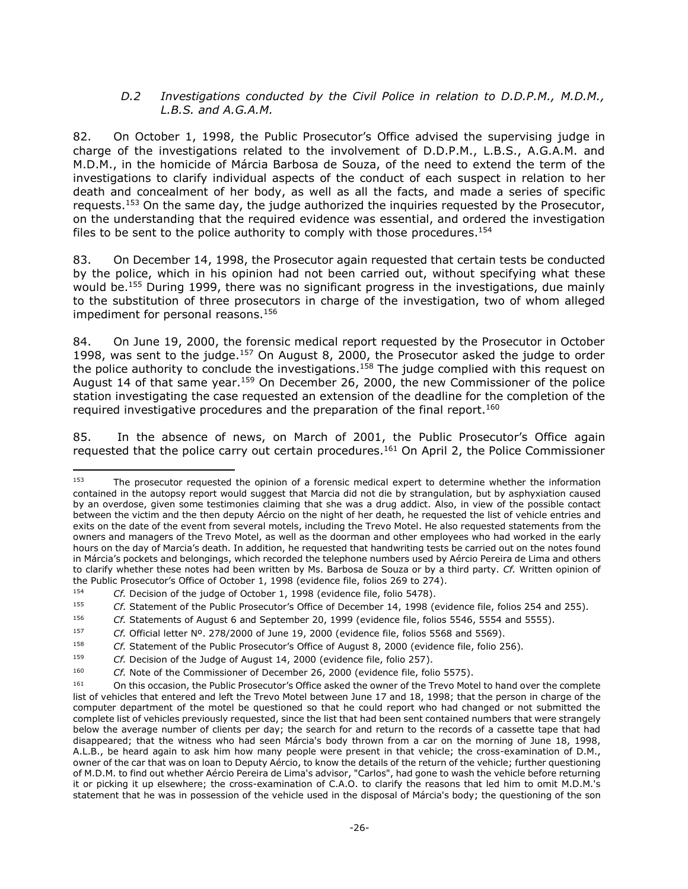### *D.2 Investigations conducted by the Civil Police in relation to D.D.P.M., M.D.M., L.B.S. and A.G.A.M.*

82. On October 1, 1998, the Public Prosecutor's Office advised the supervising judge in charge of the investigations related to the involvement of D.D.P.M., L.B.S., A.G.A.M. and M.D.M., in the homicide of Márcia Barbosa de Souza, of the need to extend the term of the investigations to clarify individual aspects of the conduct of each suspect in relation to her death and concealment of her body, as well as all the facts, and made a series of specific requests.[153] On the same day, the judge authorized the inquiries requested by the Prosecutor, on the understanding that the required evidence was essential, and ordered the investigation files to be sent to the police authority to comply with those procedures.[154]

83. On December 14, 1998, the Prosecutor again requested that certain tests be conducted by the police, which in his opinion had not been carried out, without specifying what these would be.[155] During 1999, there was no significant progress in the investigations, due mainly to the substitution of three prosecutors in charge of the investigation, two of whom alleged impediment for personal reasons.[156]

84. On June 19, 2000, the forensic medical report requested by the Prosecutor in October 1998, was sent to the judge.[157] On August 8, 2000, the Prosecutor asked the judge to order the police authority to conclude the investigations.[158] The judge complied with this request on August 14 of that same year.[159] On December 26, 2000, the new Commissioner of the police station investigating the case requested an extension of the deadline for the completion of the required investigative procedures and the preparation of the final report.[160]

85. In the absence of news, on March of 2001, the Public Prosecutor's Office again requested that the police carry out certain procedures.[161] On April 2, the Police Commissioner

---

[153] The prosecutor requested the opinion of a forensic medical expert to determine whether the information contained in the autopsy report would suggest that Marcia did not die by strangulation, but by asphyxiation caused by an overdose, given some testimonies claiming that she was a drug addict. Also, in view of the possible contact between the victim and the then deputy Aércio on the night of her death, he requested the list of vehicle entries and exits on the date of the event from several motels, including the Trevo Motel. He also requested statements from the owners and managers of the Trevo Motel, as well as the doorman and other employees who had worked in the early hours on the day of Marcia's death. In addition, he requested that handwriting tests be carried out on the notes found in Márcia's pockets and belongings, which recorded the telephone numbers used by Aércio Pereira de Lima and others to clarify whether these notes had been written by Ms. Barbosa de Souza or by a third party. *Cf.* Written opinion of the Public Prosecutor's Office of October 1, 1998 (evidence file, folios 269 to 274).

[154] *Cf.* Decision of the judge of October 1, 1998 (evidence file, folio 5478).

[155] *Cf.* Statement of the Public Prosecutor's Office of December 14, 1998 (evidence file, folios 254 and 255).

[156] *Cf.* Statements of August 6 and September 20, 1999 (evidence file, folios 5546, 5554 and 5555).

[157] *Cf.* Official letter Nº. 278/2000 of June 19, 2000 (evidence file, folios 5568 and 5569).

[158] *Cf.* Statement of the Public Prosecutor's Office of August 8, 2000 (evidence file, folio 256).

[159] *Cf.* Decision of the Judge of August 14, 2000 (evidence file, folio 257).

[160] *Cf.* Note of the Commissioner of December 26, 2000 (evidence file, folio 5575).

[161] On this occasion, the Public Prosecutor's Office asked the owner of the Trevo Motel to hand over the complete list of vehicles that entered and left the Trevo Motel between June 17 and 18, 1998; that the person in charge of the computer department of the motel be questioned so that he could report who had changed or not submitted the complete list of vehicles previously requested, since the list that had been sent contained numbers that were strangely below the average number of clients per day; the search for and return to the records of a cassette tape that had disappeared; that the witness who had seen Márcia's body thrown from a car on the morning of June 18, 1998, A.L.B., be heard again to ask him how many people were present in that vehicle; the cross-examination of D.M., owner of the car that was on loan to Deputy Aércio, to know the details of the return of the vehicle; further questioning of M.D.M. to find out whether Aércio Pereira de Lima's advisor, "Carlos", had gone to wash the vehicle before returning it or picking it up elsewhere; the cross-examination of C.A.O. to clarify the reasons that led him to omit M.D.M.'s statement that he was in possession of the vehicle used in the disposal of Márcia's body; the questioning of the son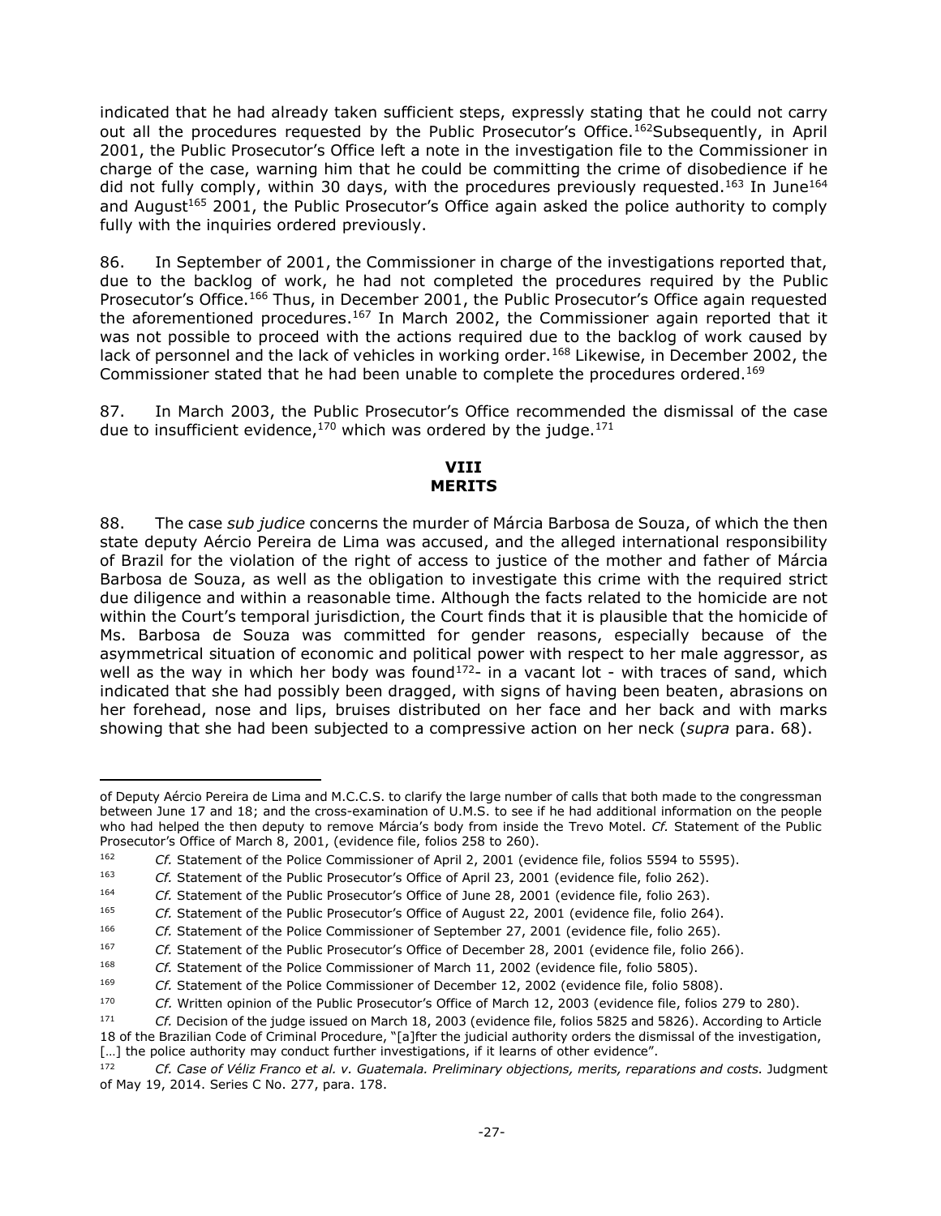indicated that he had already taken sufficient steps, expressly stating that he could not carry out all the procedures requested by the Public Prosecutor's Office.[162] Subsequently, in April 2001, the Public Prosecutor's Office left a note in the investigation file to the Commissioner in charge of the case, warning him that he could be committing the crime of disobedience if he did not fully comply, within 30 days, with the procedures previously requested.[163] In June[164] and August[165] 2001, the Public Prosecutor's Office again asked the police authority to comply fully with the inquiries ordered previously.

86. In September of 2001, the Commissioner in charge of the investigations reported that, due to the backlog of work, he had not completed the procedures required by the Public Prosecutor's Office.[166] Thus, in December 2001, the Public Prosecutor's Office again requested the aforementioned procedures.[167] In March 2002, the Commissioner again reported that it was not possible to proceed with the actions required due to the backlog of work caused by lack of personnel and the lack of vehicles in working order.[168] Likewise, in December 2002, the Commissioner stated that he had been unable to complete the procedures ordered.[169]

87. In March 2003, the Public Prosecutor's Office recommended the dismissal of the case due to insufficient evidence,[170] which was ordered by the judge.[171]

## VIII
## MERITS

88. The case *sub judice* concerns the murder of Márcia Barbosa de Souza, of which the then state deputy Aércio Pereira de Lima was accused, and the alleged international responsibility of Brazil for the violation of the right of access to justice of the mother and father of Márcia Barbosa de Souza, as well as the obligation to investigate this crime with the required strict due diligence and within a reasonable time. Although the facts related to the homicide are not within the Court's temporal jurisdiction, the Court finds that it is plausible that the homicide of Ms. Barbosa de Souza was committed for gender reasons, especially because of the asymmetrical situation of economic and political power with respect to her male aggressor, as well as the way in which her body was found[172]- in a vacant lot - with traces of sand, which indicated that she had possibly been dragged, with signs of having been beaten, abrasions on her forehead, nose and lips, bruises distributed on her face and her back and with marks showing that she had been subjected to a compressive action on her neck (*supra* para. 68).

---

of Deputy Aércio Pereira de Lima and M.C.C.S. to clarify the large number of calls that both made to the congressman between June 17 and 18; and the cross-examination of U.M.S. to see if he had additional information on the people who had helped the then deputy to remove Márcia's body from inside the Trevo Motel. *Cf.* Statement of the Public Prosecutor's Office of March 8, 2001, (evidence file, folios 258 to 260).

[162] *Cf.* Statement of the Police Commissioner of April 2, 2001 (evidence file, folios 5594 to 5595).

[163] *Cf.* Statement of the Public Prosecutor's Office of April 23, 2001 (evidence file, folio 262).

[164] *Cf.* Statement of the Public Prosecutor's Office of June 28, 2001 (evidence file, folio 263).

[165] *Cf.* Statement of the Public Prosecutor's Office of August 22, 2001 (evidence file, folio 264).

[166] *Cf.* Statement of the Police Commissioner of September 27, 2001 (evidence file, folio 265).

[167] *Cf.* Statement of the Public Prosecutor's Office of December 28, 2001 (evidence file, folio 266).

[168] *Cf.* Statement of the Police Commissioner of March 11, 2002 (evidence file, folio 5805).

[169] *Cf.* Statement of the Police Commissioner of December 12, 2002 (evidence file, folio 5808).

[170] *Cf.* Written opinion of the Public Prosecutor's Office of March 12, 2003 (evidence file, folios 279 to 280).

[171] *Cf.* Decision of the judge issued on March 18, 2003 (evidence file, folios 5825 and 5826). According to Article 18 of the Brazilian Code of Criminal Procedure, "[a]fter the judicial authority orders the dismissal of the investigation, [...] the police authority may conduct further investigations, if it learns of other evidence".

[172] *Cf. Case of Véliz Franco et al. v. Guatemala. Preliminary objections, merits, reparations and costs.* Judgment of May 19, 2014. Series C No. 277, para. 178.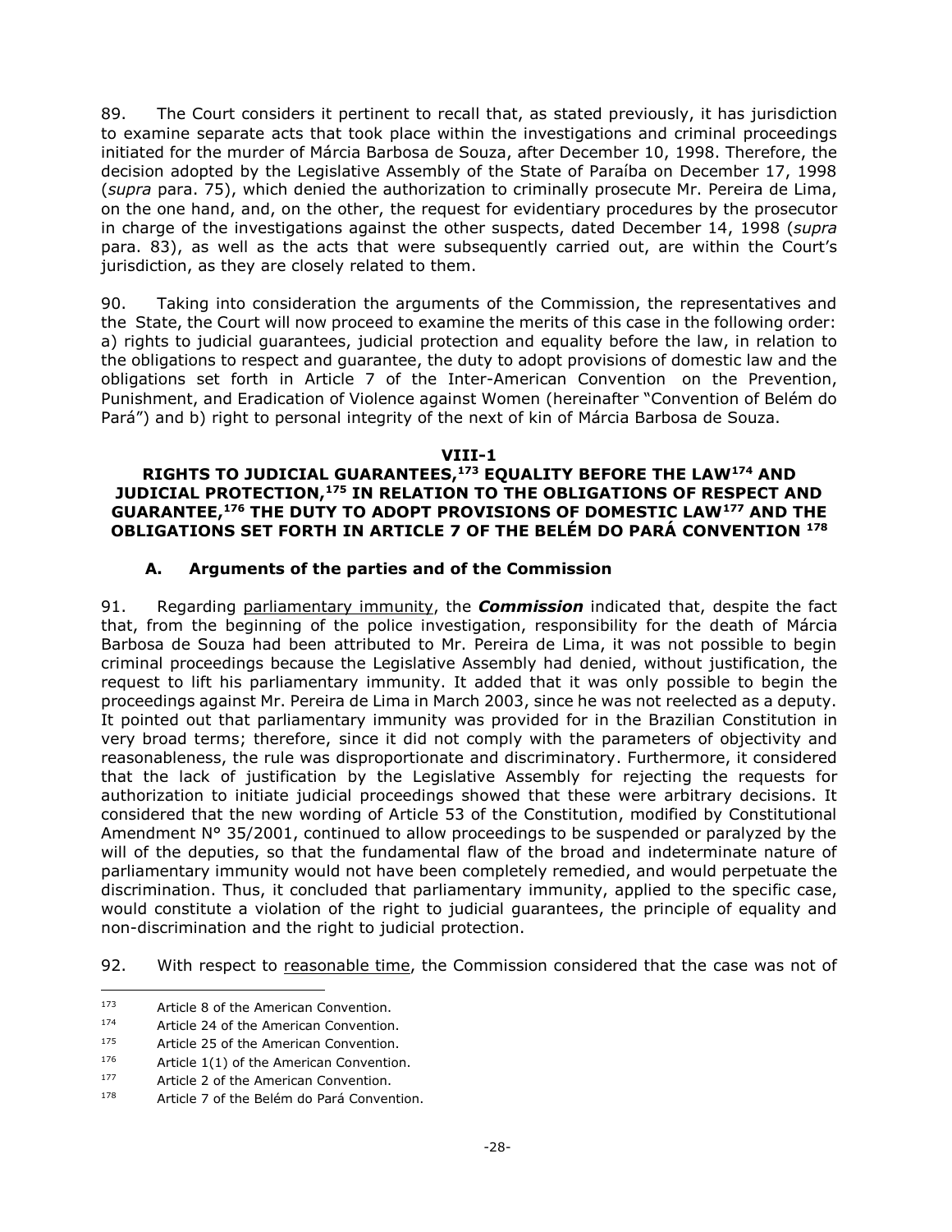89. The Court considers it pertinent to recall that, as stated previously, it has jurisdiction to examine separate acts that took place within the investigations and criminal proceedings initiated for the murder of Márcia Barbosa de Souza, after December 10, 1998. Therefore, the decision adopted by the Legislative Assembly of the State of Paraíba on December 17, 1998 (*supra* para. 75), which denied the authorization to criminally prosecute Mr. Pereira de Lima, on the one hand, and, on the other, the request for evidentiary procedures by the prosecutor in charge of the investigations against the other suspects, dated December 14, 1998 (*supra* para. 83), as well as the acts that were subsequently carried out, are within the Court's jurisdiction, as they are closely related to them.

90. Taking into consideration the arguments of the Commission, the representatives and the State, the Court will now proceed to examine the merits of this case in the following order: a) rights to judicial guarantees, judicial protection and equality before the law, in relation to the obligations to respect and guarantee, the duty to adopt provisions of domestic law and the obligations set forth in Article 7 of the Inter-American Convention on the Prevention, Punishment, and Eradication of Violence against Women (hereinafter "Convention of Belém do Pará") and b) right to personal integrity of the next of kin of Márcia Barbosa de Souza.

## VIII-1
## RIGHTS TO JUDICIAL GUARANTEES,[173] EQUALITY BEFORE THE LAW[174] AND JUDICIAL PROTECTION,[175] IN RELATION TO THE OBLIGATIONS OF RESPECT AND GUARANTEE,[176] THE DUTY TO ADOPT PROVISIONS OF DOMESTIC LAW[177] AND THE OBLIGATIONS SET FORTH IN ARTICLE 7 OF THE BELÉM DO PARÁ CONVENTION [178]

### A. Arguments of the parties and of the Commission

91. Regarding parliamentary immunity, the ***Commission*** indicated that, despite the fact that, from the beginning of the police investigation, responsibility for the death of Márcia Barbosa de Souza had been attributed to Mr. Pereira de Lima, it was not possible to begin criminal proceedings because the Legislative Assembly had denied, without justification, the request to lift his parliamentary immunity. It added that it was only possible to begin the proceedings against Mr. Pereira de Lima in March 2003, since he was not reelected as a deputy. It pointed out that parliamentary immunity was provided for in the Brazilian Constitution in very broad terms; therefore, since it did not comply with the parameters of objectivity and reasonableness, the rule was disproportionate and discriminatory. Furthermore, it considered that the lack of justification by the Legislative Assembly for rejecting the requests for authorization to initiate judicial proceedings showed that these were arbitrary decisions. It considered that the new wording of Article 53 of the Constitution, modified by Constitutional Amendment N° 35/2001, continued to allow proceedings to be suspended or paralyzed by the will of the deputies, so that the fundamental flaw of the broad and indeterminate nature of parliamentary immunity would not have been completely remedied, and would perpetuate the discrimination. Thus, it concluded that parliamentary immunity, applied to the specific case, would constitute a violation of the right to judicial guarantees, the principle of equality and non-discrimination and the right to judicial protection.

92. With respect to reasonable time, the Commission considered that the case was not of

---

[173] Article 8 of the American Convention.

[174] Article 24 of the American Convention.

[175] Article 25 of the American Convention.

[176] Article 1(1) of the American Convention.

[177] Article 2 of the American Convention.

[178] Article 7 of the Belém do Pará Convention.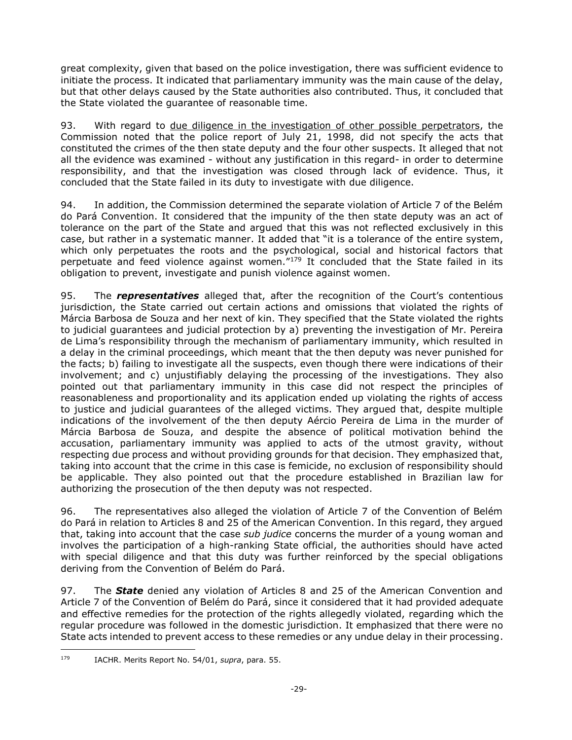great complexity, given that based on the police investigation, there was sufficient evidence to initiate the process. It indicated that parliamentary immunity was the main cause of the delay, but that other delays caused by the State authorities also contributed. Thus, it concluded that the State violated the guarantee of reasonable time.

93. With regard to due diligence in the investigation of other possible perpetrators, the Commission noted that the police report of July 21, 1998, did not specify the acts that constituted the crimes of the then state deputy and the four other suspects. It alleged that not all the evidence was examined - without any justification in this regard- in order to determine responsibility, and that the investigation was closed through lack of evidence. Thus, it concluded that the State failed in its duty to investigate with due diligence.

94. In addition, the Commission determined the separate violation of Article 7 of the Belém do Pará Convention. It considered that the impunity of the then state deputy was an act of tolerance on the part of the State and argued that this was not reflected exclusively in this case, but rather in a systematic manner. It added that "it is a tolerance of the entire system, which only perpetuates the roots and the psychological, social and historical factors that perpetuate and feed violence against women."[179] It concluded that the State failed in its obligation to prevent, investigate and punish violence against women.

95. The ***representatives*** alleged that, after the recognition of the Court's contentious jurisdiction, the State carried out certain actions and omissions that violated the rights of Márcia Barbosa de Souza and her next of kin. They specified that the State violated the rights to judicial guarantees and judicial protection by a) preventing the investigation of Mr. Pereira de Lima's responsibility through the mechanism of parliamentary immunity, which resulted in a delay in the criminal proceedings, which meant that the then deputy was never punished for the facts; b) failing to investigate all the suspects, even though there were indications of their involvement; and c) unjustifiably delaying the processing of the investigations. They also pointed out that parliamentary immunity in this case did not respect the principles of reasonableness and proportionality and its application ended up violating the rights of access to justice and judicial guarantees of the alleged victims. They argued that, despite multiple indications of the involvement of the then deputy Aércio Pereira de Lima in the murder of Márcia Barbosa de Souza, and despite the absence of political motivation behind the accusation, parliamentary immunity was applied to acts of the utmost gravity, without respecting due process and without providing grounds for that decision. They emphasized that, taking into account that the crime in this case is femicide, no exclusion of responsibility should be applicable. They also pointed out that the procedure established in Brazilian law for authorizing the prosecution of the then deputy was not respected.

96. The representatives also alleged the violation of Article 7 of the Convention of Belém do Pará in relation to Articles 8 and 25 of the American Convention. In this regard, they argued that, taking into account that the case *sub judice* concerns the murder of a young woman and involves the participation of a high-ranking State official, the authorities should have acted with special diligence and that this duty was further reinforced by the special obligations deriving from the Convention of Belém do Pará.

97. The ***State*** denied any violation of Articles 8 and 25 of the American Convention and Article 7 of the Convention of Belém do Pará, since it considered that it had provided adequate and effective remedies for the protection of the rights allegedly violated, regarding which the regular procedure was followed in the domestic jurisdiction. It emphasized that there were no State acts intended to prevent access to these remedies or any undue delay in their processing.

---

[179] IACHR. Merits Report No. 54/01, *supra*, para. 55.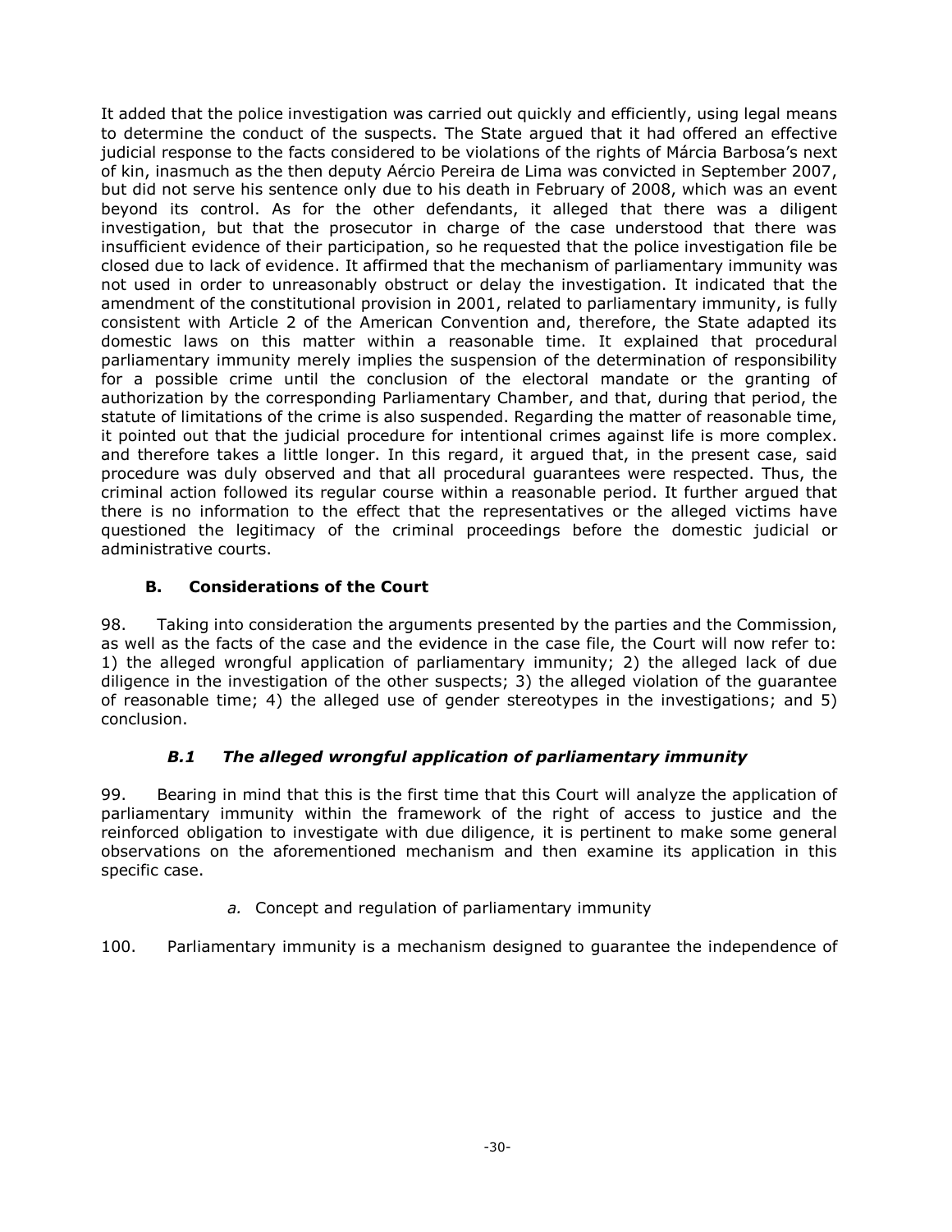It added that the police investigation was carried out quickly and efficiently, using legal means to determine the conduct of the suspects. The State argued that it had offered an effective judicial response to the facts considered to be violations of the rights of Márcia Barbosa's next of kin, inasmuch as the then deputy Aércio Pereira de Lima was convicted in September 2007, but did not serve his sentence only due to his death in February of 2008, which was an event beyond its control. As for the other defendants, it alleged that there was a diligent investigation, but that the prosecutor in charge of the case understood that there was insufficient evidence of their participation, so he requested that the police investigation file be closed due to lack of evidence. It affirmed that the mechanism of parliamentary immunity was not used in order to unreasonably obstruct or delay the investigation. It indicated that the amendment of the constitutional provision in 2001, related to parliamentary immunity, is fully consistent with Article 2 of the American Convention and, therefore, the State adapted its domestic laws on this matter within a reasonable time. It explained that procedural parliamentary immunity merely implies the suspension of the determination of responsibility for a possible crime until the conclusion of the electoral mandate or the granting of authorization by the corresponding Parliamentary Chamber, and that, during that period, the statute of limitations of the crime is also suspended. Regarding the matter of reasonable time, it pointed out that the judicial procedure for intentional crimes against life is more complex. and therefore takes a little longer. In this regard, it argued that, in the present case, said procedure was duly observed and that all procedural guarantees were respected. Thus, the criminal action followed its regular course within a reasonable period. It further argued that there is no information to the effect that the representatives or the alleged victims have questioned the legitimacy of the criminal proceedings before the domestic judicial or administrative courts.

## B. Considerations of the Court

98. Taking into consideration the arguments presented by the parties and the Commission, as well as the facts of the case and the evidence in the case file, the Court will now refer to: 1) the alleged wrongful application of parliamentary immunity; 2) the alleged lack of due diligence in the investigation of the other suspects; 3) the alleged violation of the guarantee of reasonable time; 4) the alleged use of gender stereotypes in the investigations; and 5) conclusion.

### *B.1 The alleged wrongful application of parliamentary immunity*

99. Bearing in mind that this is the first time that this Court will analyze the application of parliamentary immunity within the framework of the right of access to justice and the reinforced obligation to investigate with due diligence, it is pertinent to make some general observations on the aforementioned mechanism and then examine its application in this specific case.

*a.* Concept and regulation of parliamentary immunity

100. Parliamentary immunity is a mechanism designed to guarantee the independence of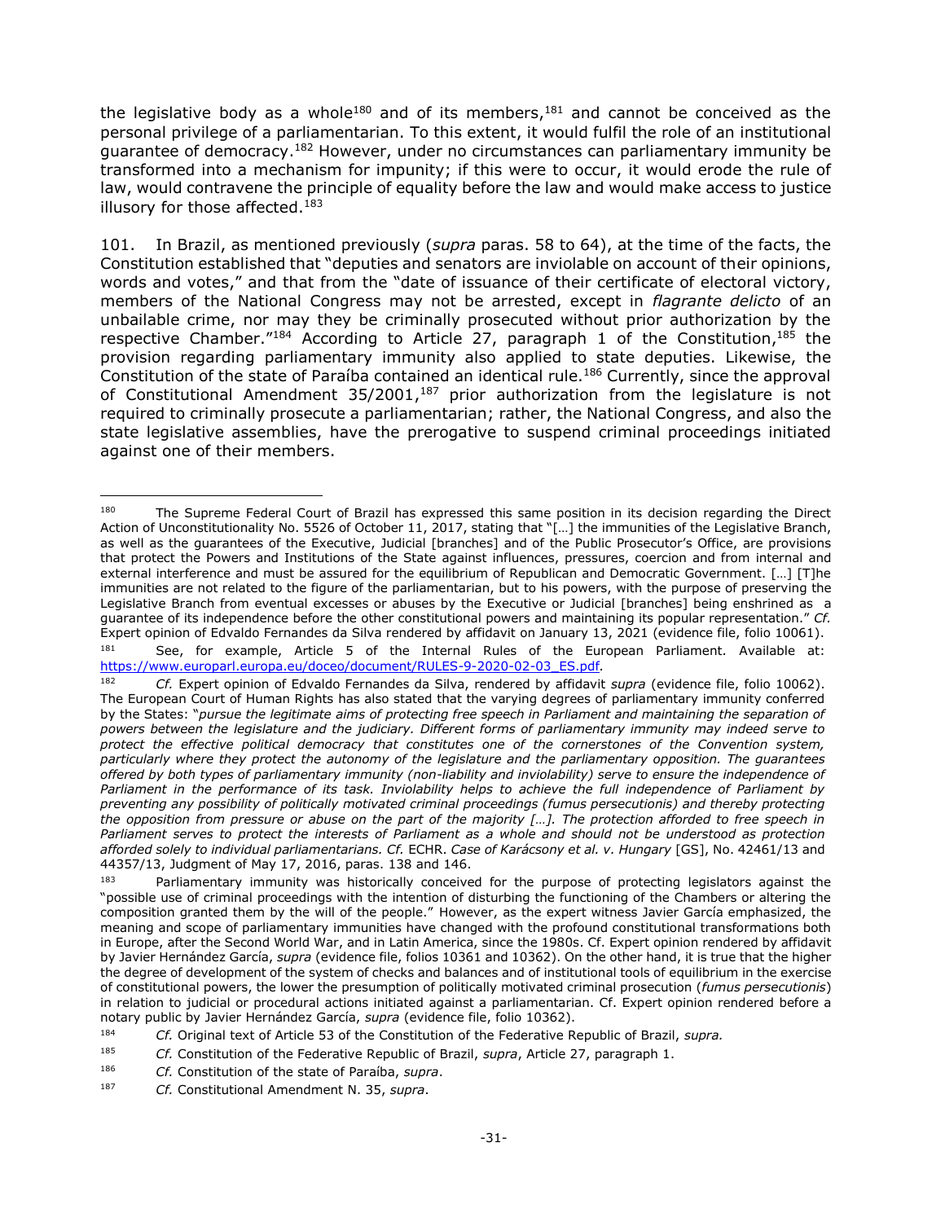the legislative body as a whole[180] and of its members,[181] and cannot be conceived as the personal privilege of a parliamentarian. To this extent, it would fulfil the role of an institutional guarantee of democracy.[182] However, under no circumstances can parliamentary immunity be transformed into a mechanism for impunity; if this were to occur, it would erode the rule of law, would contravene the principle of equality before the law and would make access to justice illusory for those affected.[183]

101. In Brazil, as mentioned previously (*supra* paras. 58 to 64), at the time of the facts, the Constitution established that "deputies and senators are inviolable on account of their opinions, words and votes," and that from the "date of issuance of their certificate of electoral victory, members of the National Congress may not be arrested, except in *flagrante delicto* of an unbailable crime, nor may they be criminally prosecuted without prior authorization by the respective Chamber."[184] According to Article 27, paragraph 1 of the Constitution,[185] the provision regarding parliamentary immunity also applied to state deputies. Likewise, the Constitution of the state of Paraíba contained an identical rule.[186] Currently, since the approval of Constitutional Amendment 35/2001,[187] prior authorization from the legislature is not required to criminally prosecute a parliamentarian; rather, the National Congress, and also the state legislative assemblies, have the prerogative to suspend criminal proceedings initiated against one of their members.

---

[180] The Supreme Federal Court of Brazil has expressed this same position in its decision regarding the Direct Action of Unconstitutionality No. 5526 of October 11, 2017, stating that "[…] the immunities of the Legislative Branch, as well as the guarantees of the Executive, Judicial [branches] and of the Public Prosecutor's Office, are provisions that protect the Powers and Institutions of the State against influences, pressures, coercion and from internal and external interference and must be assured for the equilibrium of Republican and Democratic Government. […] [T]he immunities are not related to the figure of the parliamentarian, but to his powers, with the purpose of preserving the Legislative Branch from eventual excesses or abuses by the Executive or Judicial [branches] being enshrined as a guarantee of its independence before the other constitutional powers and maintaining its popular representation." *Cf.* Expert opinion of Edvaldo Fernandes da Silva rendered by affidavit on January 13, 2021 (evidence file, folio 10061).

[181] See, for example, Article 5 of the Internal Rules of the European Parliament. Available at: https://www.europarl.europa.eu/doceo/document/RULES-9-2020-02-03_ES.pdf.

[182] *Cf.* Expert opinion of Edvaldo Fernandes da Silva, rendered by affidavit *supra* (evidence file, folio 10062). The European Court of Human Rights has also stated that the varying degrees of parliamentary immunity conferred by the States: "*pursue the legitimate aims of protecting free speech in Parliament and maintaining the separation of powers between the legislature and the judiciary. Different forms of parliamentary immunity may indeed serve to protect the effective political democracy that constitutes one of the cornerstones of the Convention system, particularly where they protect the autonomy of the legislature and the parliamentary opposition. The guarantees offered by both types of parliamentary immunity (non-liability and inviolability) serve to ensure the independence of Parliament in the performance of its task. Inviolability helps to achieve the full independence of Parliament by preventing any possibility of politically motivated criminal proceedings (fumus persecutionis) and thereby protecting the opposition from pressure or abuse on the part of the majority […]. The protection afforded to free speech in Parliament serves to protect the interests of Parliament as a whole and should not be understood as protection afforded solely to individual parliamentarians. Cf.* ECHR. *Case of Karácsony et al. v. Hungary* [GS], No. 42461/13 and 44357/13, Judgment of May 17, 2016, paras. 138 and 146.

[183] Parliamentary immunity was historically conceived for the purpose of protecting legislators against the "possible use of criminal proceedings with the intention of disturbing the functioning of the Chambers or altering the composition granted them by the will of the people." However, as the expert witness Javier García emphasized, the meaning and scope of parliamentary immunities have changed with the profound constitutional transformations both in Europe, after the Second World War, and in Latin America, since the 1980s. Cf. Expert opinion rendered by affidavit by Javier Hernández García, *supra* (evidence file, folios 10361 and 10362). On the other hand, it is true that the higher the degree of development of the system of checks and balances and of institutional tools of equilibrium in the exercise of constitutional powers, the lower the presumption of politically motivated criminal prosecution (*fumus persecutionis*) in relation to judicial or procedural actions initiated against a parliamentarian. Cf. Expert opinion rendered before a notary public by Javier Hernández García, *supra* (evidence file, folio 10362).

[184] *Cf.* Original text of Article 53 of the Constitution of the Federative Republic of Brazil, *supra.*

[185] *Cf.* Constitution of the Federative Republic of Brazil, *supra*, Article 27, paragraph 1.

[186] *Cf.* Constitution of the state of Paraíba, *supra*.

[187] *Cf.* Constitutional Amendment N. 35, *supra*.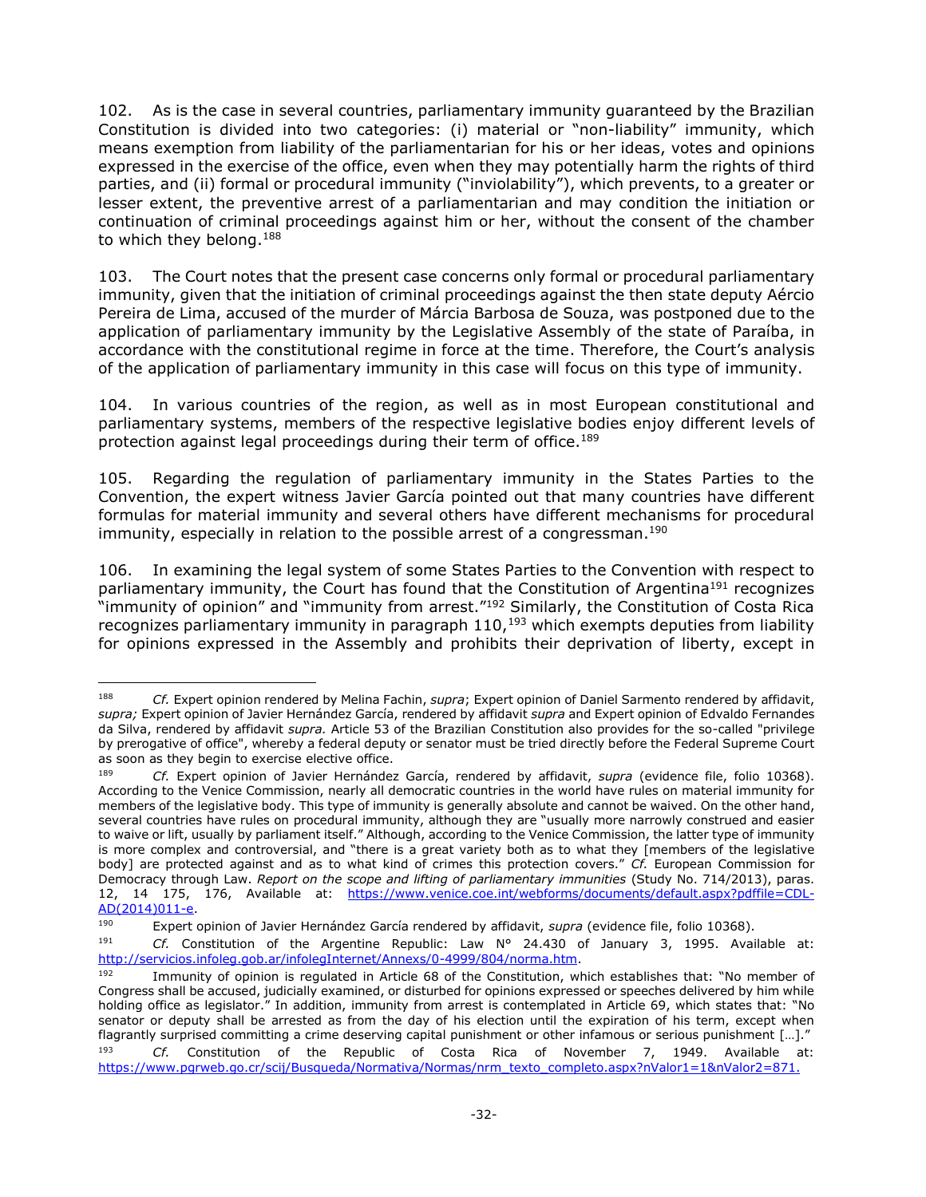102. As is the case in several countries, parliamentary immunity guaranteed by the Brazilian Constitution is divided into two categories: (i) material or "non-liability" immunity, which means exemption from liability of the parliamentarian for his or her ideas, votes and opinions expressed in the exercise of the office, even when they may potentially harm the rights of third parties, and (ii) formal or procedural immunity ("inviolability"), which prevents, to a greater or lesser extent, the preventive arrest of a parliamentarian and may condition the initiation or continuation of criminal proceedings against him or her, without the consent of the chamber to which they belong.[188]

103. The Court notes that the present case concerns only formal or procedural parliamentary immunity, given that the initiation of criminal proceedings against the then state deputy Aércio Pereira de Lima, accused of the murder of Márcia Barbosa de Souza, was postponed due to the application of parliamentary immunity by the Legislative Assembly of the state of Paraíba, in accordance with the constitutional regime in force at the time. Therefore, the Court's analysis of the application of parliamentary immunity in this case will focus on this type of immunity.

104. In various countries of the region, as well as in most European constitutional and parliamentary systems, members of the respective legislative bodies enjoy different levels of protection against legal proceedings during their term of office.[189]

105. Regarding the regulation of parliamentary immunity in the States Parties to the Convention, the expert witness Javier García pointed out that many countries have different formulas for material immunity and several others have different mechanisms for procedural immunity, especially in relation to the possible arrest of a congressman.[190]

106. In examining the legal system of some States Parties to the Convention with respect to parliamentary immunity, the Court has found that the Constitution of Argentina[191] recognizes "immunity of opinion" and "immunity from arrest."[192] Similarly, the Constitution of Costa Rica recognizes parliamentary immunity in paragraph 110,[193] which exempts deputies from liability for opinions expressed in the Assembly and prohibits their deprivation of liberty, except in

---

[188] *Cf.* Expert opinion rendered by Melina Fachin, *supra*; Expert opinion of Daniel Sarmento rendered by affidavit, *supra;* Expert opinion of Javier Hernández García, rendered by affidavit *supra* and Expert opinion of Edvaldo Fernandes da Silva, rendered by affidavit *supra.* Article 53 of the Brazilian Constitution also provides for the so-called "privilege by prerogative of office", whereby a federal deputy or senator must be tried directly before the Federal Supreme Court as soon as they begin to exercise elective office.

[189] *Cf.* Expert opinion of Javier Hernández García, rendered by affidavit, *supra* (evidence file, folio 10368). According to the Venice Commission, nearly all democratic countries in the world have rules on material immunity for members of the legislative body. This type of immunity is generally absolute and cannot be waived. On the other hand, several countries have rules on procedural immunity, although they are "usually more narrowly construed and easier to waive or lift, usually by parliament itself." Although, according to the Venice Commission, the latter type of immunity is more complex and controversial, and "there is a great variety both as to what they [members of the legislative body] are protected against and as to what kind of crimes this protection covers." *Cf.* European Commission for Democracy through Law. *Report on the scope and lifting of parliamentary immunities* (Study No. 714/2013), paras. 12, 14 175, 176, Available at: https://www.venice.coe.int/webforms/documents/default.aspx?pdffile=CDL-AD(2014)011-e.

[190] Expert opinion of Javier Hernández García rendered by affidavit, *supra* (evidence file, folio 10368).

[191] *Cf.* Constitution of the Argentine Republic: Law N° 24.430 of January 3, 1995. Available at: http://servicios.infoleg.gob.ar/infolegInternet/Annexs/0-4999/804/norma.htm.

[192] Immunity of opinion is regulated in Article 68 of the Constitution, which establishes that: "No member of Congress shall be accused, judicially examined, or disturbed for opinions expressed or speeches delivered by him while holding office as legislator." In addition, immunity from arrest is contemplated in Article 69, which states that: "No senator or deputy shall be arrested as from the day of his election until the expiration of his term, except when flagrantly surprised committing a crime deserving capital punishment or other infamous or serious punishment […]."

[193] *Cf.* Constitution of the Republic of Costa Rica of November 7, 1949. Available at: https://www.pgrweb.go.cr/scij/Busqueda/Normativa/Normas/nrm_texto_completo.aspx?nValor1=1&nValor2=871.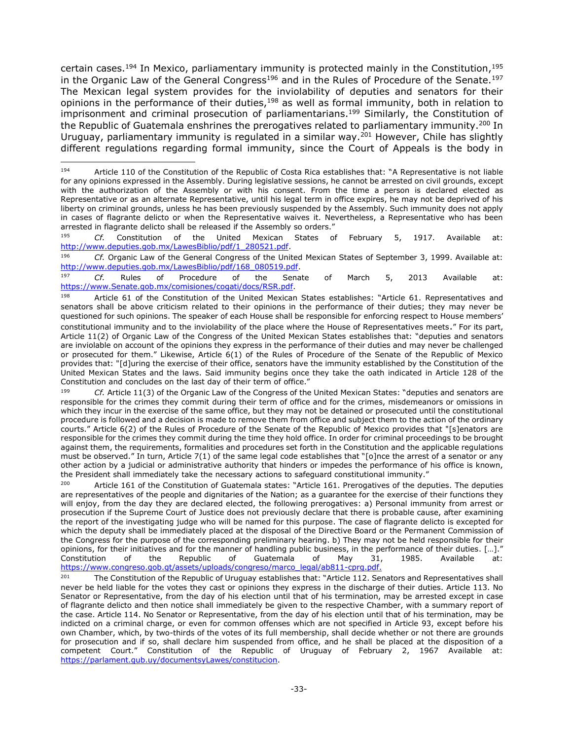certain cases.[194] In Mexico, parliamentary immunity is protected mainly in the Constitution,[195] in the Organic Law of the General Congress[196] and in the Rules of Procedure of the Senate.[197] The Mexican legal system provides for the inviolability of deputies and senators for their opinions in the performance of their duties,[198] as well as formal immunity, both in relation to imprisonment and criminal prosecution of parliamentarians.[199] Similarly, the Constitution of the Republic of Guatemala enshrines the prerogatives related to parliamentary immunity.[200] In Uruguay, parliamentary immunity is regulated in a similar way.[201] However, Chile has slightly different regulations regarding formal immunity, since the Court of Appeals is the body in

---

[194] Article 110 of the Constitution of the Republic of Costa Rica establishes that: "A Representative is not liable for any opinions expressed in the Assembly. During legislative sessions, he cannot be arrested on civil grounds, except with the authorization of the Assembly or with his consent. From the time a person is declared elected as Representative or as an alternate Representative, until his legal term in office expires, he may not be deprived of his liberty on criminal grounds, unless he has been previously suspended by the Assembly. Such immunity does not apply in cases of flagrante delicto or when the Representative waives it. Nevertheless, a Representative who has been arrested in flagrante delicto shall be released if the Assembly so orders."

[195] *Cf.* Constitution of the United Mexican States of February 5, 1917. Available at: http://www.deputies.gob.mx/LawesBiblio/pdf/1_280521.pdf.

[196] *Cf.* Organic Law of the General Congress of the United Mexican States of September 3, 1999. Available at: http://www.deputies.gob.mx/LawesBiblio/pdf/168_080519.pdf.

[197] *Cf.* Rules of Procedure of the Senate of March 5, 2013 Available at: https://www.Senate.gob.mx/comisiones/cogati/docs/RSR.pdf.

[198] Article 61 of the Constitution of the United Mexican States establishes: "Article 61. Representatives and senators shall be above criticism related to their opinions in the performance of their duties; they may never be questioned for such opinions. The speaker of each House shall be responsible for enforcing respect to House members' constitutional immunity and to the inviolability of the place where the House of Representatives meets." For its part, Article 11(2) of Organic Law of the Congress of the United Mexican States establishes that: "deputies and senators are inviolable on account of the opinions they express in the performance of their duties and may never be challenged or prosecuted for them." Likewise, Article 6(1) of the Rules of Procedure of the Senate of the Republic of Mexico provides that: "[d]uring the exercise of their office, senators have the immunity established by the Constitution of the United Mexican States and the laws. Said immunity begins once they take the oath indicated in Article 128 of the Constitution and concludes on the last day of their term of office."

[199] *Cf.* Article 11(3) of the Organic Law of the Congress of the United Mexican States: "deputies and senators are responsible for the crimes they commit during their term of office and for the crimes, misdemeanors or omissions in which they incur in the exercise of the same office, but they may not be detained or prosecuted until the constitutional procedure is followed and a decision is made to remove them from office and subject them to the action of the ordinary courts." Article 6(2) of the Rules of Procedure of the Senate of the Republic of Mexico provides that "[s]enators are responsible for the crimes they commit during the time they hold office. In order for criminal proceedings to be brought against them, the requirements, formalities and procedures set forth in the Constitution and the applicable regulations must be observed." In turn, Article 7(1) of the same legal code establishes that "[o]nce the arrest of a senator or any other action by a judicial or administrative authority that hinders or impedes the performance of his office is known, the President shall immediately take the necessary actions to safeguard constitutional immunity."

[200] Article 161 of the Constitution of Guatemala states: "Article 161. Prerogatives of the deputies. The deputies are representatives of the people and dignitaries of the Nation; as a guarantee for the exercise of their functions they will enjoy, from the day they are declared elected, the following prerogatives: a) Personal immunity from arrest or prosecution if the Supreme Court of Justice does not previously declare that there is probable cause, after examining the report of the investigating judge who will be named for this purpose. The case of flagrante delicto is excepted for which the deputy shall be immediately placed at the disposal of the Directive Board or the Permanent Commission of the Congress for the purpose of the corresponding preliminary hearing. b) They may not be held responsible for their opinions, for their initiatives and for the manner of handling public business, in the performance of their duties. […]." Constitution of the Republic of Guatemala of May 31, 1985. Available at: https://www.congreso.gob.gt/assets/uploads/congreso/marco_legal/ab811-cprg.pdf.

[201] The Constitution of the Republic of Uruguay establishes that: "Article 112. Senators and Representatives shall never be held liable for the votes they cast or opinions they express in the discharge of their duties. Article 113. No Senator or Representative, from the day of his election until that of his termination, may be arrested except in case of flagrante delicto and then notice shall immediately be given to the respective Chamber, with a summary report of the case. Article 114. No Senator or Representative, from the day of his election until that of his termination, may be indicted on a criminal charge, or even for common offenses which are not specified in Article 93, except before his own Chamber, which, by two-thirds of the votes of its full membership, shall decide whether or not there are grounds for prosecution and if so, shall declare him suspended from office, and he shall be placed at the disposition of a competent Court." Constitution of the Republic of Uruguay of February 2, 1967 Available at: https://parlament.gub.uy/documentsyLawes/constitucion.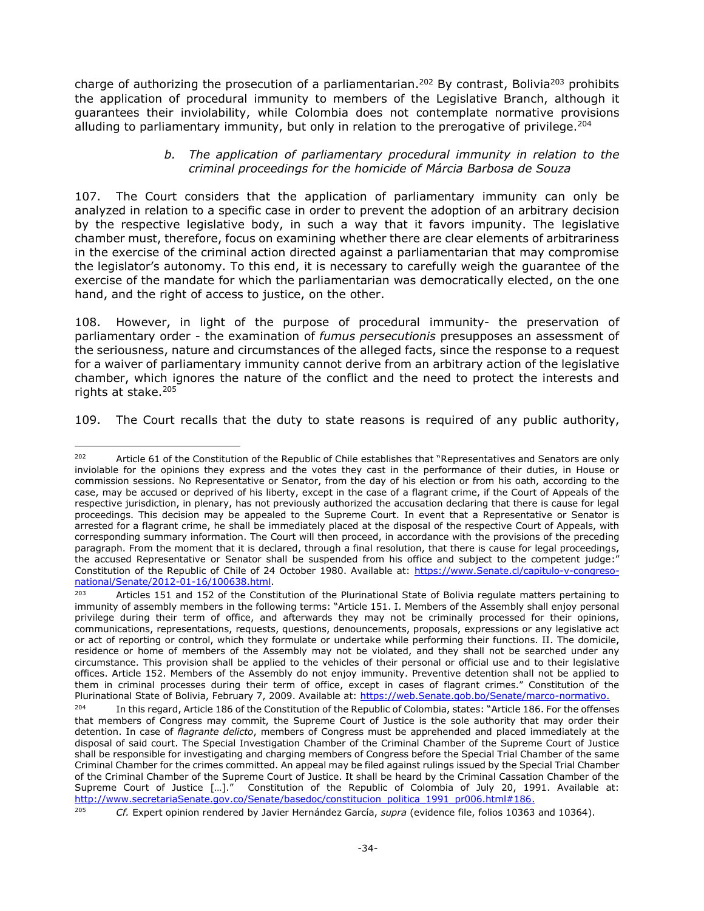charge of authorizing the prosecution of a parliamentarian.[202] By contrast, Bolivia[203] prohibits the application of procedural immunity to members of the Legislative Branch, although it guarantees their inviolability, while Colombia does not contemplate normative provisions alluding to parliamentary immunity, but only in relation to the prerogative of privilege.[204]

*b. The application of parliamentary procedural immunity in relation to the criminal proceedings for the homicide of Márcia Barbosa de Souza*

107. The Court considers that the application of parliamentary immunity can only be analyzed in relation to a specific case in order to prevent the adoption of an arbitrary decision by the respective legislative body, in such a way that it favors impunity. The legislative chamber must, therefore, focus on examining whether there are clear elements of arbitrariness in the exercise of the criminal action directed against a parliamentarian that may compromise the legislator's autonomy. To this end, it is necessary to carefully weigh the guarantee of the exercise of the mandate for which the parliamentarian was democratically elected, on the one hand, and the right of access to justice, on the other.

108. However, in light of the purpose of procedural immunity- the preservation of parliamentary order - the examination of *fumus persecutionis* presupposes an assessment of the seriousness, nature and circumstances of the alleged facts, since the response to a request for a waiver of parliamentary immunity cannot derive from an arbitrary action of the legislative chamber, which ignores the nature of the conflict and the need to protect the interests and rights at stake.[205]

109. The Court recalls that the duty to state reasons is required of any public authority,

---

[202] Article 61 of the Constitution of the Republic of Chile establishes that "Representatives and Senators are only inviolable for the opinions they express and the votes they cast in the performance of their duties, in House or commission sessions. No Representative or Senator, from the day of his election or from his oath, according to the case, may be accused or deprived of his liberty, except in the case of a flagrant crime, if the Court of Appeals of the respective jurisdiction, in plenary, has not previously authorized the accusation declaring that there is cause for legal proceedings. This decision may be appealed to the Supreme Court. In event that a Representative or Senator is arrested for a flagrant crime, he shall be immediately placed at the disposal of the respective Court of Appeals, with corresponding summary information. The Court will then proceed, in accordance with the provisions of the preceding paragraph. From the moment that it is declared, through a final resolution, that there is cause for legal proceedings, the accused Representative or Senator shall be suspended from his office and subject to the competent judge:" Constitution of the Republic of Chile of 24 October 1980. Available at: https://www.Senate.cl/capitulo-v-congreso-national/Senate/2012-01-16/100638.html.

[203] Articles 151 and 152 of the Constitution of the Plurinational State of Bolivia regulate matters pertaining to immunity of assembly members in the following terms: "Article 151. I. Members of the Assembly shall enjoy personal privilege during their term of office, and afterwards they may not be criminally processed for their opinions, communications, representations, requests, questions, denouncements, proposals, expressions or any legislative act or act of reporting or control, which they formulate or undertake while performing their functions. II. The domicile, residence or home of members of the Assembly may not be violated, and they shall not be searched under any circumstance. This provision shall be applied to the vehicles of their personal or official use and to their legislative offices. Article 152. Members of the Assembly do not enjoy immunity. Preventive detention shall not be applied to them in criminal processes during their term of office, except in cases of flagrant crimes." Constitution of the Plurinational State of Bolivia, February 7, 2009. Available at: https://web.Senate.gob.bo/Senate/marco-normativo.

[204] In this regard, Article 186 of the Constitution of the Republic of Colombia, states: "Article 186. For the offenses that members of Congress may commit, the Supreme Court of Justice is the sole authority that may order their detention. In case of *flagrante delicto*, members of Congress must be apprehended and placed immediately at the disposal of said court. The Special Investigation Chamber of the Criminal Chamber of the Supreme Court of Justice shall be responsible for investigating and charging members of Congress before the Special Trial Chamber of the same Criminal Chamber for the crimes committed. An appeal may be filed against rulings issued by the Special Trial Chamber of the Criminal Chamber of the Supreme Court of Justice. It shall be heard by the Criminal Cassation Chamber of the Supreme Court of Justice […]." Constitution of the Republic of Colombia of July 20, 1991. Available at: http://www.secretariaSenate.gov.co/Senate/basedoc/constitucion_politica_1991_pr006.html#186.

[205] *Cf.* Expert opinion rendered by Javier Hernández García, *supra* (evidence file, folios 10363 and 10364).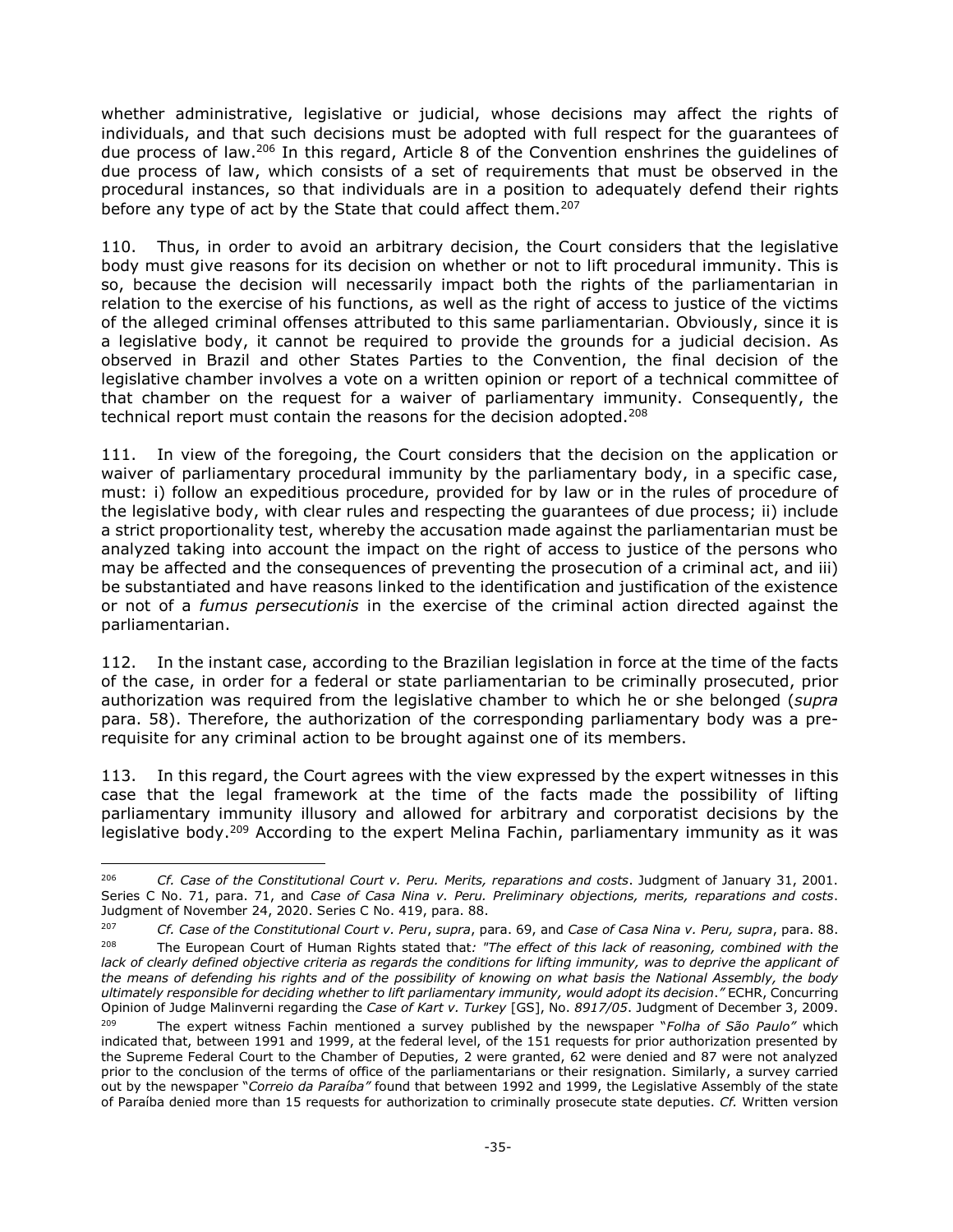whether administrative, legislative or judicial, whose decisions may affect the rights of individuals, and that such decisions must be adopted with full respect for the guarantees of due process of law.[206] In this regard, Article 8 of the Convention enshrines the guidelines of due process of law, which consists of a set of requirements that must be observed in the procedural instances, so that individuals are in a position to adequately defend their rights before any type of act by the State that could affect them.[207]

110. Thus, in order to avoid an arbitrary decision, the Court considers that the legislative body must give reasons for its decision on whether or not to lift procedural immunity. This is so, because the decision will necessarily impact both the rights of the parliamentarian in relation to the exercise of his functions, as well as the right of access to justice of the victims of the alleged criminal offenses attributed to this same parliamentarian. Obviously, since it is a legislative body, it cannot be required to provide the grounds for a judicial decision. As observed in Brazil and other States Parties to the Convention, the final decision of the legislative chamber involves a vote on a written opinion or report of a technical committee of that chamber on the request for a waiver of parliamentary immunity. Consequently, the technical report must contain the reasons for the decision adopted.[208]

111. In view of the foregoing, the Court considers that the decision on the application or waiver of parliamentary procedural immunity by the parliamentary body, in a specific case, must: i) follow an expeditious procedure, provided for by law or in the rules of procedure of the legislative body, with clear rules and respecting the guarantees of due process; ii) include a strict proportionality test, whereby the accusation made against the parliamentarian must be analyzed taking into account the impact on the right of access to justice of the persons who may be affected and the consequences of preventing the prosecution of a criminal act, and iii) be substantiated and have reasons linked to the identification and justification of the existence or not of a *fumus persecutionis* in the exercise of the criminal action directed against the parliamentarian.

112. In the instant case, according to the Brazilian legislation in force at the time of the facts of the case, in order for a federal or state parliamentarian to be criminally prosecuted, prior authorization was required from the legislative chamber to which he or she belonged (*supra* para. 58). Therefore, the authorization of the corresponding parliamentary body was a pre-requisite for any criminal action to be brought against one of its members.

113. In this regard, the Court agrees with the view expressed by the expert witnesses in this case that the legal framework at the time of the facts made the possibility of lifting parliamentary immunity illusory and allowed for arbitrary and corporatist decisions by the legislative body.[209] According to the expert Melina Fachin, parliamentary immunity as it was

---

[206] *Cf. Case of the Constitutional Court v. Peru. Merits, reparations and costs*. Judgment of January 31, 2001. Series C No. 71, para. 71, and *Case of Casa Nina v. Peru. Preliminary objections, merits, reparations and costs*. Judgment of November 24, 2020. Series C No. 419, para. 88.

[207] *Cf. Case of the Constitutional Court v. Peru*, *supra*, para. 69, and *Case of Casa Nina v. Peru, supra*, para. 88.

[208] The European Court of Human Rights stated that*: "The effect of this lack of reasoning, combined with the lack of clearly defined objective criteria as regards the conditions for lifting immunity, was to deprive the applicant of the means of defending his rights and of the possibility of knowing on what basis the National Assembly, the body ultimately responsible for deciding whether to lift parliamentary immunity, would adopt its decision*.*"* ECHR, Concurring Opinion of Judge Malinverni regarding the *Case of Kart v. Turkey* [GS], No. *8917/05*. Judgment of December 3, 2009.

[209] The expert witness Fachin mentioned a survey published by the newspaper "*Folha of São Paulo"* which indicated that, between 1991 and 1999, at the federal level, of the 151 requests for prior authorization presented by the Supreme Federal Court to the Chamber of Deputies, 2 were granted, 62 were denied and 87 were not analyzed prior to the conclusion of the terms of office of the parliamentarians or their resignation. Similarly, a survey carried out by the newspaper "*Correio da Paraíba"* found that between 1992 and 1999, the Legislative Assembly of the state of Paraíba denied more than 15 requests for authorization to criminally prosecute state deputies. *Cf.* Written version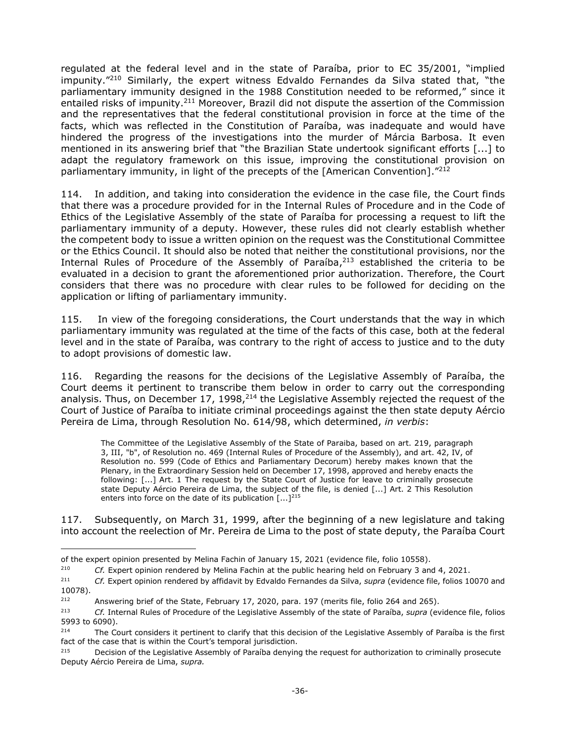regulated at the federal level and in the state of Paraíba, prior to EC 35/2001, "implied impunity."[210] Similarly, the expert witness Edvaldo Fernandes da Silva stated that, "the parliamentary immunity designed in the 1988 Constitution needed to be reformed," since it entailed risks of impunity.[211] Moreover, Brazil did not dispute the assertion of the Commission and the representatives that the federal constitutional provision in force at the time of the facts, which was reflected in the Constitution of Paraíba, was inadequate and would have hindered the progress of the investigations into the murder of Márcia Barbosa. It even mentioned in its answering brief that "the Brazilian State undertook significant efforts [...] to adapt the regulatory framework on this issue, improving the constitutional provision on parliamentary immunity, in light of the precepts of the [American Convention]."[212]

114. In addition, and taking into consideration the evidence in the case file, the Court finds that there was a procedure provided for in the Internal Rules of Procedure and in the Code of Ethics of the Legislative Assembly of the state of Paraíba for processing a request to lift the parliamentary immunity of a deputy. However, these rules did not clearly establish whether the competent body to issue a written opinion on the request was the Constitutional Committee or the Ethics Council. It should also be noted that neither the constitutional provisions, nor the Internal Rules of Procedure of the Assembly of Paraíba,[213] established the criteria to be evaluated in a decision to grant the aforementioned prior authorization. Therefore, the Court considers that there was no procedure with clear rules to be followed for deciding on the application or lifting of parliamentary immunity.

115. In view of the foregoing considerations, the Court understands that the way in which parliamentary immunity was regulated at the time of the facts of this case, both at the federal level and in the state of Paraíba, was contrary to the right of access to justice and to the duty to adopt provisions of domestic law.

116. Regarding the reasons for the decisions of the Legislative Assembly of Paraíba, the Court deems it pertinent to transcribe them below in order to carry out the corresponding analysis. Thus, on December 17, 1998,[214] the Legislative Assembly rejected the request of the Court of Justice of Paraíba to initiate criminal proceedings against the then state deputy Aércio Pereira de Lima, through Resolution No. 614/98, which determined, *in verbis*:

> The Committee of the Legislative Assembly of the State of Paraiba, based on art. 219, paragraph 3, III, "b", of Resolution no. 469 (Internal Rules of Procedure of the Assembly), and art. 42, IV, of Resolution no. 599 (Code of Ethics and Parliamentary Decorum) hereby makes known that the Plenary, in the Extraordinary Session held on December 17, 1998, approved and hereby enacts the following: [...] Art. 1 The request by the State Court of Justice for leave to criminally prosecute state Deputy Aércio Pereira de Lima, the subject of the file, is denied [...] Art. 2 This Resolution enters into force on the date of its publication [...][215]

117. Subsequently, on March 31, 1999, after the beginning of a new legislature and taking into account the reelection of Mr. Pereira de Lima to the post of state deputy, the Paraíba Court

---

of the expert opinion presented by Melina Fachin of January 15, 2021 (evidence file, folio 10558).

[210] *Cf.* Expert opinion rendered by Melina Fachin at the public hearing held on February 3 and 4, 2021.

[211] *Cf.* Expert opinion rendered by affidavit by Edvaldo Fernandes da Silva, *supra* (evidence file, folios 10070 and 10078).

[212] Answering brief of the State, February 17, 2020, para. 197 (merits file, folio 264 and 265).

[213] *Cf.* Internal Rules of Procedure of the Legislative Assembly of the state of Paraíba, *supra* (evidence file, folios 5993 to 6090).

[214] The Court considers it pertinent to clarify that this decision of the Legislative Assembly of Paraíba is the first fact of the case that is within the Court's temporal jurisdiction.

[215] Decision of the Legislative Assembly of Paraíba denying the request for authorization to criminally prosecute Deputy Aércio Pereira de Lima, *supra.*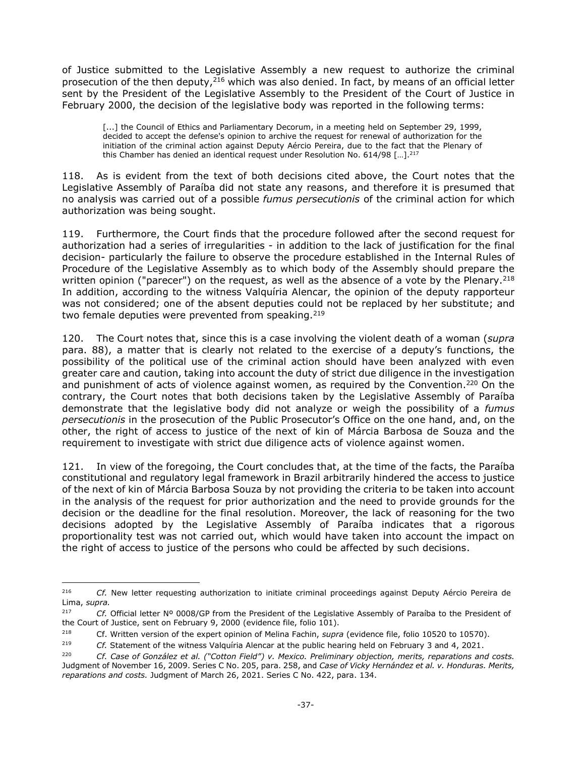of Justice submitted to the Legislative Assembly a new request to authorize the criminal prosecution of the then deputy,[216] which was also denied. In fact, by means of an official letter sent by the President of the Legislative Assembly to the President of the Court of Justice in February 2000, the decision of the legislative body was reported in the following terms:

> [...] the Council of Ethics and Parliamentary Decorum, in a meeting held on September 29, 1999, decided to accept the defense's opinion to archive the request for renewal of authorization for the initiation of the criminal action against Deputy Aércio Pereira, due to the fact that the Plenary of this Chamber has denied an identical request under Resolution No. 614/98 […].[217]

118. As is evident from the text of both decisions cited above, the Court notes that the Legislative Assembly of Paraíba did not state any reasons, and therefore it is presumed that no analysis was carried out of a possible *fumus persecutionis* of the criminal action for which authorization was being sought.

119. Furthermore, the Court finds that the procedure followed after the second request for authorization had a series of irregularities - in addition to the lack of justification for the final decision- particularly the failure to observe the procedure established in the Internal Rules of Procedure of the Legislative Assembly as to which body of the Assembly should prepare the written opinion ("parecer") on the request, as well as the absence of a vote by the Plenary.[218] In addition, according to the witness Valquíria Alencar, the opinion of the deputy rapporteur was not considered; one of the absent deputies could not be replaced by her substitute; and two female deputies were prevented from speaking.[219]

120. The Court notes that, since this is a case involving the violent death of a woman (*supra* para. 88), a matter that is clearly not related to the exercise of a deputy's functions, the possibility of the political use of the criminal action should have been analyzed with even greater care and caution, taking into account the duty of strict due diligence in the investigation and punishment of acts of violence against women, as required by the Convention.[220] On the contrary, the Court notes that both decisions taken by the Legislative Assembly of Paraíba demonstrate that the legislative body did not analyze or weigh the possibility of a *fumus persecutionis* in the prosecution of the Public Prosecutor's Office on the one hand, and, on the other, the right of access to justice of the next of kin of Márcia Barbosa de Souza and the requirement to investigate with strict due diligence acts of violence against women.

121. In view of the foregoing, the Court concludes that, at the time of the facts, the Paraíba constitutional and regulatory legal framework in Brazil arbitrarily hindered the access to justice of the next of kin of Márcia Barbosa Souza by not providing the criteria to be taken into account in the analysis of the request for prior authorization and the need to provide grounds for the decision or the deadline for the final resolution. Moreover, the lack of reasoning for the two decisions adopted by the Legislative Assembly of Paraíba indicates that a rigorous proportionality test was not carried out, which would have taken into account the impact on the right of access to justice of the persons who could be affected by such decisions.

---

[216] *Cf.* New letter requesting authorization to initiate criminal proceedings against Deputy Aércio Pereira de Lima, *supra.*

[217] *Cf.* Official letter Nº 0008/GP from the President of the Legislative Assembly of Paraíba to the President of the Court of Justice, sent on February 9, 2000 (evidence file, folio 101).

[218] Cf. Written version of the expert opinion of Melina Fachin, *supra* (evidence file, folio 10520 to 10570).

[219] *Cf.* Statement of the witness Valquíria Alencar at the public hearing held on February 3 and 4, 2021.

[220] *Cf. Case of González et al. ("Cotton Field") v. Mexico. Preliminary objection, merits, reparations and costs.* Judgment of November 16, 2009. Series C No. 205, para. 258, and *Case of Vicky Hernández et al. v. Honduras. Merits, reparations and costs.* Judgment of March 26, 2021. Series C No. 422, para. 134.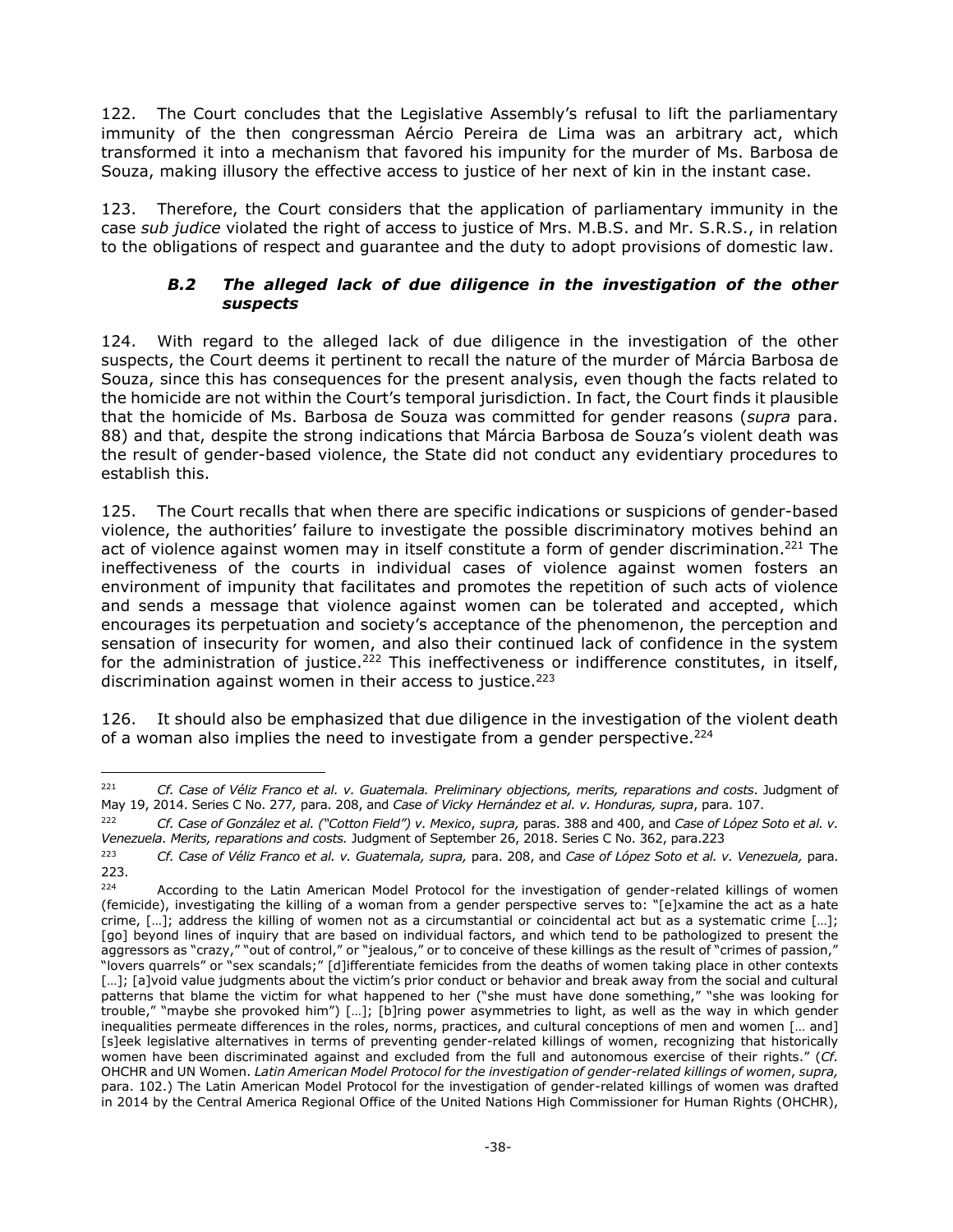122. The Court concludes that the Legislative Assembly's refusal to lift the parliamentary immunity of the then congressman Aércio Pereira de Lima was an arbitrary act, which transformed it into a mechanism that favored his impunity for the murder of Ms. Barbosa de Souza, making illusory the effective access to justice of her next of kin in the instant case.

123. Therefore, the Court considers that the application of parliamentary immunity in the case *sub judice* violated the right of access to justice of Mrs. M.B.S. and Mr. S.R.S., in relation to the obligations of respect and guarantee and the duty to adopt provisions of domestic law.

### *B.2 The alleged lack of due diligence in the investigation of the other suspects*

124. With regard to the alleged lack of due diligence in the investigation of the other suspects, the Court deems it pertinent to recall the nature of the murder of Márcia Barbosa de Souza, since this has consequences for the present analysis, even though the facts related to the homicide are not within the Court's temporal jurisdiction. In fact, the Court finds it plausible that the homicide of Ms. Barbosa de Souza was committed for gender reasons (*supra* para. 88) and that, despite the strong indications that Márcia Barbosa de Souza's violent death was the result of gender-based violence, the State did not conduct any evidentiary procedures to establish this.

125. The Court recalls that when there are specific indications or suspicions of gender-based violence, the authorities' failure to investigate the possible discriminatory motives behind an act of violence against women may in itself constitute a form of gender discrimination.[221] The ineffectiveness of the courts in individual cases of violence against women fosters an environment of impunity that facilitates and promotes the repetition of such acts of violence and sends a message that violence against women can be tolerated and accepted, which encourages its perpetuation and society's acceptance of the phenomenon, the perception and sensation of insecurity for women, and also their continued lack of confidence in the system for the administration of justice.[222] This ineffectiveness or indifference constitutes, in itself, discrimination against women in their access to justice.[223]

126. It should also be emphasized that due diligence in the investigation of the violent death of a woman also implies the need to investigate from a gender perspective.[224]

---

[221] *Cf. Case of Véliz Franco et al. v. Guatemala. Preliminary objections, merits, reparations and costs*. Judgment of May 19, 2014. Series C No. 277*,* para. 208, and *Case of Vicky Hernández et al. v. Honduras, supra*, para. 107.

[222] *Cf. Case of González et al. ("Cotton Field") v. Mexico*, *supra,* paras. 388 and 400, and *Case of López Soto et al. v. Venezuela. Merits, reparations and costs.* Judgment of September 26, 2018. Series C No. 362, para.223

[223] *Cf. Case of Véliz Franco et al. v. Guatemala, supra,* para. 208, and *Case of López Soto et al. v. Venezuela,* para. 223.

[224] According to the Latin American Model Protocol for the investigation of gender-related killings of women (femicide), investigating the killing of a woman from a gender perspective serves to: "[e]xamine the act as a hate crime, […]; address the killing of women not as a circumstantial or coincidental act but as a systematic crime […]; [go] beyond lines of inquiry that are based on individual factors, and which tend to be pathologized to present the aggressors as "crazy," "out of control," or "jealous," or to conceive of these killings as the result of "crimes of passion," "lovers quarrels" or "sex scandals;" [d]ifferentiate femicides from the deaths of women taking place in other contexts […]; [a]void value judgments about the victim's prior conduct or behavior and break away from the social and cultural patterns that blame the victim for what happened to her ("she must have done something," "she was looking for trouble," "maybe she provoked him") […]; [b]ring power asymmetries to light, as well as the way in which gender inequalities permeate differences in the roles, norms, practices, and cultural conceptions of men and women [… and] [s]eek legislative alternatives in terms of preventing gender-related killings of women, recognizing that historically women have been discriminated against and excluded from the full and autonomous exercise of their rights." (*Cf.* OHCHR and UN Women. *Latin American Model Protocol for the investigation of gender-related killings of women*, *supra,* para. 102.) The Latin American Model Protocol for the investigation of gender-related killings of women was drafted in 2014 by the Central America Regional Office of the United Nations High Commissioner for Human Rights (OHCHR),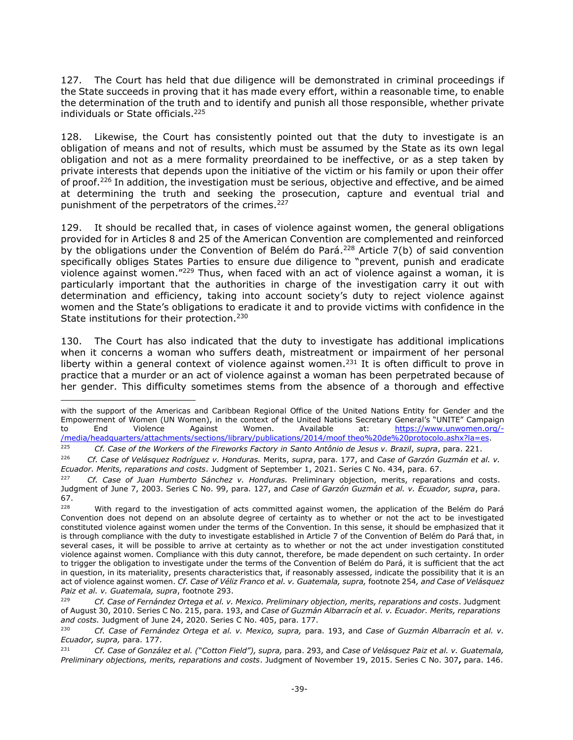127. The Court has held that due diligence will be demonstrated in criminal proceedings if the State succeeds in proving that it has made every effort, within a reasonable time, to enable the determination of the truth and to identify and punish all those responsible, whether private individuals or State officials.[225]

128. Likewise, the Court has consistently pointed out that the duty to investigate is an obligation of means and not of results, which must be assumed by the State as its own legal obligation and not as a mere formality preordained to be ineffective, or as a step taken by private interests that depends upon the initiative of the victim or his family or upon their offer of proof.[226] In addition, the investigation must be serious, objective and effective, and be aimed at determining the truth and seeking the prosecution, capture and eventual trial and punishment of the perpetrators of the crimes.[227]

129. It should be recalled that, in cases of violence against women, the general obligations provided for in Articles 8 and 25 of the American Convention are complemented and reinforced by the obligations under the Convention of Belém do Pará.[228] Article 7(b) of said convention specifically obliges States Parties to ensure due diligence to "prevent, punish and eradicate violence against women."[229] Thus, when faced with an act of violence against a woman, it is particularly important that the authorities in charge of the investigation carry it out with determination and efficiency, taking into account society's duty to reject violence against women and the State's obligations to eradicate it and to provide victims with confidence in the State institutions for their protection.[230]

130. The Court has also indicated that the duty to investigate has additional implications when it concerns a woman who suffers death, mistreatment or impairment of her personal liberty within a general context of violence against women.[231] It is often difficult to prove in practice that a murder or an act of violence against a woman has been perpetrated because of her gender. This difficulty sometimes stems from the absence of a thorough and effective

---

with the support of the Americas and Caribbean Regional Office of the United Nations Entity for Gender and the Empowerment of Women (UN Women), in the context of the United Nations Secretary General's "UNITE" Campaign to End Violence Against Women. Available at: [https://www.unwomen.org/-/media/headquarters/attachments/sections/library/publications/2014/moof theo%20de%20protocolo.ashx?la=es](https://www.unwomen.org/-/media/headquarters/attachments/sections/library/publications/2014/moof theo%20de%20protocolo.ashx?la=es).

[225] *Cf. Case of the Workers of the Fireworks Factory in Santo Antônio de Jesus v. Brazil*, *supra*, para. 221.

[226] *Cf. Case of Velásquez Rodríguez v. Honduras.* Merits, *supra*, para. 177, and *Case of Garzón Guzmán et al. v. Ecuador. Merits, reparations and costs*. Judgment of September 1, 2021. Series C No. 434, para. 67.

[227] *Cf. Case of Juan Humberto Sánchez v. Honduras.* Preliminary objection, merits, reparations and costs. Judgment of June 7, 2003. Series C No. 99, para. 127, and *Case of Garzón Guzmán et al. v. Ecuador, supra*, para. 67.

[228] With regard to the investigation of acts committed against women, the application of the Belém do Pará Convention does not depend on an absolute degree of certainty as to whether or not the act to be investigated constituted violence against women under the terms of the Convention. In this sense, it should be emphasized that it is through compliance with the duty to investigate established in Article 7 of the Convention of Belém do Pará that, in several cases, it will be possible to arrive at certainty as to whether or not the act under investigation constituted violence against women. Compliance with this duty cannot, therefore, be made dependent on such certainty. In order to trigger the obligation to investigate under the terms of the Convention of Belém do Pará, it is sufficient that the act in question, in its materiality, presents characteristics that, if reasonably assessed, indicate the possibility that it is an act of violence against women. *Cf. Case of Véliz Franco et al. v. Guatemala, supra,* footnote 254*, and Case of Velásquez Paiz et al. v. Guatemala, supra*, footnote 293.

[229] *Cf. Case of Fernández Ortega et al. v. Mexico. Preliminary objection, merits, reparations and costs*. Judgment of August 30, 2010. Series C No. 215, para. 193, and *Case of Guzmán Albarracín et al. v. Ecuador. Merits, reparations and costs.* Judgment of June 24, 2020. Series C No. 405, para. 177.

[230] *Cf. Case of Fernández Ortega et al. v. Mexico, supra,* para. 193, and *Case of Guzmán Albarracín et al. v. Ecuador, supra,* para. 177.

[231] *Cf. Case of González et al. ("Cotton Field"), supra,* para. 293, and *Case of Velásquez Paiz et al. v. Guatemala, Preliminary objections, merits, reparations and costs*. Judgment of November 19, 2015. Series C No. 307**,** para. 146.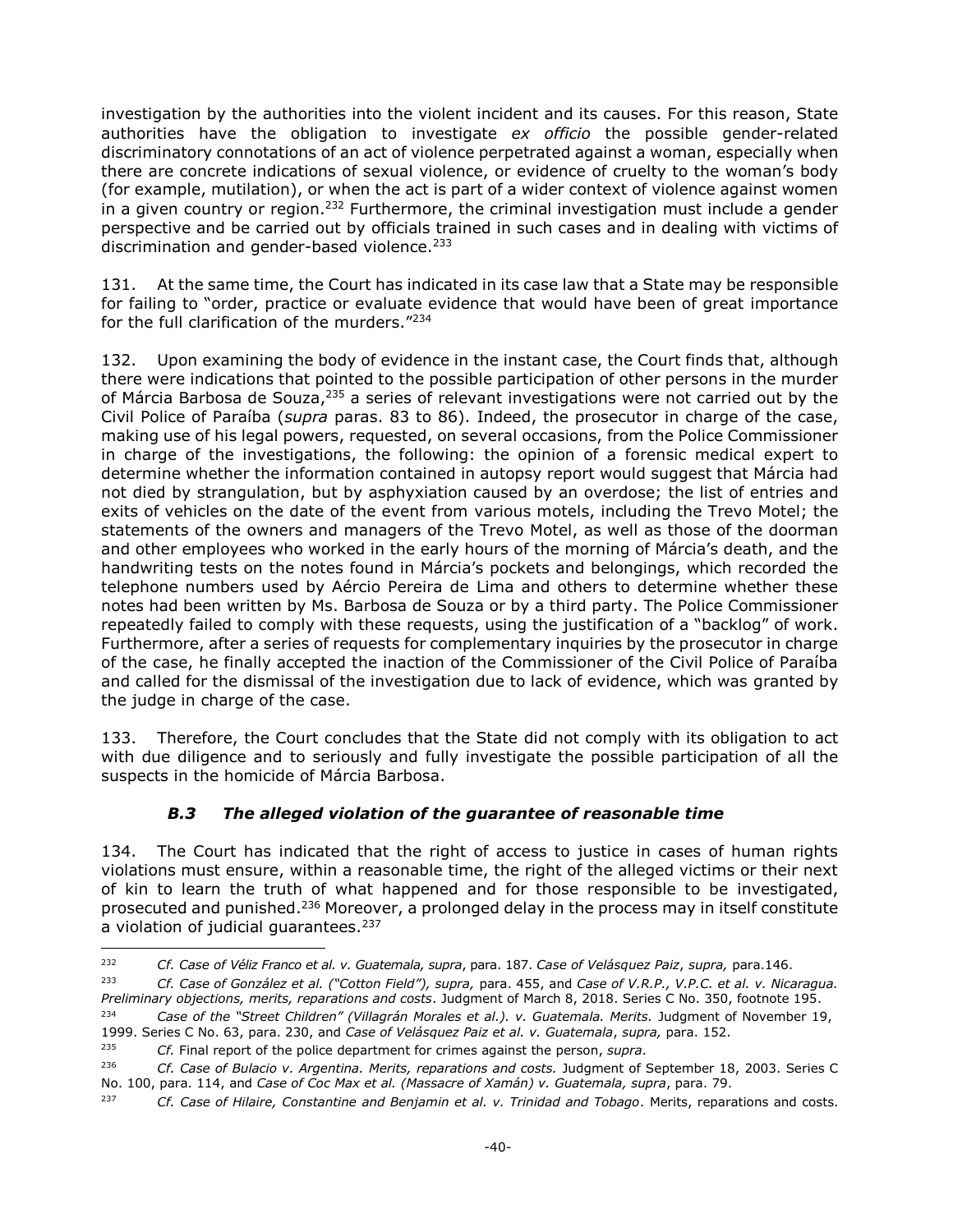investigation by the authorities into the violent incident and its causes. For this reason, State authorities have the obligation to investigate *ex officio* the possible gender-related discriminatory connotations of an act of violence perpetrated against a woman, especially when there are concrete indications of sexual violence, or evidence of cruelty to the woman's body (for example, mutilation), or when the act is part of a wider context of violence against women in a given country or region.[232] Furthermore, the criminal investigation must include a gender perspective and be carried out by officials trained in such cases and in dealing with victims of discrimination and gender-based violence.[233]

131. At the same time, the Court has indicated in its case law that a State may be responsible for failing to "order, practice or evaluate evidence that would have been of great importance for the full clarification of the murders."[234]

132. Upon examining the body of evidence in the instant case, the Court finds that, although there were indications that pointed to the possible participation of other persons in the murder of Márcia Barbosa de Souza,[235] a series of relevant investigations were not carried out by the Civil Police of Paraíba (*supra* paras. 83 to 86). Indeed, the prosecutor in charge of the case, making use of his legal powers, requested, on several occasions, from the Police Commissioner in charge of the investigations, the following: the opinion of a forensic medical expert to determine whether the information contained in autopsy report would suggest that Márcia had not died by strangulation, but by asphyxiation caused by an overdose; the list of entries and exits of vehicles on the date of the event from various motels, including the Trevo Motel; the statements of the owners and managers of the Trevo Motel, as well as those of the doorman and other employees who worked in the early hours of the morning of Márcia's death, and the handwriting tests on the notes found in Márcia's pockets and belongings, which recorded the telephone numbers used by Aércio Pereira de Lima and others to determine whether these notes had been written by Ms. Barbosa de Souza or by a third party. The Police Commissioner repeatedly failed to comply with these requests, using the justification of a "backlog" of work. Furthermore, after a series of requests for complementary inquiries by the prosecutor in charge of the case, he finally accepted the inaction of the Commissioner of the Civil Police of Paraíba and called for the dismissal of the investigation due to lack of evidence, which was granted by the judge in charge of the case.

133. Therefore, the Court concludes that the State did not comply with its obligation to act with due diligence and to seriously and fully investigate the possible participation of all the suspects in the homicide of Márcia Barbosa.

### *B.3 The alleged violation of the guarantee of reasonable time*

134. The Court has indicated that the right of access to justice in cases of human rights violations must ensure, within a reasonable time, the right of the alleged victims or their next of kin to learn the truth of what happened and for those responsible to be investigated, prosecuted and punished.[236] Moreover, a prolonged delay in the process may in itself constitute a violation of judicial guarantees.[237]

---

[232] *Cf. Case of Véliz Franco et al. v. Guatemala, supra*, para. 187. *Case of Velásquez Paiz*, *supra,* para.146.

[233] *Cf. Case of González et al. ("Cotton Field"), supra,* para. 455, and *Case of V.R.P., V.P.C. et al. v. Nicaragua. Preliminary objections, merits, reparations and costs*. Judgment of March 8, 2018. Series C No. 350, footnote 195.

[234] *Case of the "Street Children" (Villagrán Morales et al.). v. Guatemala. Merits.* Judgment of November 19, 1999. Series C No. 63, para. 230, and *Case of Velásquez Paiz et al. v. Guatemala*, *supra,* para. 152.

[235] *Cf.* Final report of the police department for crimes against the person, *supra*.

[236] *Cf. Case of Bulacio v. Argentina. Merits, reparations and costs.* Judgment of September 18, 2003. Series C No. 100, para. 114, and *Case of Coc Max et al. (Massacre of Xamán) v. Guatemala, supra*, para. 79.

[237] *Cf. Case of Hilaire, Constantine and Benjamin et al. v. Trinidad and Tobago*. Merits, reparations and costs.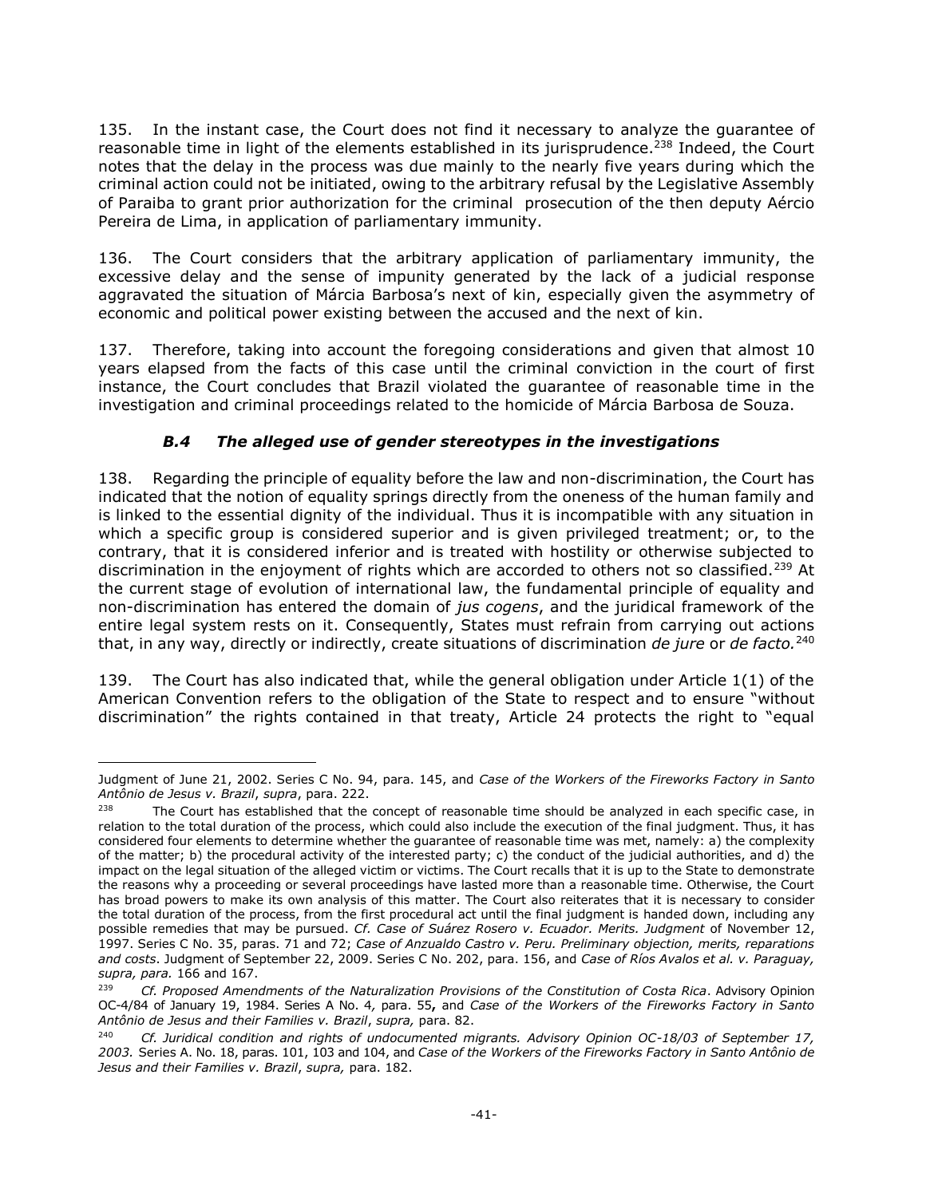135. In the instant case, the Court does not find it necessary to analyze the guarantee of reasonable time in light of the elements established in its jurisprudence.[238] Indeed, the Court notes that the delay in the process was due mainly to the nearly five years during which the criminal action could not be initiated, owing to the arbitrary refusal by the Legislative Assembly of Paraiba to grant prior authorization for the criminal prosecution of the then deputy Aércio Pereira de Lima, in application of parliamentary immunity.

136. The Court considers that the arbitrary application of parliamentary immunity, the excessive delay and the sense of impunity generated by the lack of a judicial response aggravated the situation of Márcia Barbosa's next of kin, especially given the asymmetry of economic and political power existing between the accused and the next of kin.

137. Therefore, taking into account the foregoing considerations and given that almost 10 years elapsed from the facts of this case until the criminal conviction in the court of first instance, the Court concludes that Brazil violated the guarantee of reasonable time in the investigation and criminal proceedings related to the homicide of Márcia Barbosa de Souza.

### *B.4 The alleged use of gender stereotypes in the investigations*

138. Regarding the principle of equality before the law and non-discrimination, the Court has indicated that the notion of equality springs directly from the oneness of the human family and is linked to the essential dignity of the individual. Thus it is incompatible with any situation in which a specific group is considered superior and is given privileged treatment; or, to the contrary, that it is considered inferior and is treated with hostility or otherwise subjected to discrimination in the enjoyment of rights which are accorded to others not so classified.[239] At the current stage of evolution of international law, the fundamental principle of equality and non-discrimination has entered the domain of *jus cogens*, and the juridical framework of the entire legal system rests on it. Consequently, States must refrain from carrying out actions that, in any way, directly or indirectly, create situations of discrimination *de jure* or *de facto.*[240]

139. The Court has also indicated that, while the general obligation under Article 1(1) of the American Convention refers to the obligation of the State to respect and to ensure "without discrimination" the rights contained in that treaty, Article 24 protects the right to "equal

---

Judgment of June 21, 2002. Series C No. 94, para. 145, and *Case of the Workers of the Fireworks Factory in Santo Antônio de Jesus v. Brazil*, *supra*, para. 222.

[238] The Court has established that the concept of reasonable time should be analyzed in each specific case, in relation to the total duration of the process, which could also include the execution of the final judgment. Thus, it has considered four elements to determine whether the guarantee of reasonable time was met, namely: a) the complexity of the matter; b) the procedural activity of the interested party; c) the conduct of the judicial authorities, and d) the impact on the legal situation of the alleged victim or victims. The Court recalls that it is up to the State to demonstrate the reasons why a proceeding or several proceedings have lasted more than a reasonable time. Otherwise, the Court has broad powers to make its own analysis of this matter. The Court also reiterates that it is necessary to consider the total duration of the process, from the first procedural act until the final judgment is handed down, including any possible remedies that may be pursued. *Cf. Case of Suárez Rosero v. Ecuador. Merits. Judgment* of November 12, 1997. Series C No. 35, paras. 71 and 72; *Case of Anzualdo Castro v. Peru. Preliminary objection, merits, reparations and costs*. Judgment of September 22, 2009. Series C No. 202, para. 156, and *Case of Ríos Avalos et al. v. Paraguay, supra, para.* 166 and 167.

[239] *Cf. Proposed Amendments of the Naturalization Provisions of the Constitution of Costa Rica*. Advisory Opinion OC-4/84 of January 19, 1984. Series A No. 4*,* para. 55**,** and *Case of the Workers of the Fireworks Factory in Santo Antônio de Jesus and their Families v. Brazil*, *supra,* para. 82.

[240] *Cf. Juridical condition and rights of undocumented migrants. Advisory Opinion OC-18/03 of September 17, 2003.* Series A. No. 18, paras. 101, 103 and 104, and *Case of the Workers of the Fireworks Factory in Santo Antônio de Jesus and their Families v. Brazil*, *supra,* para. 182.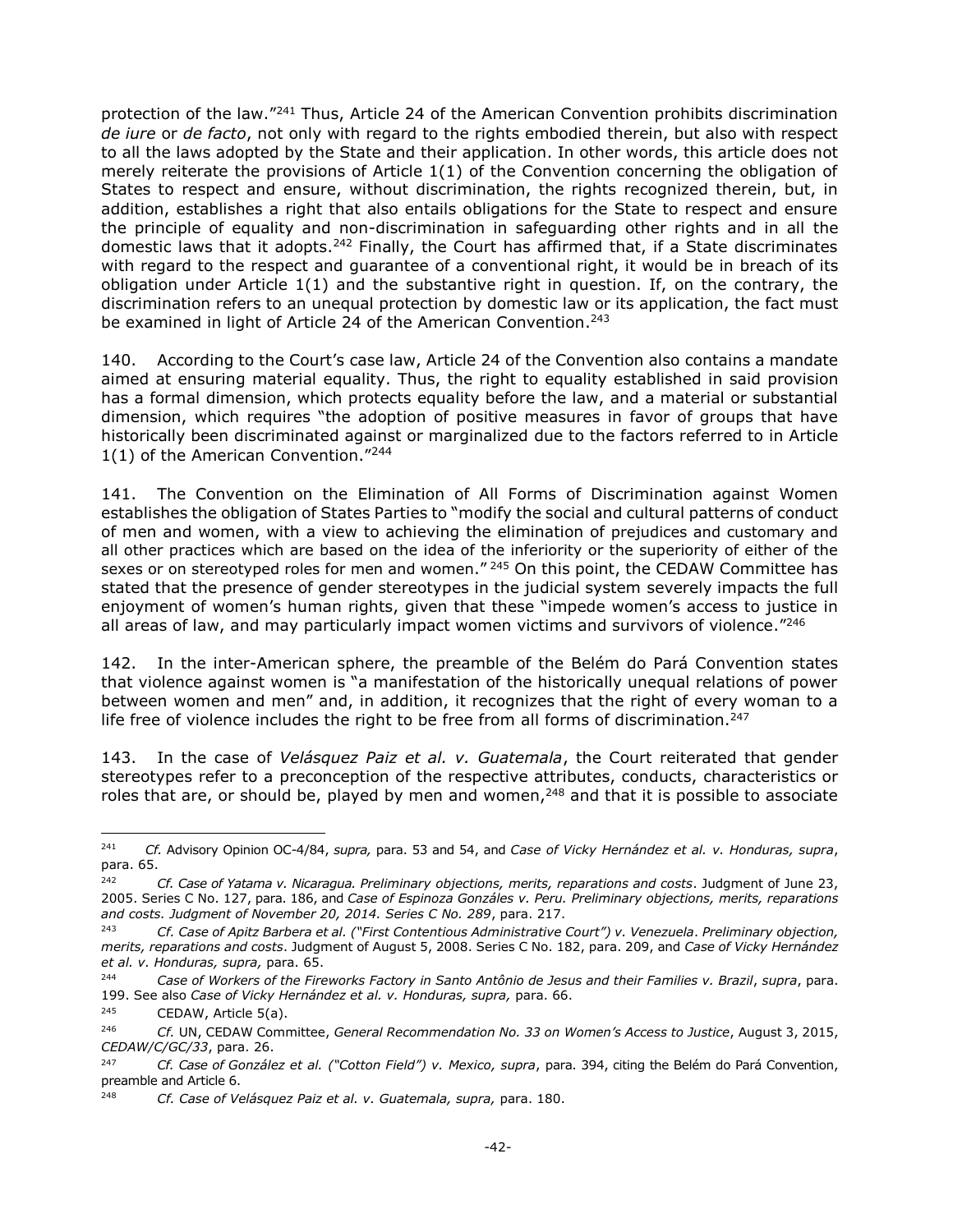protection of the law."[241] Thus, Article 24 of the American Convention prohibits discrimination *de iure* or *de facto*, not only with regard to the rights embodied therein, but also with respect to all the laws adopted by the State and their application. In other words, this article does not merely reiterate the provisions of Article 1(1) of the Convention concerning the obligation of States to respect and ensure, without discrimination, the rights recognized therein, but, in addition, establishes a right that also entails obligations for the State to respect and ensure the principle of equality and non-discrimination in safeguarding other rights and in all the domestic laws that it adopts.[242] Finally, the Court has affirmed that, if a State discriminates with regard to the respect and guarantee of a conventional right, it would be in breach of its obligation under Article 1(1) and the substantive right in question. If, on the contrary, the discrimination refers to an unequal protection by domestic law or its application, the fact must be examined in light of Article 24 of the American Convention.[243]

140. According to the Court's case law, Article 24 of the Convention also contains a mandate aimed at ensuring material equality. Thus, the right to equality established in said provision has a formal dimension, which protects equality before the law, and a material or substantial dimension, which requires "the adoption of positive measures in favor of groups that have historically been discriminated against or marginalized due to the factors referred to in Article 1(1) of the American Convention."[244]

141. The Convention on the Elimination of All Forms of Discrimination against Women establishes the obligation of States Parties to "modify the social and cultural patterns of conduct of men and women, with a view to achieving the elimination of prejudices and customary and all other practices which are based on the idea of the inferiority or the superiority of either of the sexes or on stereotyped roles for men and women." [245] On this point, the CEDAW Committee has stated that the presence of gender stereotypes in the judicial system severely impacts the full enjoyment of women's human rights, given that these "impede women's access to justice in all areas of law, and may particularly impact women victims and survivors of violence."[246]

142. In the inter-American sphere, the preamble of the Belém do Pará Convention states that violence against women is "a manifestation of the historically unequal relations of power between women and men" and, in addition, it recognizes that the right of every woman to a life free of violence includes the right to be free from all forms of discrimination.[247]

143. In the case of *Velásquez Paiz et al. v. Guatemala*, the Court reiterated that gender stereotypes refer to a preconception of the respective attributes, conducts, characteristics or roles that are, or should be, played by men and women,[248] and that it is possible to associate

---

[241] *Cf.* Advisory Opinion OC-4/84, *supra,* para. 53 and 54, and *Case of Vicky Hernández et al. v. Honduras, supra*, para. 65.

[242] *Cf. Case of Yatama v. Nicaragua. Preliminary objections, merits, reparations and costs*. Judgment of June 23, 2005. Series C No. 127, para. 186, and *Case of Espinoza Gonzáles v. Peru. Preliminary objections, merits, reparations and costs. Judgment of November 20, 2014. Series C No. 289*, para. 217.

[243] *Cf. Case of Apitz Barbera et al. ("First Contentious Administrative Court") v. Venezuela*. *Preliminary objection, merits, reparations and costs*. Judgment of August 5, 2008. Series C No. 182, para. 209, and *Case of Vicky Hernández et al. v. Honduras, supra,* para. 65.

[244] *Case of Workers of the Fireworks Factory in Santo Antônio de Jesus and their Families v. Brazil*, *supra*, para. 199. See also *Case of Vicky Hernández et al. v. Honduras, supra,* para. 66.

[245] CEDAW, Article 5(a).

[246] *Cf.* UN, CEDAW Committee, *General Recommendation No. 33 on Women's Access to Justice*, August 3, 2015, *CEDAW/C/GC/33*, para. 26.

[247] *Cf. Case of González et al. ("Cotton Field") v. Mexico, supra*, para. 394, citing the Belém do Pará Convention, preamble and Article 6.

[248] *Cf. Case of Velásquez Paiz et al. v. Guatemala, supra,* para. 180.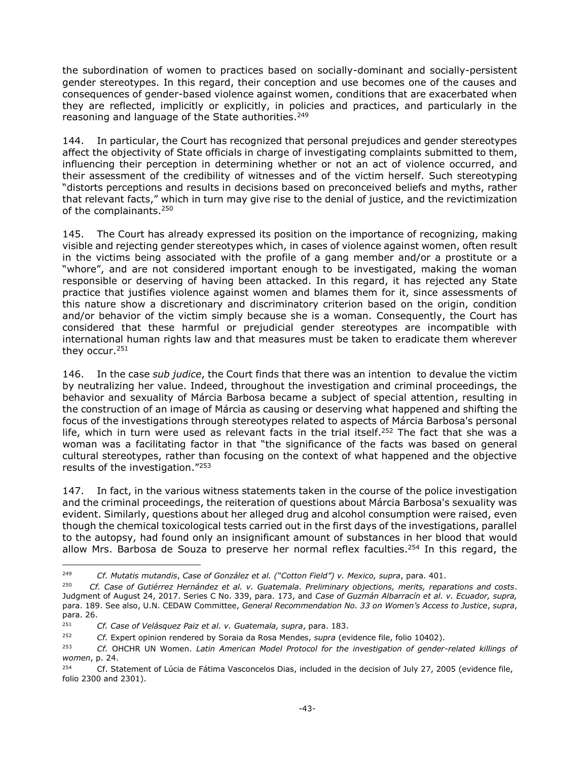the subordination of women to practices based on socially-dominant and socially-persistent gender stereotypes. In this regard, their conception and use becomes one of the causes and consequences of gender-based violence against women, conditions that are exacerbated when they are reflected, implicitly or explicitly, in policies and practices, and particularly in the reasoning and language of the State authorities.[249]

144. In particular, the Court has recognized that personal prejudices and gender stereotypes affect the objectivity of State officials in charge of investigating complaints submitted to them, influencing their perception in determining whether or not an act of violence occurred, and their assessment of the credibility of witnesses and of the victim herself. Such stereotyping "distorts perceptions and results in decisions based on preconceived beliefs and myths, rather that relevant facts," which in turn may give rise to the denial of justice, and the revictimization of the complainants.[250]

145. The Court has already expressed its position on the importance of recognizing, making visible and rejecting gender stereotypes which, in cases of violence against women, often result in the victims being associated with the profile of a gang member and/or a prostitute or a "whore", and are not considered important enough to be investigated, making the woman responsible or deserving of having been attacked. In this regard, it has rejected any State practice that justifies violence against women and blames them for it, since assessments of this nature show a discretionary and discriminatory criterion based on the origin, condition and/or behavior of the victim simply because she is a woman. Consequently, the Court has considered that these harmful or prejudicial gender stereotypes are incompatible with international human rights law and that measures must be taken to eradicate them wherever they occur.[251]

146. In the case *sub judice*, the Court finds that there was an intention to devalue the victim by neutralizing her value. Indeed, throughout the investigation and criminal proceedings, the behavior and sexuality of Márcia Barbosa became a subject of special attention, resulting in the construction of an image of Márcia as causing or deserving what happened and shifting the focus of the investigations through stereotypes related to aspects of Márcia Barbosa's personal life, which in turn were used as relevant facts in the trial itself.[252] The fact that she was a woman was a facilitating factor in that "the significance of the facts was based on general cultural stereotypes, rather than focusing on the context of what happened and the objective results of the investigation."[253]

147. In fact, in the various witness statements taken in the course of the police investigation and the criminal proceedings, the reiteration of questions about Márcia Barbosa's sexuality was evident. Similarly, questions about her alleged drug and alcohol consumption were raised, even though the chemical toxicological tests carried out in the first days of the investigations, parallel to the autopsy, had found only an insignificant amount of substances in her blood that would allow Mrs. Barbosa de Souza to preserve her normal reflex faculties.[254] In this regard, the

---

[249] *Cf. Mutatis mutandis*, *Case of González et al. ("Cotton Field") v. Mexico, supra*, para. 401.

[250] *Cf. Case of Gutiérrez Hernández et al. v. Guatemala. Preliminary objections, merits, reparations and costs*. Judgment of August 24, 2017. Series C No. 339, para. 173, and *Case of Guzmán Albarracín et al. v. Ecuador, supra,* para. 189. See also, U.N. CEDAW Committee, *General Recommendation No. 33 on Women's Access to Justice*, *supra*, para. 26.

[251] *Cf. Case of Velásquez Paiz et al. v. Guatemala, supra*, para. 183.

[252] *Cf.* Expert opinion rendered by Soraia da Rosa Mendes, *supra* (evidence file, folio 10402).

[253] *Cf.* OHCHR UN Women. *Latin American Model Protocol for the investigation of gender-related killings of women*, p. 24.

[254] Cf. Statement of Lúcia de Fátima Vasconcelos Dias, included in the decision of July 27, 2005 (evidence file, folio 2300 and 2301).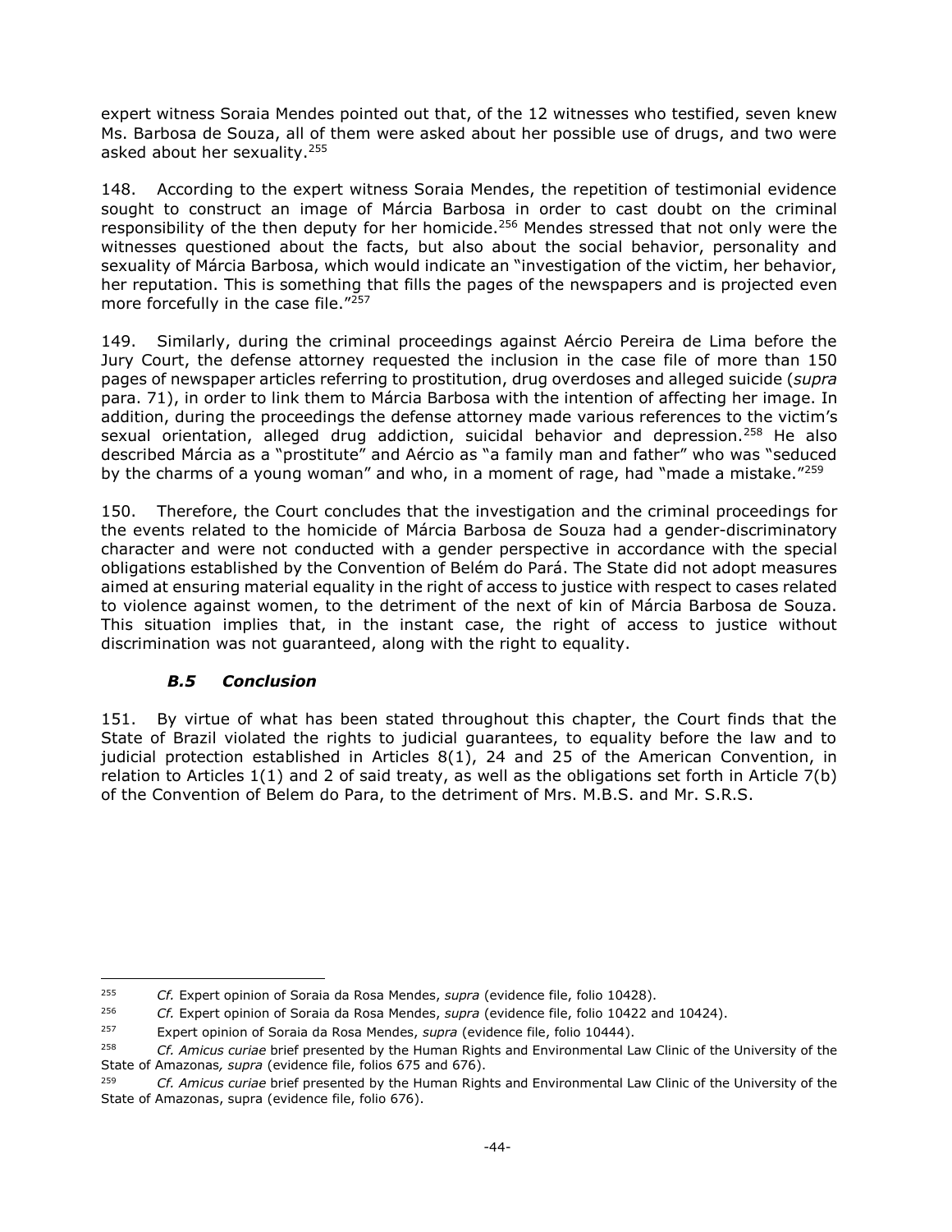expert witness Soraia Mendes pointed out that, of the 12 witnesses who testified, seven knew Ms. Barbosa de Souza, all of them were asked about her possible use of drugs, and two were asked about her sexuality.[255]

148. According to the expert witness Soraia Mendes, the repetition of testimonial evidence sought to construct an image of Márcia Barbosa in order to cast doubt on the criminal responsibility of the then deputy for her homicide.[256] Mendes stressed that not only were the witnesses questioned about the facts, but also about the social behavior, personality and sexuality of Márcia Barbosa, which would indicate an "investigation of the victim, her behavior, her reputation. This is something that fills the pages of the newspapers and is projected even more forcefully in the case file."[257]

149. Similarly, during the criminal proceedings against Aércio Pereira de Lima before the Jury Court, the defense attorney requested the inclusion in the case file of more than 150 pages of newspaper articles referring to prostitution, drug overdoses and alleged suicide (*supra* para. 71), in order to link them to Márcia Barbosa with the intention of affecting her image. In addition, during the proceedings the defense attorney made various references to the victim's sexual orientation, alleged drug addiction, suicidal behavior and depression.[258] He also described Márcia as a "prostitute" and Aércio as "a family man and father" who was "seduced by the charms of a young woman" and who, in a moment of rage, had "made a mistake."[259]

150. Therefore, the Court concludes that the investigation and the criminal proceedings for the events related to the homicide of Márcia Barbosa de Souza had a gender-discriminatory character and were not conducted with a gender perspective in accordance with the special obligations established by the Convention of Belém do Pará. The State did not adopt measures aimed at ensuring material equality in the right of access to justice with respect to cases related to violence against women, to the detriment of the next of kin of Márcia Barbosa de Souza. This situation implies that, in the instant case, the right of access to justice without discrimination was not guaranteed, along with the right to equality.

### *B.5 Conclusion*

151. By virtue of what has been stated throughout this chapter, the Court finds that the State of Brazil violated the rights to judicial guarantees, to equality before the law and to judicial protection established in Articles 8(1), 24 and 25 of the American Convention, in relation to Articles 1(1) and 2 of said treaty, as well as the obligations set forth in Article 7(b) of the Convention of Belem do Para, to the detriment of Mrs. M.B.S. and Mr. S.R.S.

---

[255] *Cf.* Expert opinion of Soraia da Rosa Mendes, *supra* (evidence file, folio 10428).

[256] *Cf.* Expert opinion of Soraia da Rosa Mendes, *supra* (evidence file, folio 10422 and 10424).

[257] Expert opinion of Soraia da Rosa Mendes, *supra* (evidence file, folio 10444).

[258] *Cf. Amicus curiae* brief presented by the Human Rights and Environmental Law Clinic of the University of the State of Amazonas*, supra* (evidence file, folios 675 and 676).

[259] *Cf. Amicus curiae* brief presented by the Human Rights and Environmental Law Clinic of the University of the State of Amazonas, supra (evidence file, folio 676).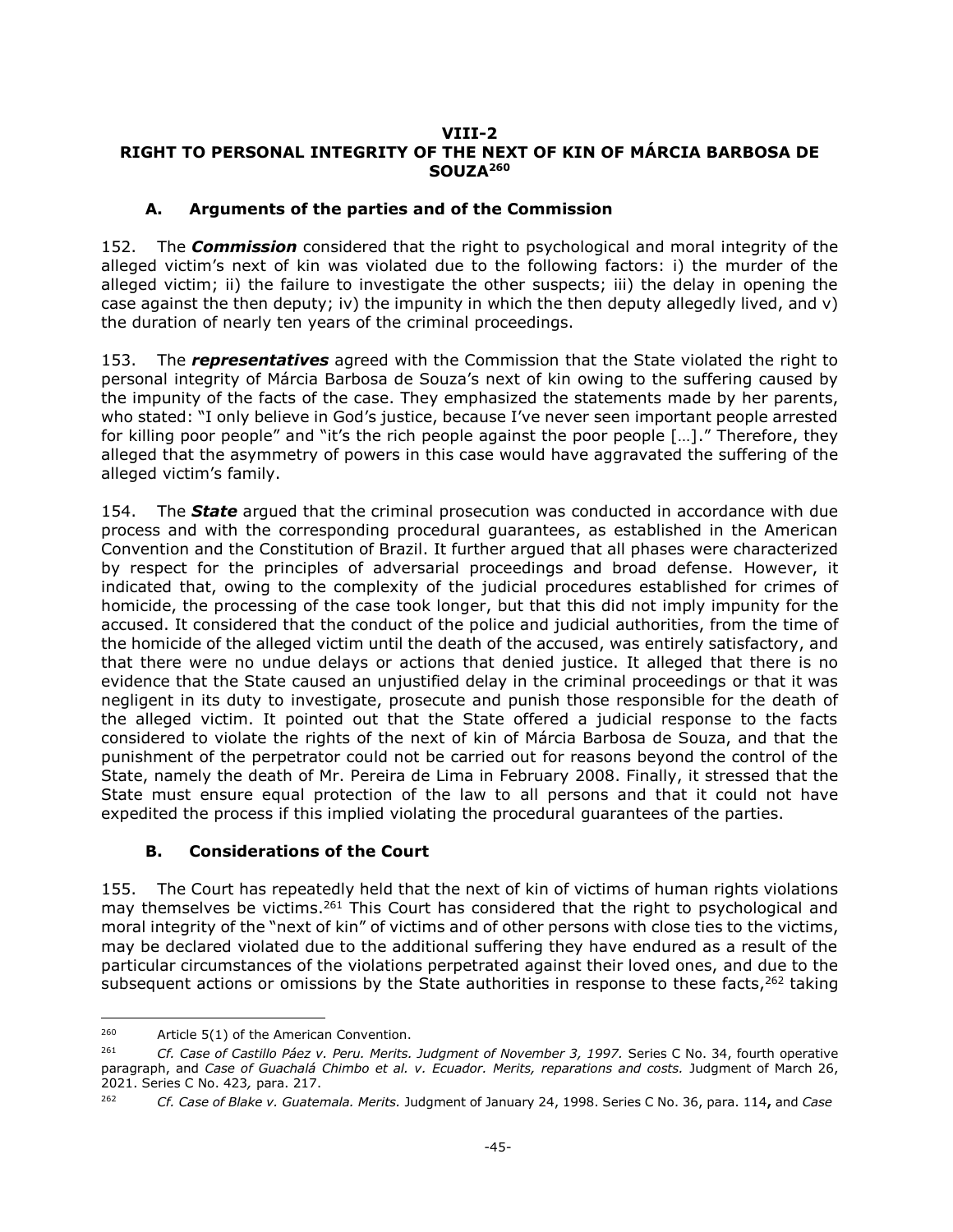## VIII-2
## RIGHT TO PERSONAL INTEGRITY OF THE NEXT OF KIN OF MÁRCIA BARBOSA DE SOUZA[260]

### A. Arguments of the parties and of the Commission

152. The ***Commission*** considered that the right to psychological and moral integrity of the alleged victim's next of kin was violated due to the following factors: i) the murder of the alleged victim; ii) the failure to investigate the other suspects; iii) the delay in opening the case against the then deputy; iv) the impunity in which the then deputy allegedly lived, and v) the duration of nearly ten years of the criminal proceedings.

153. The ***representatives*** agreed with the Commission that the State violated the right to personal integrity of Márcia Barbosa de Souza's next of kin owing to the suffering caused by the impunity of the facts of the case. They emphasized the statements made by her parents, who stated: "I only believe in God's justice, because I've never seen important people arrested for killing poor people" and "it's the rich people against the poor people […]." Therefore, they alleged that the asymmetry of powers in this case would have aggravated the suffering of the alleged victim's family.

154. The ***State*** argued that the criminal prosecution was conducted in accordance with due process and with the corresponding procedural guarantees, as established in the American Convention and the Constitution of Brazil. It further argued that all phases were characterized by respect for the principles of adversarial proceedings and broad defense. However, it indicated that, owing to the complexity of the judicial procedures established for crimes of homicide, the processing of the case took longer, but that this did not imply impunity for the accused. It considered that the conduct of the police and judicial authorities, from the time of the homicide of the alleged victim until the death of the accused, was entirely satisfactory, and that there were no undue delays or actions that denied justice. It alleged that there is no evidence that the State caused an unjustified delay in the criminal proceedings or that it was negligent in its duty to investigate, prosecute and punish those responsible for the death of the alleged victim. It pointed out that the State offered a judicial response to the facts considered to violate the rights of the next of kin of Márcia Barbosa de Souza, and that the punishment of the perpetrator could not be carried out for reasons beyond the control of the State, namely the death of Mr. Pereira de Lima in February 2008. Finally, it stressed that the State must ensure equal protection of the law to all persons and that it could not have expedited the process if this implied violating the procedural guarantees of the parties.

### B. Considerations of the Court

155. The Court has repeatedly held that the next of kin of victims of human rights violations may themselves be victims.[261] This Court has considered that the right to psychological and moral integrity of the "next of kin" of victims and of other persons with close ties to the victims, may be declared violated due to the additional suffering they have endured as a result of the particular circumstances of the violations perpetrated against their loved ones, and due to the subsequent actions or omissions by the State authorities in response to these facts,[262] taking

---

[260] Article 5(1) of the American Convention.

[261] *Cf. Case of Castillo Páez v. Peru. Merits. Judgment of November 3, 1997.* Series C No. 34, fourth operative paragraph, and *Case of Guachalá Chimbo et al. v. Ecuador. Merits, reparations and costs.* Judgment of March 26, 2021. Series C No. 423*,* para. 217.

[262] *Cf. Case of Blake v. Guatemala. Merits.* Judgment of January 24, 1998. Series C No. 36, para. 114**,** and *Case*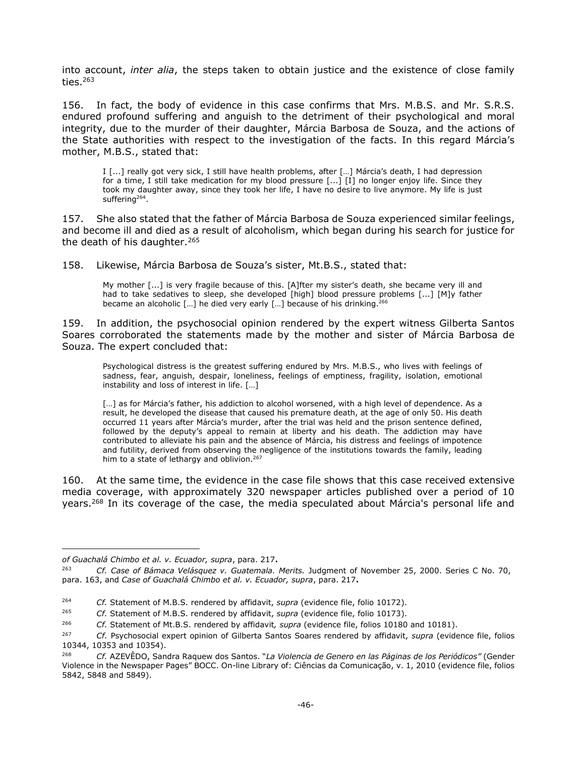into account, *inter alia*, the steps taken to obtain justice and the existence of close family ties.[263]

156. In fact, the body of evidence in this case confirms that Mrs. M.B.S. and Mr. S.R.S. endured profound suffering and anguish to the detriment of their psychological and moral integrity, due to the murder of their daughter, Márcia Barbosa de Souza, and the actions of the State authorities with respect to the investigation of the facts. In this regard Márcia's mother, M.B.S., stated that:

> I [...] really got very sick, I still have health problems, after […] Márcia's death, I had depression for a time, I still take medication for my blood pressure [...] [I] no longer enjoy life. Since they took my daughter away, since they took her life, I have no desire to live anymore. My life is just suffering[264].

157. She also stated that the father of Márcia Barbosa de Souza experienced similar feelings, and become ill and died as a result of alcoholism, which began during his search for justice for the death of his daughter.[265]

158. Likewise, Márcia Barbosa de Souza's sister, Mt.B.S., stated that:

> My mother [...] is very fragile because of this. [A]fter my sister's death, she became very ill and had to take sedatives to sleep, she developed [high] blood pressure problems [...] [M]y father became an alcoholic […] he died very early […] because of his drinking.[266]

159. In addition, the psychosocial opinion rendered by the expert witness Gilberta Santos Soares corroborated the statements made by the mother and sister of Márcia Barbosa de Souza. The expert concluded that:

> Psychological distress is the greatest suffering endured by Mrs. M.B.S., who lives with feelings of sadness, fear, anguish, despair, loneliness, feelings of emptiness, fragility, isolation, emotional instability and loss of interest in life. […]
>
> […] as for Márcia's father, his addiction to alcohol worsened, with a high level of dependence. As a result, he developed the disease that caused his premature death, at the age of only 50. His death occurred 11 years after Márcia's murder, after the trial was held and the prison sentence defined, followed by the deputy's appeal to remain at liberty and his death. The addiction may have contributed to alleviate his pain and the absence of Márcia, his distress and feelings of impotence and futility, derived from observing the negligence of the institutions towards the family, leading him to a state of lethargy and oblivion.[267]

160. At the same time, the evidence in the case file shows that this case received extensive media coverage, with approximately 320 newspaper articles published over a period of 10 years.[268] In its coverage of the case, the media speculated about Márcia's personal life and

---

*of Guachalá Chimbo et al. v. Ecuador, supra*, para. 217**.**

[263] *Cf. Case of Bámaca Velásquez v. Guatemala. Merits.* Judgment of November 25, 2000. Series C No. 70, para. 163, and *Case of Guachalá Chimbo et al. v. Ecuador, supra*, para. 217**.**

[264] *Cf.* Statement of M.B.S. rendered by affidavit, *supra* (evidence file, folio 10172).

[265] *Cf.* Statement of M.B.S. rendered by affidavit, *supra* (evidence file, folio 10173).

[266] *Cf.* Statement of Mt.B.S. rendered by affidavit*, supra* (evidence file, folios 10180 and 10181).

[267] *Cf.* Psychosocial expert opinion of Gilberta Santos Soares rendered by affidavit, *supra* (evidence file, folios 10344, 10353 and 10354).

[268] *Cf.* AZEVÊDO, Sandra Raquew dos Santos. "*La Violencia de Genero en las Páginas de los Periódicos"* (Gender Violence in the Newspaper Pages" BOCC. On-line Library of: Ciências da Comunicação, v. 1, 2010 (evidence file, folios 5842, 5848 and 5849).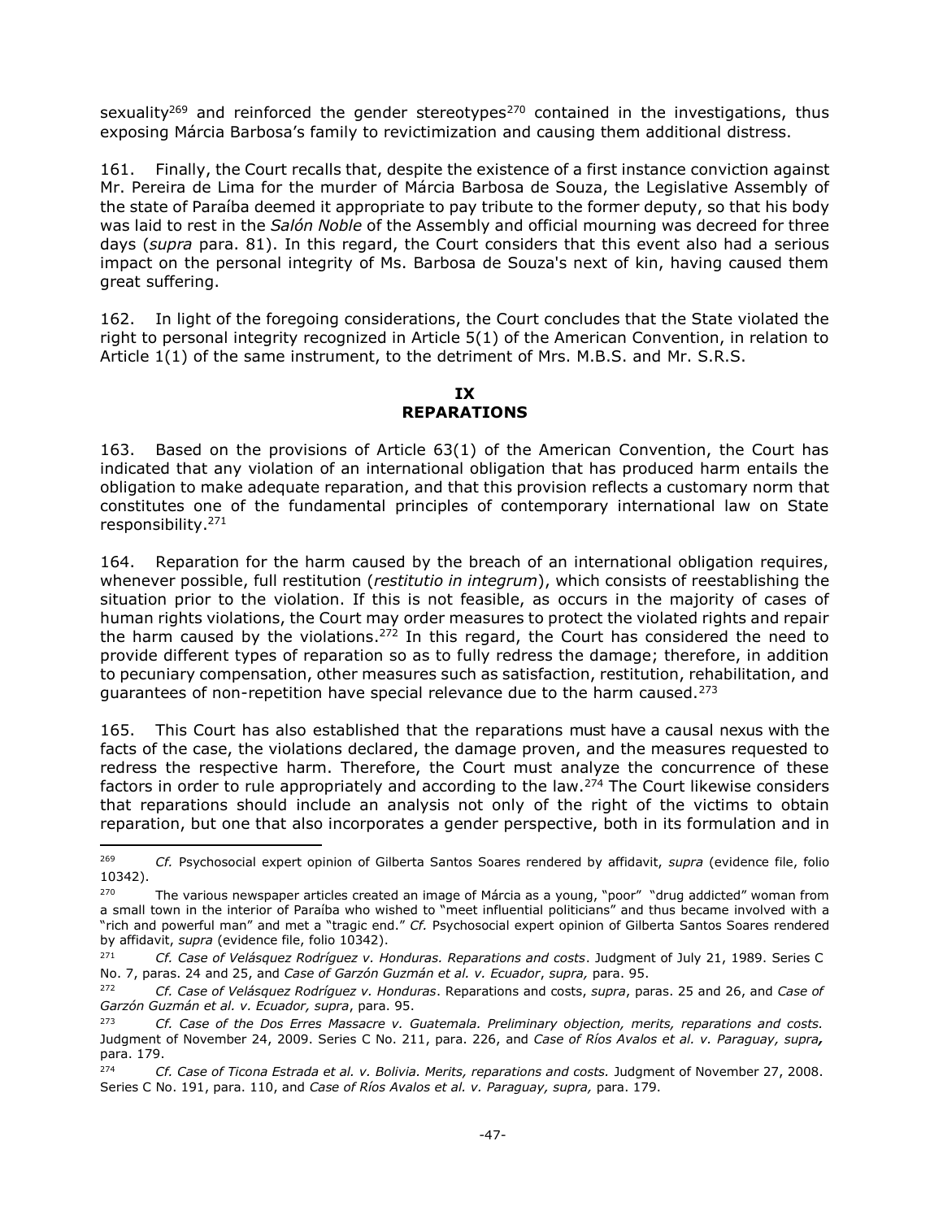sexuality[269] and reinforced the gender stereotypes[270] contained in the investigations, thus exposing Márcia Barbosa's family to revictimization and causing them additional distress.

161. Finally, the Court recalls that, despite the existence of a first instance conviction against Mr. Pereira de Lima for the murder of Márcia Barbosa de Souza, the Legislative Assembly of the state of Paraíba deemed it appropriate to pay tribute to the former deputy, so that his body was laid to rest in the *Salón Noble* of the Assembly and official mourning was decreed for three days (*supra* para. 81). In this regard, the Court considers that this event also had a serious impact on the personal integrity of Ms. Barbosa de Souza's next of kin, having caused them great suffering.

162. In light of the foregoing considerations, the Court concludes that the State violated the right to personal integrity recognized in Article 5(1) of the American Convention, in relation to Article 1(1) of the same instrument, to the detriment of Mrs. M.B.S. and Mr. S.R.S.

## IX
## REPARATIONS

163. Based on the provisions of Article 63(1) of the American Convention, the Court has indicated that any violation of an international obligation that has produced harm entails the obligation to make adequate reparation, and that this provision reflects a customary norm that constitutes one of the fundamental principles of contemporary international law on State responsibility.[271]

164. Reparation for the harm caused by the breach of an international obligation requires, whenever possible, full restitution (*restitutio in integrum*), which consists of reestablishing the situation prior to the violation. If this is not feasible, as occurs in the majority of cases of human rights violations, the Court may order measures to protect the violated rights and repair the harm caused by the violations.[272] In this regard, the Court has considered the need to provide different types of reparation so as to fully redress the damage; therefore, in addition to pecuniary compensation, other measures such as satisfaction, restitution, rehabilitation, and guarantees of non-repetition have special relevance due to the harm caused.[273]

165. This Court has also established that the reparations must have a causal nexus with the facts of the case, the violations declared, the damage proven, and the measures requested to redress the respective harm. Therefore, the Court must analyze the concurrence of these factors in order to rule appropriately and according to the law.[274] The Court likewise considers that reparations should include an analysis not only of the right of the victims to obtain reparation, but one that also incorporates a gender perspective, both in its formulation and in

---

[269] *Cf.* Psychosocial expert opinion of Gilberta Santos Soares rendered by affidavit, *supra* (evidence file, folio 10342).

[270] The various newspaper articles created an image of Márcia as a young, "poor" "drug addicted" woman from a small town in the interior of Paraíba who wished to "meet influential politicians" and thus became involved with a "rich and powerful man" and met a "tragic end." *Cf.* Psychosocial expert opinion of Gilberta Santos Soares rendered by affidavit, *supra* (evidence file, folio 10342).

[271] *Cf. Case of Velásquez Rodríguez v. Honduras. Reparations and costs*. Judgment of July 21, 1989. Series C No. 7, paras. 24 and 25, and *Case of Garzón Guzmán et al. v. Ecuador*, *supra,* para. 95.

[272] *Cf. Case of Velásquez Rodríguez v. Honduras*. Reparations and costs, *supra*, paras. 25 and 26, and *Case of Garzón Guzmán et al. v. Ecuador, supra*, para. 95.

[273] *Cf. Case of the Dos Erres Massacre v. Guatemala. Preliminary objection, merits, reparations and costs.* Judgment of November 24, 2009. Series C No. 211, para. 226, and *Case of Ríos Avalos et al. v. Paraguay, supra,* para. 179.

[274] *Cf. Case of Ticona Estrada et al. v. Bolivia. Merits, reparations and costs.* Judgment of November 27, 2008. Series C No. 191, para. 110, and *Case of Ríos Avalos et al. v. Paraguay, supra,* para. 179.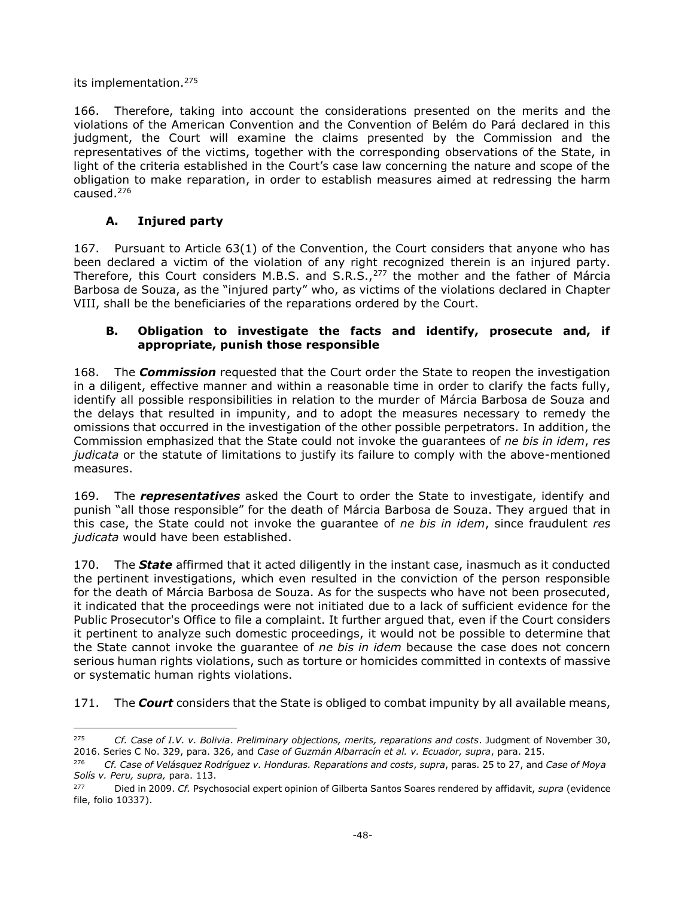its implementation.[275]

166. Therefore, taking into account the considerations presented on the merits and the violations of the American Convention and the Convention of Belém do Pará declared in this judgment, the Court will examine the claims presented by the Commission and the representatives of the victims, together with the corresponding observations of the State, in light of the criteria established in the Court's case law concerning the nature and scope of the obligation to make reparation, in order to establish measures aimed at redressing the harm caused.[276]

### A. Injured party

167. Pursuant to Article 63(1) of the Convention, the Court considers that anyone who has been declared a victim of the violation of any right recognized therein is an injured party. Therefore, this Court considers M.B.S. and S.R.S.,[277] the mother and the father of Márcia Barbosa de Souza, as the "injured party" who, as victims of the violations declared in Chapter VIII, shall be the beneficiaries of the reparations ordered by the Court.

### B. Obligation to investigate the facts and identify, prosecute and, if appropriate, punish those responsible

168. The ***Commission*** requested that the Court order the State to reopen the investigation in a diligent, effective manner and within a reasonable time in order to clarify the facts fully, identify all possible responsibilities in relation to the murder of Márcia Barbosa de Souza and the delays that resulted in impunity, and to adopt the measures necessary to remedy the omissions that occurred in the investigation of the other possible perpetrators. In addition, the Commission emphasized that the State could not invoke the guarantees of *ne bis in idem*, *res judicata* or the statute of limitations to justify its failure to comply with the above-mentioned measures.

169. The ***representatives*** asked the Court to order the State to investigate, identify and punish "all those responsible" for the death of Márcia Barbosa de Souza. They argued that in this case, the State could not invoke the guarantee of *ne bis in idem*, since fraudulent *res judicata* would have been established.

170. The ***State*** affirmed that it acted diligently in the instant case, inasmuch as it conducted the pertinent investigations, which even resulted in the conviction of the person responsible for the death of Márcia Barbosa de Souza. As for the suspects who have not been prosecuted, it indicated that the proceedings were not initiated due to a lack of sufficient evidence for the Public Prosecutor's Office to file a complaint. It further argued that, even if the Court considers it pertinent to analyze such domestic proceedings, it would not be possible to determine that the State cannot invoke the guarantee of *ne bis in idem* because the case does not concern serious human rights violations, such as torture or homicides committed in contexts of massive or systematic human rights violations.

171. The ***Court*** considers that the State is obliged to combat impunity by all available means,

---

[275] *Cf. Case of I.V. v. Bolivia*. *Preliminary objections, merits, reparations and costs*. Judgment of November 30, 2016. Series C No. 329, para. 326, and *Case of Guzmán Albarracín et al. v. Ecuador, supra*, para. 215.

[276] *Cf. Case of Velásquez Rodríguez v. Honduras. Reparations and costs*, *supra*, paras. 25 to 27, and *Case of Moya Solís v. Peru, supra,* para. 113.

[277] Died in 2009. *Cf.* Psychosocial expert opinion of Gilberta Santos Soares rendered by affidavit, *supra* (evidence file, folio 10337).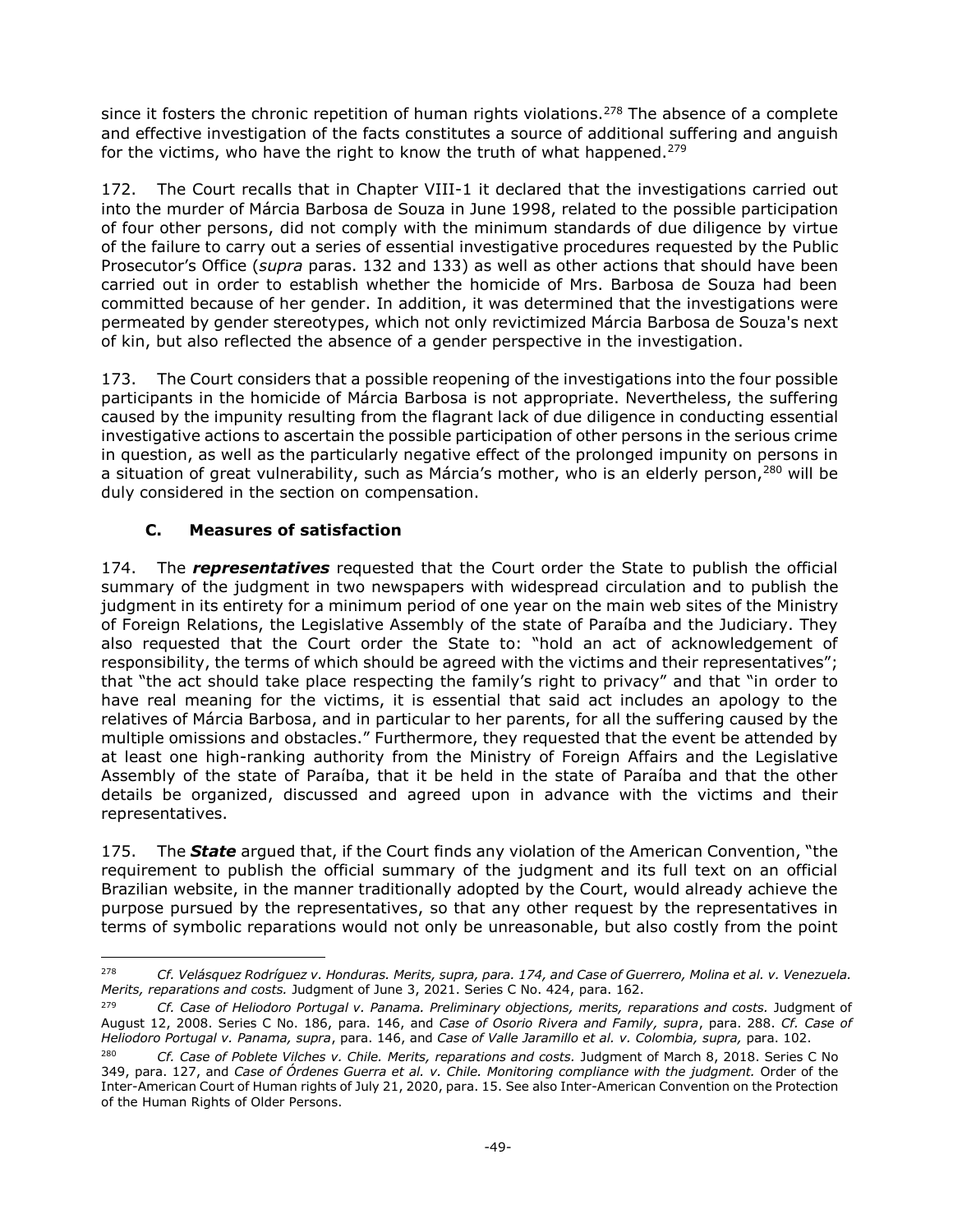since it fosters the chronic repetition of human rights violations.[278] The absence of a complete and effective investigation of the facts constitutes a source of additional suffering and anguish for the victims, who have the right to know the truth of what happened.[279]

172. The Court recalls that in Chapter VIII-1 it declared that the investigations carried out into the murder of Márcia Barbosa de Souza in June 1998, related to the possible participation of four other persons, did not comply with the minimum standards of due diligence by virtue of the failure to carry out a series of essential investigative procedures requested by the Public Prosecutor's Office (*supra* paras. 132 and 133) as well as other actions that should have been carried out in order to establish whether the homicide of Mrs. Barbosa de Souza had been committed because of her gender. In addition, it was determined that the investigations were permeated by gender stereotypes, which not only revictimized Márcia Barbosa de Souza's next of kin, but also reflected the absence of a gender perspective in the investigation.

173. The Court considers that a possible reopening of the investigations into the four possible participants in the homicide of Márcia Barbosa is not appropriate. Nevertheless, the suffering caused by the impunity resulting from the flagrant lack of due diligence in conducting essential investigative actions to ascertain the possible participation of other persons in the serious crime in question, as well as the particularly negative effect of the prolonged impunity on persons in a situation of great vulnerability, such as Márcia's mother, who is an elderly person,[280] will be duly considered in the section on compensation.

## C. Measures of satisfaction

174. The ***representatives*** requested that the Court order the State to publish the official summary of the judgment in two newspapers with widespread circulation and to publish the judgment in its entirety for a minimum period of one year on the main web sites of the Ministry of Foreign Relations, the Legislative Assembly of the state of Paraíba and the Judiciary. They also requested that the Court order the State to: "hold an act of acknowledgement of responsibility, the terms of which should be agreed with the victims and their representatives"; that "the act should take place respecting the family's right to privacy" and that "in order to have real meaning for the victims, it is essential that said act includes an apology to the relatives of Márcia Barbosa, and in particular to her parents, for all the suffering caused by the multiple omissions and obstacles." Furthermore, they requested that the event be attended by at least one high-ranking authority from the Ministry of Foreign Affairs and the Legislative Assembly of the state of Paraíba, that it be held in the state of Paraíba and that the other details be organized, discussed and agreed upon in advance with the victims and their representatives.

175. The ***State*** argued that, if the Court finds any violation of the American Convention, "the requirement to publish the official summary of the judgment and its full text on an official Brazilian website, in the manner traditionally adopted by the Court, would already achieve the purpose pursued by the representatives, so that any other request by the representatives in terms of symbolic reparations would not only be unreasonable, but also costly from the point

---

[278] *Cf. Velásquez Rodríguez v. Honduras. Merits, supra, para. 174, and Case of Guerrero, Molina et al. v. Venezuela. Merits, reparations and costs.* Judgment of June 3, 2021. Series C No. 424, para. 162.

[279] *Cf. Case of Heliodoro Portugal v. Panama. Preliminary objections, merits, reparations and costs.* Judgment of August 12, 2008. Series C No. 186, para. 146, and *Case of Osorio Rivera and Family, supra*, para. 288. *Cf. Case of Heliodoro Portugal v. Panama, supra*, para. 146, and *Case of Valle Jaramillo et al. v. Colombia, supra,* para. 102.

[280] *Cf. Case of Poblete Vilches v. Chile. Merits, reparations and costs.* Judgment of March 8, 2018. Series C No 349, para. 127, and *Case of Órdenes Guerra et al. v. Chile. Monitoring compliance with the judgment.* Order of the Inter-American Court of Human rights of July 21, 2020, para. 15. See also Inter-American Convention on the Protection of the Human Rights of Older Persons.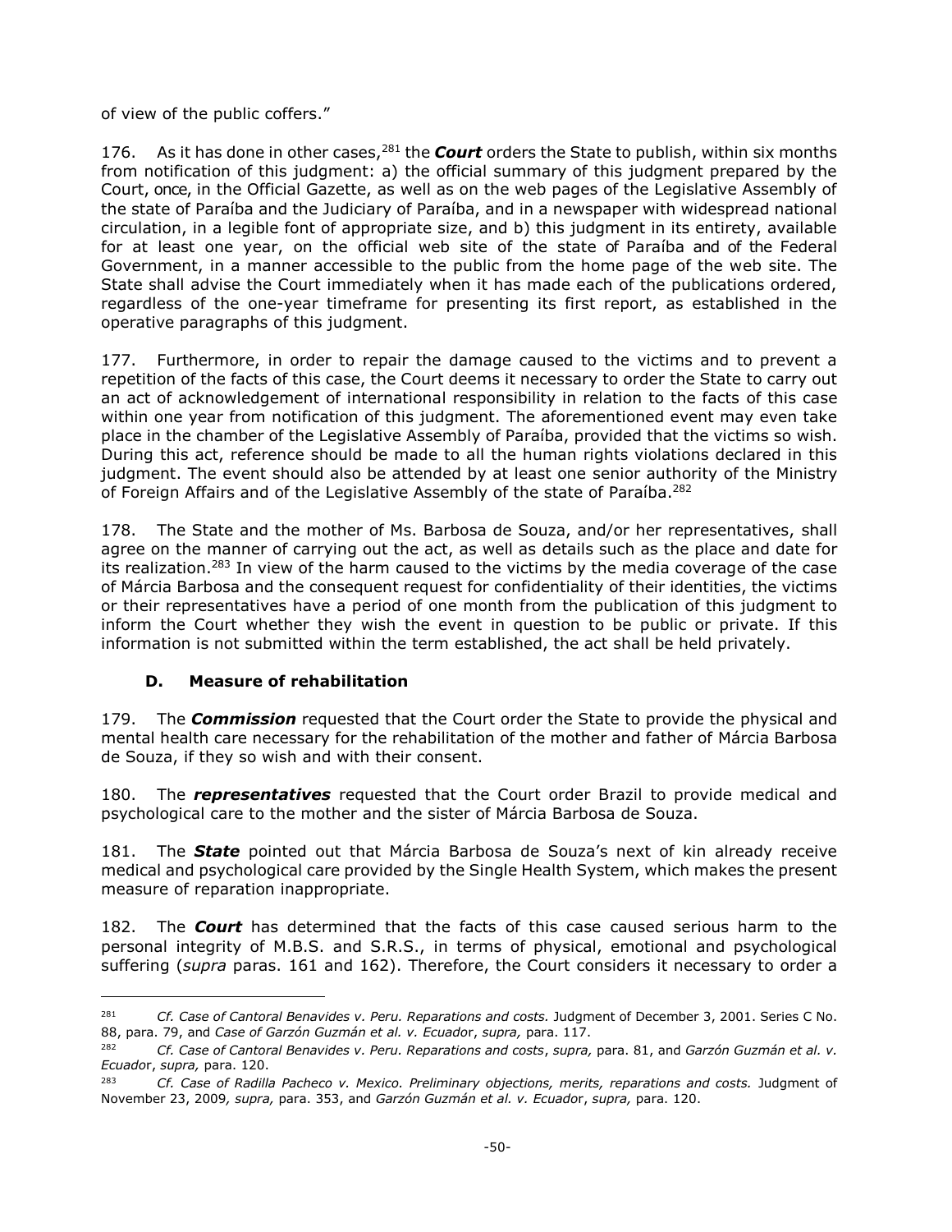of view of the public coffers."

176. As it has done in other cases,[281] the ***Court*** orders the State to publish, within six months from notification of this judgment: a) the official summary of this judgment prepared by the Court, once, in the Official Gazette, as well as on the web pages of the Legislative Assembly of the state of Paraíba and the Judiciary of Paraíba, and in a newspaper with widespread national circulation, in a legible font of appropriate size, and b) this judgment in its entirety, available for at least one year, on the official web site of the state of Paraíba and of the Federal Government, in a manner accessible to the public from the home page of the web site. The State shall advise the Court immediately when it has made each of the publications ordered, regardless of the one-year timeframe for presenting its first report, as established in the operative paragraphs of this judgment.

177. Furthermore, in order to repair the damage caused to the victims and to prevent a repetition of the facts of this case, the Court deems it necessary to order the State to carry out an act of acknowledgement of international responsibility in relation to the facts of this case within one year from notification of this judgment. The aforementioned event may even take place in the chamber of the Legislative Assembly of Paraíba, provided that the victims so wish. During this act, reference should be made to all the human rights violations declared in this judgment. The event should also be attended by at least one senior authority of the Ministry of Foreign Affairs and of the Legislative Assembly of the state of Paraíba.[282]

178. The State and the mother of Ms. Barbosa de Souza, and/or her representatives, shall agree on the manner of carrying out the act, as well as details such as the place and date for its realization.[283] In view of the harm caused to the victims by the media coverage of the case of Márcia Barbosa and the consequent request for confidentiality of their identities, the victims or their representatives have a period of one month from the publication of this judgment to inform the Court whether they wish the event in question to be public or private. If this information is not submitted within the term established, the act shall be held privately.

### D. Measure of rehabilitation

179. The ***Commission*** requested that the Court order the State to provide the physical and mental health care necessary for the rehabilitation of the mother and father of Márcia Barbosa de Souza, if they so wish and with their consent.

180. The ***representatives*** requested that the Court order Brazil to provide medical and psychological care to the mother and the sister of Márcia Barbosa de Souza.

181. The ***State*** pointed out that Márcia Barbosa de Souza's next of kin already receive medical and psychological care provided by the Single Health System, which makes the present measure of reparation inappropriate.

182. The ***Court*** has determined that the facts of this case caused serious harm to the personal integrity of M.B.S. and S.R.S., in terms of physical, emotional and psychological suffering (*supra* paras. 161 and 162). Therefore, the Court considers it necessary to order a

---

[281] *Cf. Case of Cantoral Benavides v. Peru. Reparations and costs.* Judgment of December 3, 2001. Series C No. 88, para. 79, and *Case of Garzón Guzmán et al. v. Ecuador*, *supra,* para. 117.

[282] *Cf. Case of Cantoral Benavides v. Peru. Reparations and costs*, *supra,* para. 81, and *Garzón Guzmán et al. v. Ecuador*, *supra,* para. 120.

[283] *Cf. Case of Radilla Pacheco v. Mexico. Preliminary objections, merits, reparations and costs.* Judgment of November 23, 2009*, supra,* para. 353, and *Garzón Guzmán et al. v. Ecuador*, *supra,* para. 120.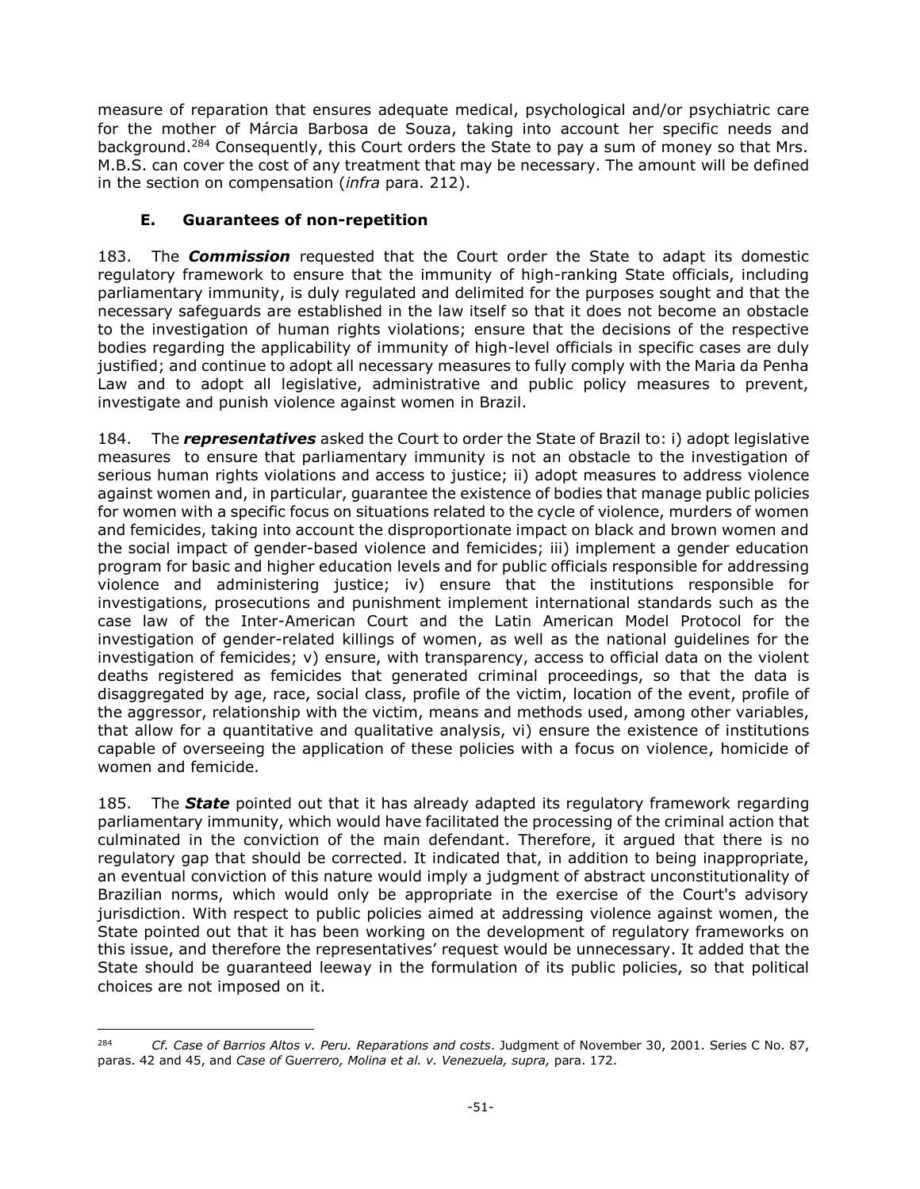measure of reparation that ensures adequate medical, psychological and/or psychiatric care for the mother of Márcia Barbosa de Souza, taking into account her specific needs and background.[284] Consequently, this Court orders the State to pay a sum of money so that Mrs. M.B.S. can cover the cost of any treatment that may be necessary. The amount will be defined in the section on compensation (*infra* para. 212).

### E. Guarantees of non-repetition

183. The ***Commission*** requested that the Court order the State to adapt its domestic regulatory framework to ensure that the immunity of high-ranking State officials, including parliamentary immunity, is duly regulated and delimited for the purposes sought and that the necessary safeguards are established in the law itself so that it does not become an obstacle to the investigation of human rights violations; ensure that the decisions of the respective bodies regarding the applicability of immunity of high-level officials in specific cases are duly justified; and continue to adopt all necessary measures to fully comply with the Maria da Penha Law and to adopt all legislative, administrative and public policy measures to prevent, investigate and punish violence against women in Brazil.

184. The ***representatives*** asked the Court to order the State of Brazil to: i) adopt legislative measures to ensure that parliamentary immunity is not an obstacle to the investigation of serious human rights violations and access to justice; ii) adopt measures to address violence against women and, in particular, guarantee the existence of bodies that manage public policies for women with a specific focus on situations related to the cycle of violence, murders of women and femicides, taking into account the disproportionate impact on black and brown women and the social impact of gender-based violence and femicides; iii) implement a gender education program for basic and higher education levels and for public officials responsible for addressing violence and administering justice; iv) ensure that the institutions responsible for investigations, prosecutions and punishment implement international standards such as the case law of the Inter-American Court and the Latin American Model Protocol for the investigation of gender-related killings of women, as well as the national guidelines for the investigation of femicides; v) ensure, with transparency, access to official data on the violent deaths registered as femicides that generated criminal proceedings, so that the data is disaggregated by age, race, social class, profile of the victim, location of the event, profile of the aggressor, relationship with the victim, means and methods used, among other variables, that allow for a quantitative and qualitative analysis, vi) ensure the existence of institutions capable of overseeing the application of these policies with a focus on violence, homicide of women and femicide.

185. The ***State*** pointed out that it has already adapted its regulatory framework regarding parliamentary immunity, which would have facilitated the processing of the criminal action that culminated in the conviction of the main defendant. Therefore, it argued that there is no regulatory gap that should be corrected. It indicated that, in addition to being inappropriate, an eventual conviction of this nature would imply a judgment of abstract unconstitutionality of Brazilian norms, which would only be appropriate in the exercise of the Court's advisory jurisdiction. With respect to public policies aimed at addressing violence against women, the State pointed out that it has been working on the development of regulatory frameworks on this issue, and therefore the representatives' request would be unnecessary. It added that the State should be guaranteed leeway in the formulation of its public policies, so that political choices are not imposed on it.

---

[284] *Cf. Case of Barrios Altos v. Peru. Reparations and costs*. Judgment of November 30, 2001. Series C No. 87, paras. 42 and 45, and *Case of Guerrero, Molina et al. v. Venezuela, supra,* para. 172.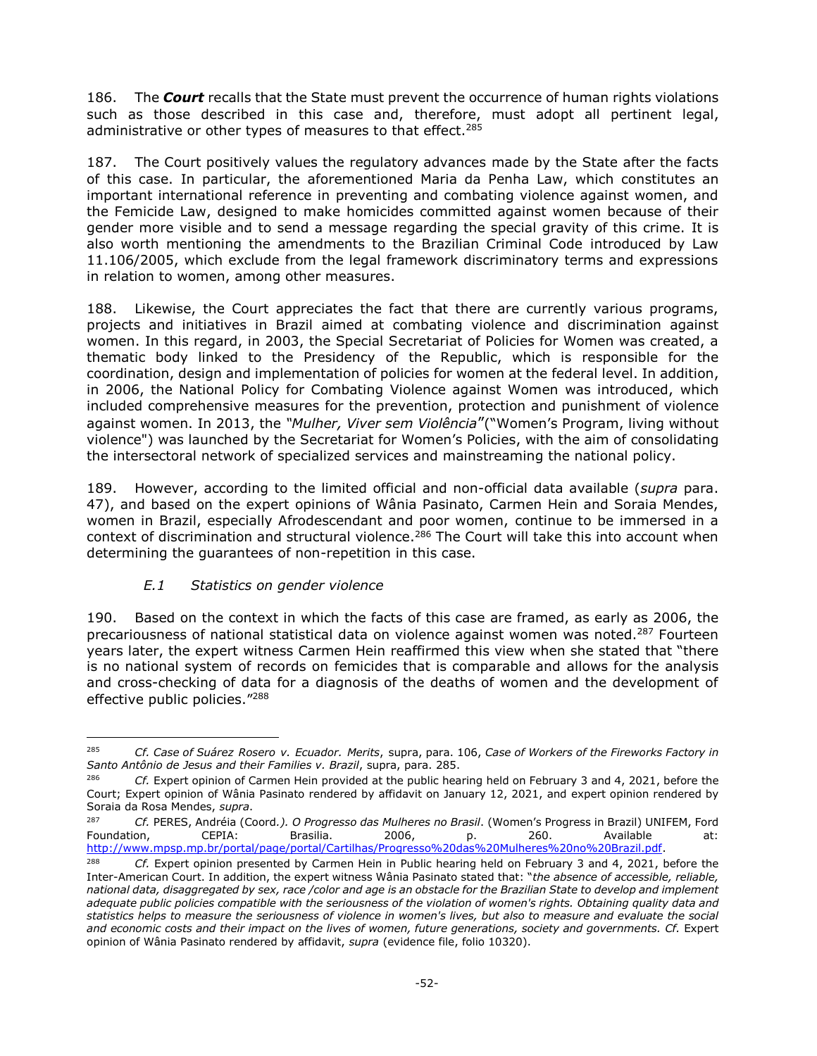186. The ***Court*** recalls that the State must prevent the occurrence of human rights violations such as those described in this case and, therefore, must adopt all pertinent legal, administrative or other types of measures to that effect.[285]

187. The Court positively values the regulatory advances made by the State after the facts of this case. In particular, the aforementioned Maria da Penha Law, which constitutes an important international reference in preventing and combating violence against women, and the Femicide Law, designed to make homicides committed against women because of their gender more visible and to send a message regarding the special gravity of this crime. It is also worth mentioning the amendments to the Brazilian Criminal Code introduced by Law 11.106/2005, which exclude from the legal framework discriminatory terms and expressions in relation to women, among other measures.

188. Likewise, the Court appreciates the fact that there are currently various programs, projects and initiatives in Brazil aimed at combating violence and discrimination against women. In this regard, in 2003, the Special Secretariat of Policies for Women was created, a thematic body linked to the Presidency of the Republic, which is responsible for the coordination, design and implementation of policies for women at the federal level. In addition, in 2006, the National Policy for Combating Violence against Women was introduced, which included comprehensive measures for the prevention, protection and punishment of violence against women. In 2013, the *"Mulher, Viver sem Violência"*("Women's Program, living without violence") was launched by the Secretariat for Women's Policies, with the aim of consolidating the intersectoral network of specialized services and mainstreaming the national policy.

189. However, according to the limited official and non-official data available (*supra* para. 47), and based on the expert opinions of Wânia Pasinato, Carmen Hein and Soraia Mendes, women in Brazil, especially Afrodescendant and poor women, continue to be immersed in a context of discrimination and structural violence.[286] The Court will take this into account when determining the guarantees of non-repetition in this case.

### *E.1 Statistics on gender violence*

190. Based on the context in which the facts of this case are framed, as early as 2006, the precariousness of national statistical data on violence against women was noted.[287] Fourteen years later, the expert witness Carmen Hein reaffirmed this view when she stated that "there is no national system of records on femicides that is comparable and allows for the analysis and cross-checking of data for a diagnosis of the deaths of women and the development of effective public policies."[288]

---

[285] *Cf. Case of Suárez Rosero v. Ecuador. Merits*, supra, para. 106, *Case of Workers of the Fireworks Factory in Santo Antônio de Jesus and their Families v. Brazil*, supra, para. 285.

[286] *Cf.* Expert opinion of Carmen Hein provided at the public hearing held on February 3 and 4, 2021, before the Court; Expert opinion of Wânia Pasinato rendered by affidavit on January 12, 2021, and expert opinion rendered by Soraia da Rosa Mendes, *supra*.

[287] *Cf.* PERES, Andréia (Coord.*). O Progresso das Mulheres no Brasil*. (Women's Progress in Brazil) UNIFEM, Ford Foundation, CEPIA: Brasilia. 2006, p. 260. Available at: http://www.mpsp.mp.br/portal/page/portal/Cartilhas/Progresso%20das%20Mulheres%20no%20Brazil.pdf.

[288] *Cf.* Expert opinion presented by Carmen Hein in Public hearing held on February 3 and 4, 2021, before the Inter-American Court. In addition, the expert witness Wânia Pasinato stated that: "*the absence of accessible, reliable, national data, disaggregated by sex, race /color and age is an obstacle for the Brazilian State to develop and implement adequate public policies compatible with the seriousness of the violation of women's rights. Obtaining quality data and statistics helps to measure the seriousness of violence in women's lives, but also to measure and evaluate the social and economic costs and their impact on the lives of women, future generations, society and governments. Cf.* Expert opinion of Wânia Pasinato rendered by affidavit, *supra* (evidence file, folio 10320).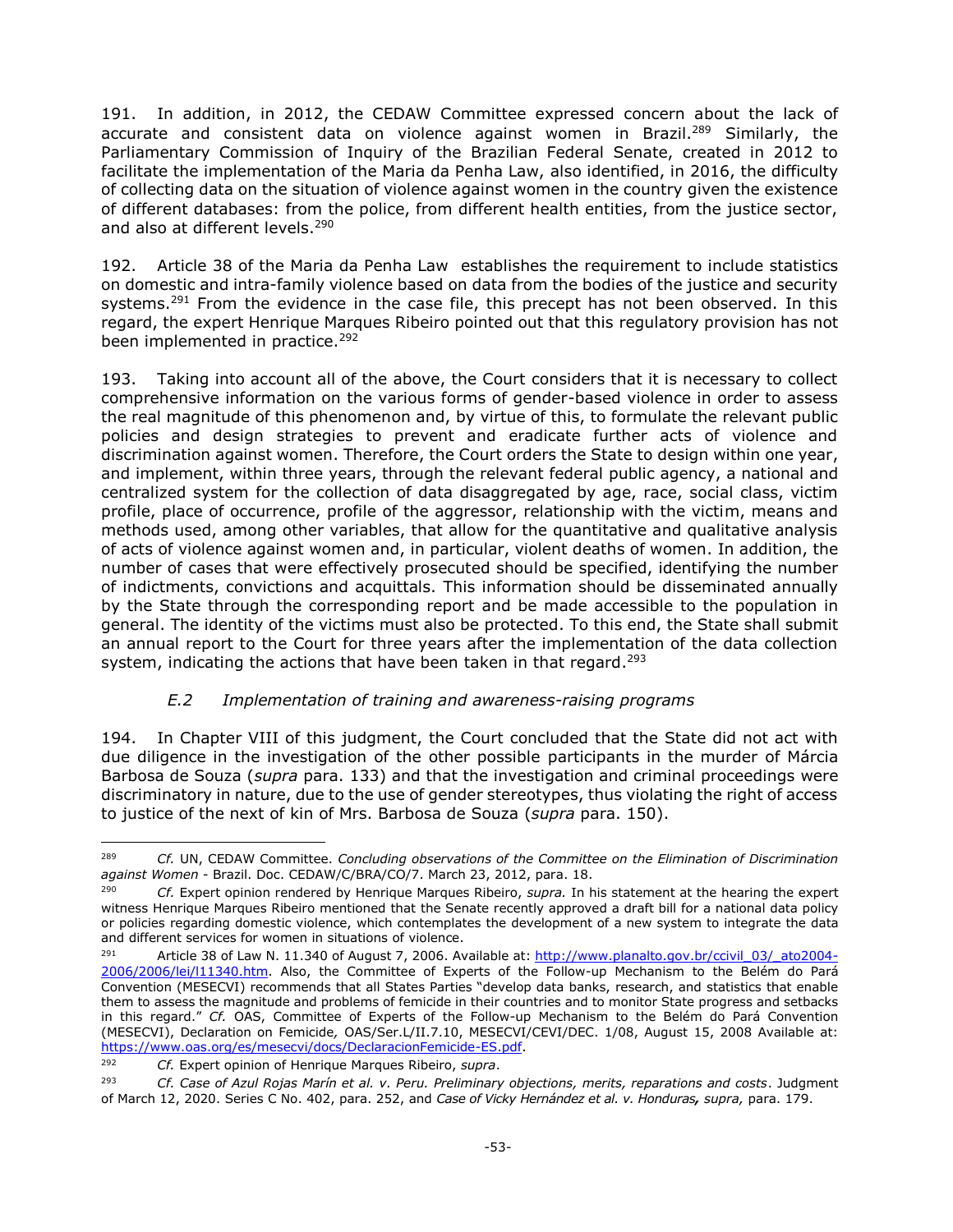191. In addition, in 2012, the CEDAW Committee expressed concern about the lack of accurate and consistent data on violence against women in Brazil.[289] Similarly, the Parliamentary Commission of Inquiry of the Brazilian Federal Senate, created in 2012 to facilitate the implementation of the Maria da Penha Law, also identified, in 2016, the difficulty of collecting data on the situation of violence against women in the country given the existence of different databases: from the police, from different health entities, from the justice sector, and also at different levels.[290]

192. Article 38 of the Maria da Penha Law establishes the requirement to include statistics on domestic and intra-family violence based on data from the bodies of the justice and security systems.[291] From the evidence in the case file, this precept has not been observed. In this regard, the expert Henrique Marques Ribeiro pointed out that this regulatory provision has not been implemented in practice.[292]

193. Taking into account all of the above, the Court considers that it is necessary to collect comprehensive information on the various forms of gender-based violence in order to assess the real magnitude of this phenomenon and, by virtue of this, to formulate the relevant public policies and design strategies to prevent and eradicate further acts of violence and discrimination against women. Therefore, the Court orders the State to design within one year, and implement, within three years, through the relevant federal public agency, a national and centralized system for the collection of data disaggregated by age, race, social class, victim profile, place of occurrence, profile of the aggressor, relationship with the victim, means and methods used, among other variables, that allow for the quantitative and qualitative analysis of acts of violence against women and, in particular, violent deaths of women. In addition, the number of cases that were effectively prosecuted should be specified, identifying the number of indictments, convictions and acquittals. This information should be disseminated annually by the State through the corresponding report and be made accessible to the population in general. The identity of the victims must also be protected. To this end, the State shall submit an annual report to the Court for three years after the implementation of the data collection system, indicating the actions that have been taken in that regard.[293]

### *E.2 Implementation of training and awareness-raising programs*

194. In Chapter VIII of this judgment, the Court concluded that the State did not act with due diligence in the investigation of the other possible participants in the murder of Márcia Barbosa de Souza (*supra* para. 133) and that the investigation and criminal proceedings were discriminatory in nature, due to the use of gender stereotypes, thus violating the right of access to justice of the next of kin of Mrs. Barbosa de Souza (*supra* para. 150).

---

[289] *Cf.* UN, CEDAW Committee. *Concluding observations of the Committee on the Elimination of Discrimination against Women* - Brazil. Doc. CEDAW/C/BRA/CO/7. March 23, 2012, para. 18.

[290] *Cf.* Expert opinion rendered by Henrique Marques Ribeiro, *supra.* In his statement at the hearing the expert witness Henrique Marques Ribeiro mentioned that the Senate recently approved a draft bill for a national data policy or policies regarding domestic violence, which contemplates the development of a new system to integrate the data and different services for women in situations of violence.

[291] Article 38 of Law N. 11.340 of August 7, 2006. Available at: http://www.planalto.gov.br/ccivil_03/_ato2004-2006/2006/lei/l11340.htm. Also, the Committee of Experts of the Follow-up Mechanism to the Belém do Pará Convention (MESECVI) recommends that all States Parties "develop data banks, research, and statistics that enable them to assess the magnitude and problems of femicide in their countries and to monitor State progress and setbacks in this regard." *Cf.* OAS, Committee of Experts of the Follow-up Mechanism to the Belém do Pará Convention (MESECVI), Declaration on Femicide, OAS/Ser.L/II.7.10, MESECVI/CEVI/DEC. 1/08, August 15, 2008 Available at: https://www.oas.org/es/mesecvi/docs/DeclaracionFemicide-ES.pdf.

[292] *Cf.* Expert opinion of Henrique Marques Ribeiro, *supra*.

[293] *Cf. Case of Azul Rojas Marín et al. v. Peru. Preliminary objections, merits, reparations and costs*. Judgment of March 12, 2020. Series C No. 402, para. 252, and *Case of Vicky Hernández et al. v. Honduras, supra,* para. 179.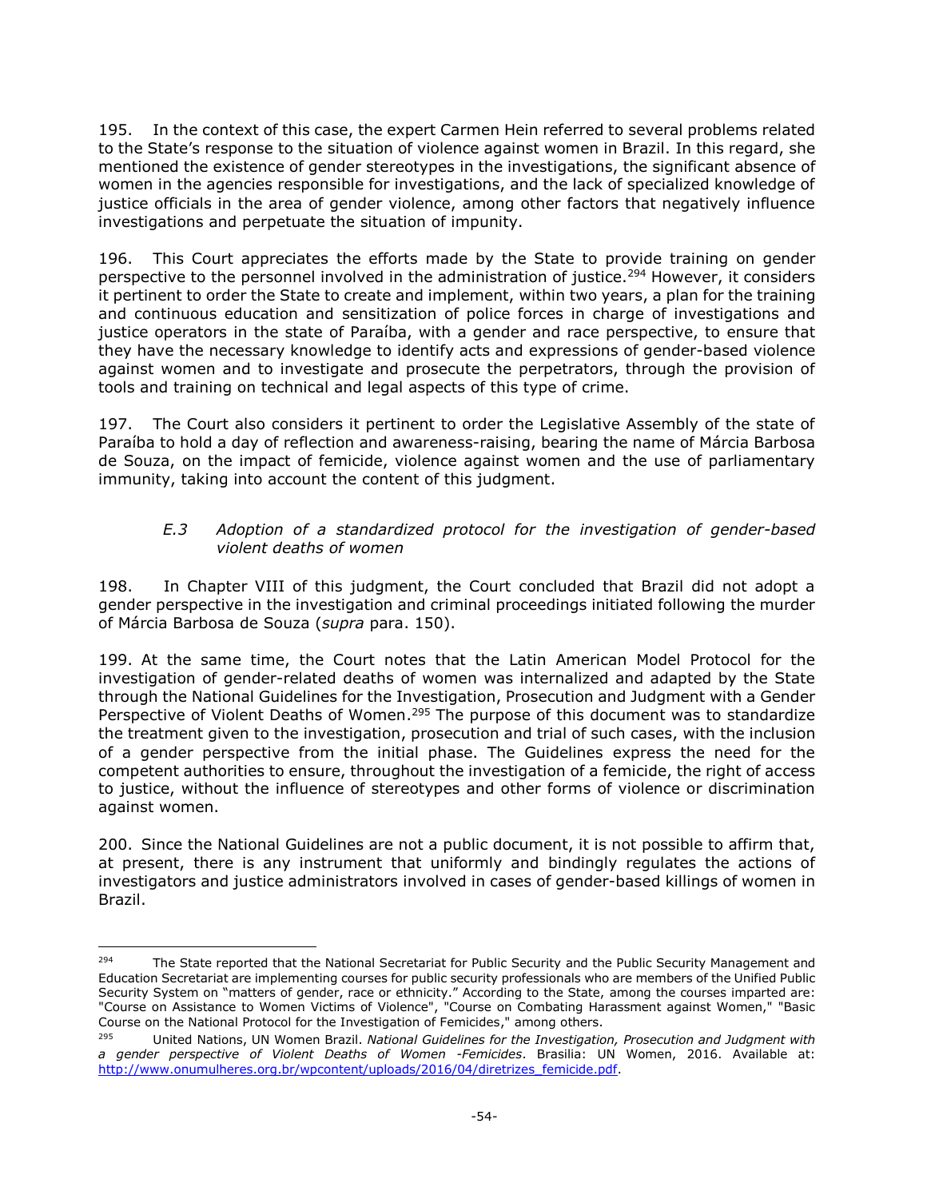195. In the context of this case, the expert Carmen Hein referred to several problems related to the State's response to the situation of violence against women in Brazil. In this regard, she mentioned the existence of gender stereotypes in the investigations, the significant absence of women in the agencies responsible for investigations, and the lack of specialized knowledge of justice officials in the area of gender violence, among other factors that negatively influence investigations and perpetuate the situation of impunity.

196. This Court appreciates the efforts made by the State to provide training on gender perspective to the personnel involved in the administration of justice.[294] However, it considers it pertinent to order the State to create and implement, within two years, a plan for the training and continuous education and sensitization of police forces in charge of investigations and justice operators in the state of Paraíba, with a gender and race perspective, to ensure that they have the necessary knowledge to identify acts and expressions of gender-based violence against women and to investigate and prosecute the perpetrators, through the provision of tools and training on technical and legal aspects of this type of crime.

197. The Court also considers it pertinent to order the Legislative Assembly of the state of Paraíba to hold a day of reflection and awareness-raising, bearing the name of Márcia Barbosa de Souza, on the impact of femicide, violence against women and the use of parliamentary immunity, taking into account the content of this judgment.

#### *E.3 Adoption of a standardized protocol for the investigation of gender-based violent deaths of women*

198. In Chapter VIII of this judgment, the Court concluded that Brazil did not adopt a gender perspective in the investigation and criminal proceedings initiated following the murder of Márcia Barbosa de Souza (*supra* para. 150).

199. At the same time, the Court notes that the Latin American Model Protocol for the investigation of gender-related deaths of women was internalized and adapted by the State through the National Guidelines for the Investigation, Prosecution and Judgment with a Gender Perspective of Violent Deaths of Women.[295] The purpose of this document was to standardize the treatment given to the investigation, prosecution and trial of such cases, with the inclusion of a gender perspective from the initial phase. The Guidelines express the need for the competent authorities to ensure, throughout the investigation of a femicide, the right of access to justice, without the influence of stereotypes and other forms of violence or discrimination against women.

200. Since the National Guidelines are not a public document, it is not possible to affirm that, at present, there is any instrument that uniformly and bindingly regulates the actions of investigators and justice administrators involved in cases of gender-based killings of women in Brazil.

---

[294] The State reported that the National Secretariat for Public Security and the Public Security Management and Education Secretariat are implementing courses for public security professionals who are members of the Unified Public Security System on "matters of gender, race or ethnicity." According to the State, among the courses imparted are: "Course on Assistance to Women Victims of Violence", "Course on Combating Harassment against Women," "Basic Course on the National Protocol for the Investigation of Femicides," among others.

[295] United Nations, UN Women Brazil. *National Guidelines for the Investigation, Prosecution and Judgment with a gender perspective of Violent Deaths of Women -Femicides*. Brasilia: UN Women, 2016. Available at: http://www.onumulheres.org.br/wpcontent/uploads/2016/04/diretrizes_femicide.pdf.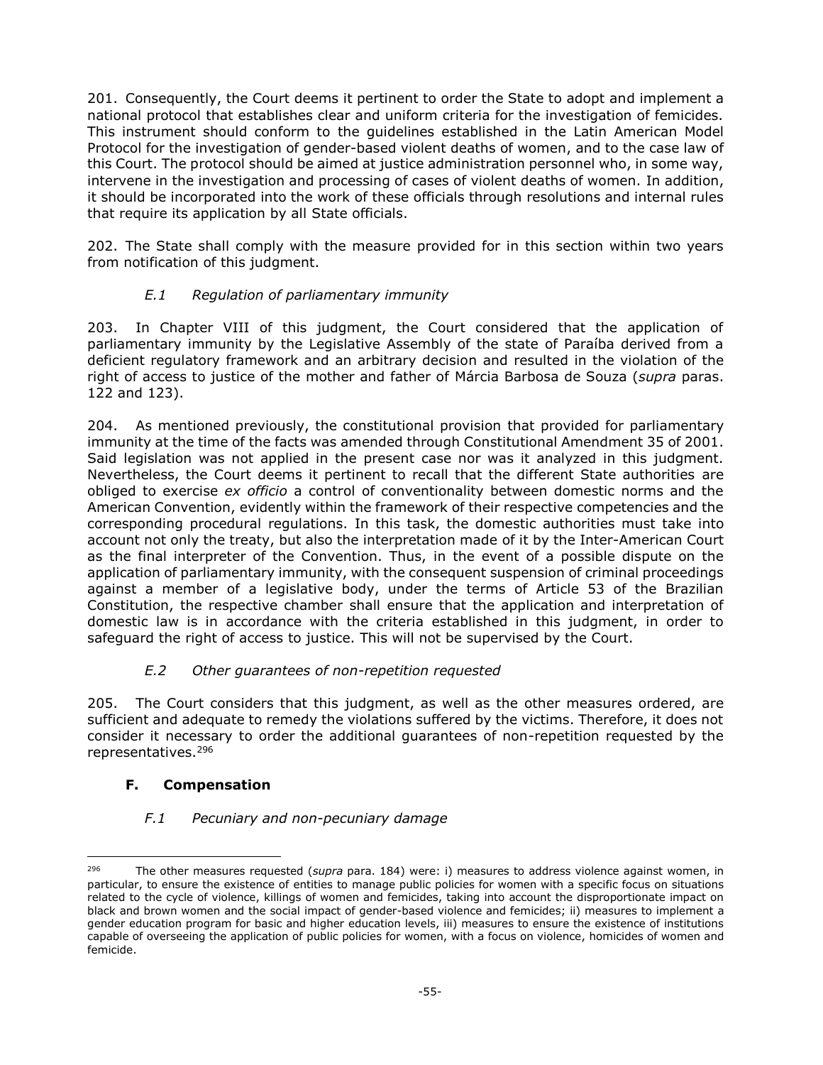201. Consequently, the Court deems it pertinent to order the State to adopt and implement a national protocol that establishes clear and uniform criteria for the investigation of femicides. This instrument should conform to the guidelines established in the Latin American Model Protocol for the investigation of gender-based violent deaths of women, and to the case law of this Court. The protocol should be aimed at justice administration personnel who, in some way, intervene in the investigation and processing of cases of violent deaths of women. In addition, it should be incorporated into the work of these officials through resolutions and internal rules that require its application by all State officials.

202. The State shall comply with the measure provided for in this section within two years from notification of this judgment.

### *E.1 Regulation of parliamentary immunity*

203. In Chapter VIII of this judgment, the Court considered that the application of parliamentary immunity by the Legislative Assembly of the state of Paraíba derived from a deficient regulatory framework and an arbitrary decision and resulted in the violation of the right of access to justice of the mother and father of Márcia Barbosa de Souza (*supra* paras. 122 and 123).

204. As mentioned previously, the constitutional provision that provided for parliamentary immunity at the time of the facts was amended through Constitutional Amendment 35 of 2001. Said legislation was not applied in the present case nor was it analyzed in this judgment. Nevertheless, the Court deems it pertinent to recall that the different State authorities are obliged to exercise *ex officio* a control of conventionality between domestic norms and the American Convention, evidently within the framework of their respective competencies and the corresponding procedural regulations. In this task, the domestic authorities must take into account not only the treaty, but also the interpretation made of it by the Inter-American Court as the final interpreter of the Convention. Thus, in the event of a possible dispute on the application of parliamentary immunity, with the consequent suspension of criminal proceedings against a member of a legislative body, under the terms of Article 53 of the Brazilian Constitution, the respective chamber shall ensure that the application and interpretation of domestic law is in accordance with the criteria established in this judgment, in order to safeguard the right of access to justice. This will not be supervised by the Court.

### *E.2 Other guarantees of non-repetition requested*

205. The Court considers that this judgment, as well as the other measures ordered, are sufficient and adequate to remedy the violations suffered by the victims. Therefore, it does not consider it necessary to order the additional guarantees of non-repetition requested by the representatives.[296]

## F. Compensation

### *F.1 Pecuniary and non-pecuniary damage*

---

[296] The other measures requested (*supra* para. 184) were: i) measures to address violence against women, in particular, to ensure the existence of entities to manage public policies for women with a specific focus on situations related to the cycle of violence, killings of women and femicides, taking into account the disproportionate impact on black and brown women and the social impact of gender-based violence and femicides; ii) measures to implement a gender education program for basic and higher education levels, iii) measures to ensure the existence of institutions capable of overseeing the application of public policies for women, with a focus on violence, homicides of women and femicide.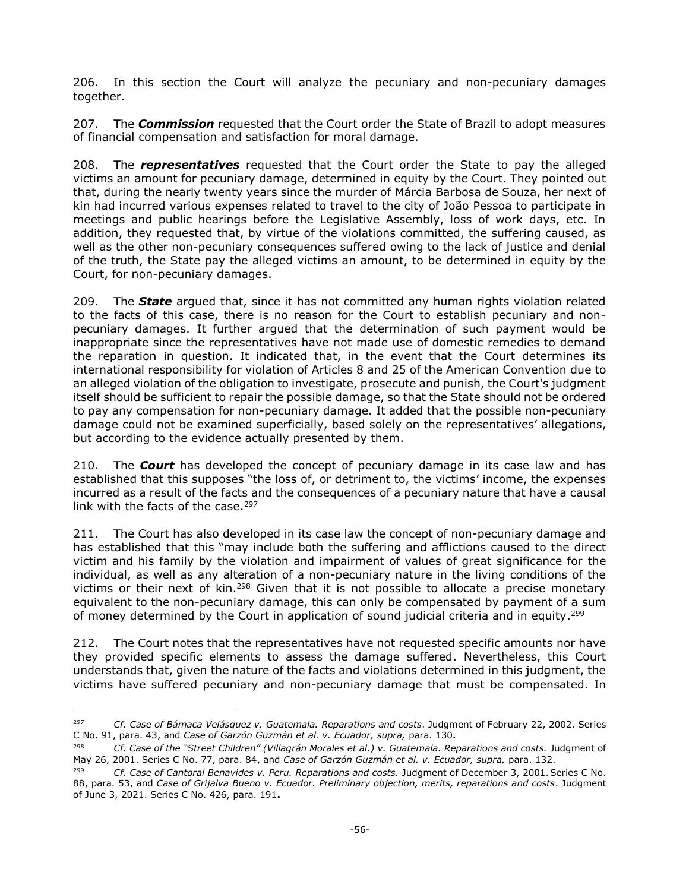206. In this section the Court will analyze the pecuniary and non-pecuniary damages together.

207. The ***Commission*** requested that the Court order the State of Brazil to adopt measures of financial compensation and satisfaction for moral damage.

208. The ***representatives*** requested that the Court order the State to pay the alleged victims an amount for pecuniary damage, determined in equity by the Court. They pointed out that, during the nearly twenty years since the murder of Márcia Barbosa de Souza, her next of kin had incurred various expenses related to travel to the city of João Pessoa to participate in meetings and public hearings before the Legislative Assembly, loss of work days, etc. In addition, they requested that, by virtue of the violations committed, the suffering caused, as well as the other non-pecuniary consequences suffered owing to the lack of justice and denial of the truth, the State pay the alleged victims an amount, to be determined in equity by the Court, for non-pecuniary damages.

209. The ***State*** argued that, since it has not committed any human rights violation related to the facts of this case, there is no reason for the Court to establish pecuniary and non-pecuniary damages. It further argued that the determination of such payment would be inappropriate since the representatives have not made use of domestic remedies to demand the reparation in question. It indicated that, in the event that the Court determines its international responsibility for violation of Articles 8 and 25 of the American Convention due to an alleged violation of the obligation to investigate, prosecute and punish, the Court's judgment itself should be sufficient to repair the possible damage, so that the State should not be ordered to pay any compensation for non-pecuniary damage. It added that the possible non-pecuniary damage could not be examined superficially, based solely on the representatives' allegations, but according to the evidence actually presented by them.

210. The ***Court*** has developed the concept of pecuniary damage in its case law and has established that this supposes "the loss of, or detriment to, the victims' income, the expenses incurred as a result of the facts and the consequences of a pecuniary nature that have a causal link with the facts of the case.[297]

211. The Court has also developed in its case law the concept of non-pecuniary damage and has established that this "may include both the suffering and afflictions caused to the direct victim and his family by the violation and impairment of values of great significance for the individual, as well as any alteration of a non-pecuniary nature in the living conditions of the victims or their next of kin.[298] Given that it is not possible to allocate a precise monetary equivalent to the non-pecuniary damage, this can only be compensated by payment of a sum of money determined by the Court in application of sound judicial criteria and in equity.[299]

212. The Court notes that the representatives have not requested specific amounts nor have they provided specific elements to assess the damage suffered. Nevertheless, this Court understands that, given the nature of the facts and violations determined in this judgment, the victims have suffered pecuniary and non-pecuniary damage that must be compensated. In

---

[297] *Cf. Case of Bámaca Velásquez v. Guatemala. Reparations and costs*. Judgment of February 22, 2002. Series C No. 91, para. 43, and *Case of Garzón Guzmán et al. v. Ecuador, supra,* para. 130**.**

[298] *Cf. Case of the "Street Children" (Villagrán Morales et al.) v. Guatemala. Reparations and costs.* Judgment of May 26, 2001. Series C No. 77, para. 84, and *Case of Garzón Guzmán et al. v. Ecuador, supra,* para. 132.

[299] *Cf. Case of Cantoral Benavides v. Peru. Reparations and costs.* Judgment of December 3, 2001. Series C No. 88, para. 53, and *Case of Grijalva Bueno v. Ecuador. Preliminary objection, merits, reparations and costs*. Judgment of June 3, 2021. Series C No. 426, para. 191**.**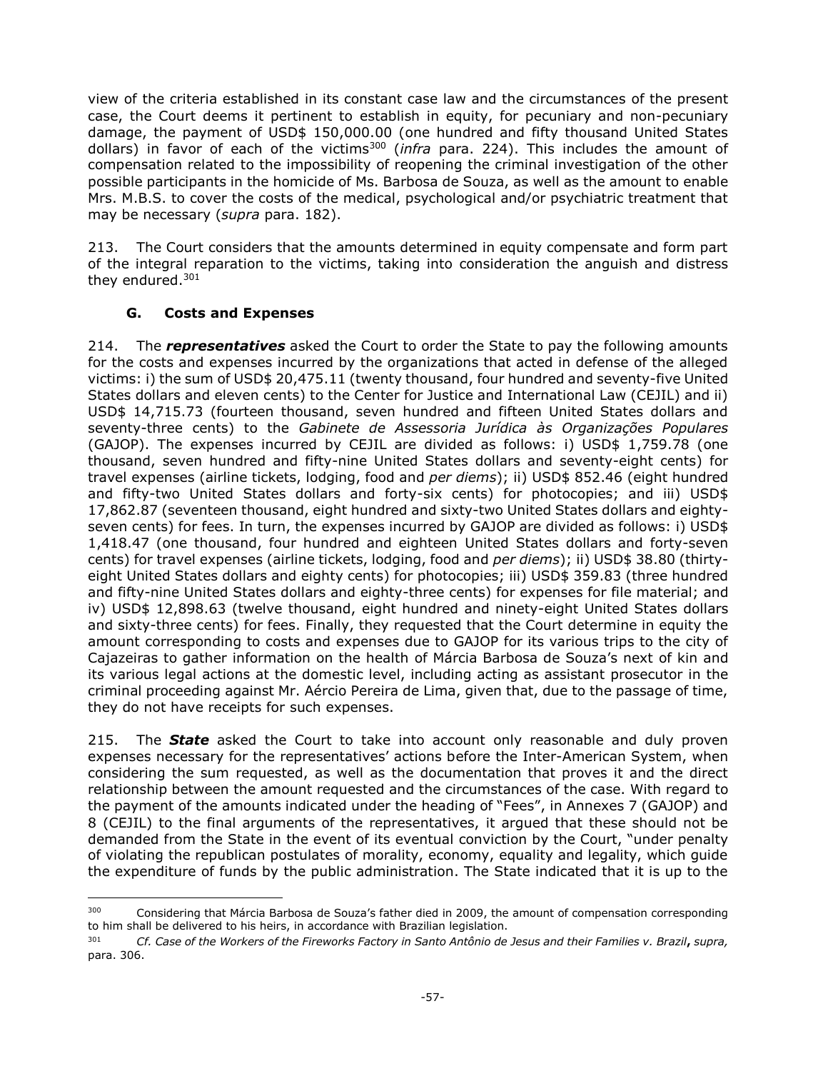view of the criteria established in its constant case law and the circumstances of the present case, the Court deems it pertinent to establish in equity, for pecuniary and non-pecuniary damage, the payment of USD$ 150,000.00 (one hundred and fifty thousand United States dollars) in favor of each of the victims[300] (*infra* para. 224). This includes the amount of compensation related to the impossibility of reopening the criminal investigation of the other possible participants in the homicide of Ms. Barbosa de Souza, as well as the amount to enable Mrs. M.B.S. to cover the costs of the medical, psychological and/or psychiatric treatment that may be necessary (*supra* para. 182).

213. The Court considers that the amounts determined in equity compensate and form part of the integral reparation to the victims, taking into consideration the anguish and distress they endured.[301]

### G. Costs and Expenses

214. The ***representatives*** asked the Court to order the State to pay the following amounts for the costs and expenses incurred by the organizations that acted in defense of the alleged victims: i) the sum of USD$ 20,475.11 (twenty thousand, four hundred and seventy-five United States dollars and eleven cents) to the Center for Justice and International Law (CEJIL) and ii) USD$ 14,715.73 (fourteen thousand, seven hundred and fifteen United States dollars and seventy-three cents) to the *Gabinete de Assessoria Jurídica às Organizações Populares* (GAJOP). The expenses incurred by CEJIL are divided as follows: i) USD$ 1,759.78 (one thousand, seven hundred and fifty-nine United States dollars and seventy-eight cents) for travel expenses (airline tickets, lodging, food and *per diems*); ii) USD$ 852.46 (eight hundred and fifty-two United States dollars and forty-six cents) for photocopies; and iii) USD$ 17,862.87 (seventeen thousand, eight hundred and sixty-two United States dollars and eighty-seven cents) for fees. In turn, the expenses incurred by GAJOP are divided as follows: i) USD$ 1,418.47 (one thousand, four hundred and eighteen United States dollars and forty-seven cents) for travel expenses (airline tickets, lodging, food and *per diems*); ii) USD$ 38.80 (thirty-eight United States dollars and eighty cents) for photocopies; iii) USD$ 359.83 (three hundred and fifty-nine United States dollars and eighty-three cents) for expenses for file material; and iv) USD$ 12,898.63 (twelve thousand, eight hundred and ninety-eight United States dollars and sixty-three cents) for fees. Finally, they requested that the Court determine in equity the amount corresponding to costs and expenses due to GAJOP for its various trips to the city of Cajazeiras to gather information on the health of Márcia Barbosa de Souza's next of kin and its various legal actions at the domestic level, including acting as assistant prosecutor in the criminal proceeding against Mr. Aércio Pereira de Lima, given that, due to the passage of time, they do not have receipts for such expenses.

215. The ***State*** asked the Court to take into account only reasonable and duly proven expenses necessary for the representatives' actions before the Inter-American System, when considering the sum requested, as well as the documentation that proves it and the direct relationship between the amount requested and the circumstances of the case. With regard to the payment of the amounts indicated under the heading of "Fees", in Annexes 7 (GAJOP) and 8 (CEJIL) to the final arguments of the representatives, it argued that these should not be demanded from the State in the event of its eventual conviction by the Court, "under penalty of violating the republican postulates of morality, economy, equality and legality, which guide the expenditure of funds by the public administration. The State indicated that it is up to the

---

[300] Considering that Márcia Barbosa de Souza's father died in 2009, the amount of compensation corresponding to him shall be delivered to his heirs, in accordance with Brazilian legislation.

[301] *Cf. Case of the Workers of the Fireworks Factory in Santo Antônio de Jesus and their Families v. Brazil***,** *supra,* para. 306.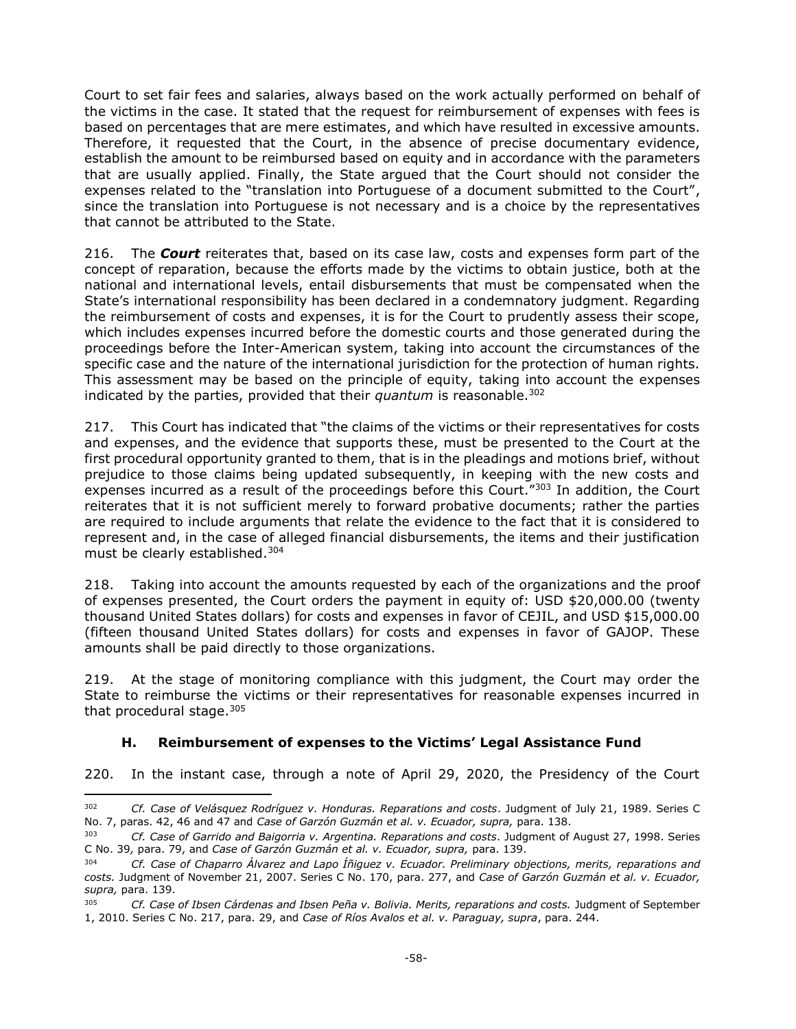Court to set fair fees and salaries, always based on the work actually performed on behalf of the victims in the case. It stated that the request for reimbursement of expenses with fees is based on percentages that are mere estimates, and which have resulted in excessive amounts. Therefore, it requested that the Court, in the absence of precise documentary evidence, establish the amount to be reimbursed based on equity and in accordance with the parameters that are usually applied. Finally, the State argued that the Court should not consider the expenses related to the "translation into Portuguese of a document submitted to the Court", since the translation into Portuguese is not necessary and is a choice by the representatives that cannot be attributed to the State.

216. The ***Court*** reiterates that, based on its case law, costs and expenses form part of the concept of reparation, because the efforts made by the victims to obtain justice, both at the national and international levels, entail disbursements that must be compensated when the State's international responsibility has been declared in a condemnatory judgment. Regarding the reimbursement of costs and expenses, it is for the Court to prudently assess their scope, which includes expenses incurred before the domestic courts and those generated during the proceedings before the Inter-American system, taking into account the circumstances of the specific case and the nature of the international jurisdiction for the protection of human rights. This assessment may be based on the principle of equity, taking into account the expenses indicated by the parties, provided that their *quantum* is reasonable.[302]

217. This Court has indicated that "the claims of the victims or their representatives for costs and expenses, and the evidence that supports these, must be presented to the Court at the first procedural opportunity granted to them, that is in the pleadings and motions brief, without prejudice to those claims being updated subsequently, in keeping with the new costs and expenses incurred as a result of the proceedings before this Court."[303] In addition, the Court reiterates that it is not sufficient merely to forward probative documents; rather the parties are required to include arguments that relate the evidence to the fact that it is considered to represent and, in the case of alleged financial disbursements, the items and their justification must be clearly established.[304]

218. Taking into account the amounts requested by each of the organizations and the proof of expenses presented, the Court orders the payment in equity of: USD $20,000.00 (twenty thousand United States dollars) for costs and expenses in favor of CEJIL, and USD $15,000.00 (fifteen thousand United States dollars) for costs and expenses in favor of GAJOP. These amounts shall be paid directly to those organizations.

219. At the stage of monitoring compliance with this judgment, the Court may order the State to reimburse the victims or their representatives for reasonable expenses incurred in that procedural stage.[305]

### H. Reimbursement of expenses to the Victims' Legal Assistance Fund

220. In the instant case, through a note of April 29, 2020, the Presidency of the Court

---

[302] *Cf. Case of Velásquez Rodríguez v. Honduras. Reparations and costs*. Judgment of July 21, 1989. Series C No. 7, paras. 42, 46 and 47 and *Case of Garzón Guzmán et al. v. Ecuador, supra,* para. 138.

[303] *Cf. Case of Garrido and Baigorria v. Argentina. Reparations and costs*. Judgment of August 27, 1998. Series C No. 39*,* para. 79, and *Case of Garzón Guzmán et al. v. Ecuador, supra,* para. 139.

[304] *Cf. Case of Chaparro Álvarez and Lapo Íñiguez v. Ecuador. Preliminary objections, merits, reparations and costs.* Judgment of November 21, 2007. Series C No. 170, para. 277, and *Case of Garzón Guzmán et al. v. Ecuador, supra,* para. 139.

[305] *Cf. Case of Ibsen Cárdenas and Ibsen Peña v. Bolivia. Merits, reparations and costs.* Judgment of September 1, 2010. Series C No. 217, para. 29, and *Case of Ríos Avalos et al. v. Paraguay, supra*, para. 244.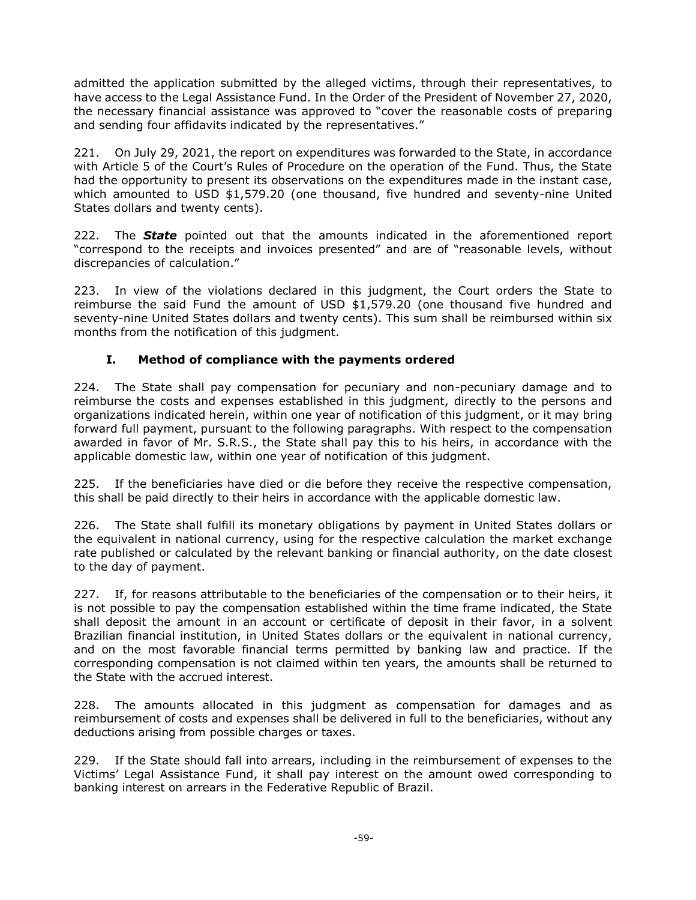admitted the application submitted by the alleged victims, through their representatives, to have access to the Legal Assistance Fund. In the Order of the President of November 27, 2020, the necessary financial assistance was approved to "cover the reasonable costs of preparing and sending four affidavits indicated by the representatives."

221. On July 29, 2021, the report on expenditures was forwarded to the State, in accordance with Article 5 of the Court's Rules of Procedure on the operation of the Fund. Thus, the State had the opportunity to present its observations on the expenditures made in the instant case, which amounted to USD $1,579.20 (one thousand, five hundred and seventy-nine United States dollars and twenty cents).

222. The ***State*** pointed out that the amounts indicated in the aforementioned report "correspond to the receipts and invoices presented" and are of "reasonable levels, without discrepancies of calculation."

223. In view of the violations declared in this judgment, the Court orders the State to reimburse the said Fund the amount of USD $1,579.20 (one thousand five hundred and seventy-nine United States dollars and twenty cents). This sum shall be reimbursed within six months from the notification of this judgment.

### I. Method of compliance with the payments ordered

224. The State shall pay compensation for pecuniary and non-pecuniary damage and to reimburse the costs and expenses established in this judgment, directly to the persons and organizations indicated herein, within one year of notification of this judgment, or it may bring forward full payment, pursuant to the following paragraphs. With respect to the compensation awarded in favor of Mr. S.R.S., the State shall pay this to his heirs, in accordance with the applicable domestic law, within one year of notification of this judgment.

225. If the beneficiaries have died or die before they receive the respective compensation, this shall be paid directly to their heirs in accordance with the applicable domestic law.

226. The State shall fulfill its monetary obligations by payment in United States dollars or the equivalent in national currency, using for the respective calculation the market exchange rate published or calculated by the relevant banking or financial authority, on the date closest to the day of payment.

227. If, for reasons attributable to the beneficiaries of the compensation or to their heirs, it is not possible to pay the compensation established within the time frame indicated, the State shall deposit the amount in an account or certificate of deposit in their favor, in a solvent Brazilian financial institution, in United States dollars or the equivalent in national currency, and on the most favorable financial terms permitted by banking law and practice. If the corresponding compensation is not claimed within ten years, the amounts shall be returned to the State with the accrued interest.

228. The amounts allocated in this judgment as compensation for damages and as reimbursement of costs and expenses shall be delivered in full to the beneficiaries, without any deductions arising from possible charges or taxes.

229. If the State should fall into arrears, including in the reimbursement of expenses to the Victims' Legal Assistance Fund, it shall pay interest on the amount owed corresponding to banking interest on arrears in the Federative Republic of Brazil.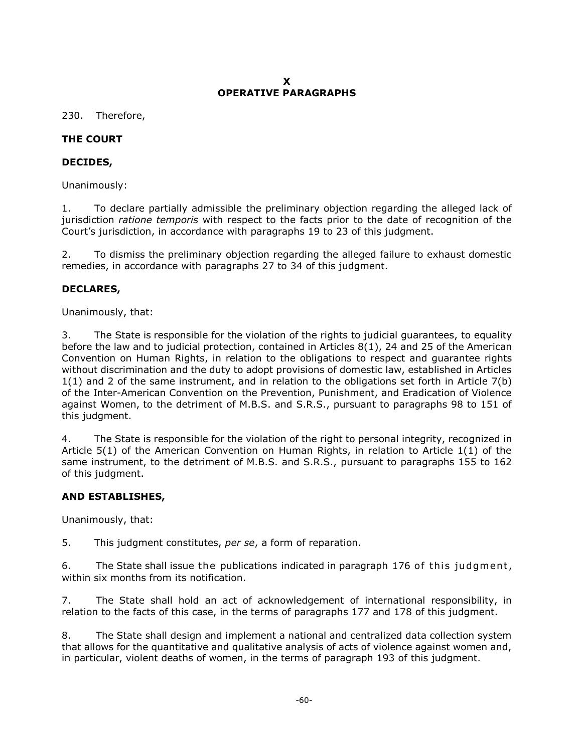# X
# OPERATIVE PARAGRAPHS

230. Therefore,

**THE COURT**

**DECIDES,**

Unanimously:

1. To declare partially admissible the preliminary objection regarding the alleged lack of jurisdiction *ratione temporis* with respect to the facts prior to the date of recognition of the Court's jurisdiction, in accordance with paragraphs 19 to 23 of this judgment.

2. To dismiss the preliminary objection regarding the alleged failure to exhaust domestic remedies, in accordance with paragraphs 27 to 34 of this judgment.

**DECLARES,**

Unanimously, that:

3. The State is responsible for the violation of the rights to judicial guarantees, to equality before the law and to judicial protection, contained in Articles 8(1), 24 and 25 of the American Convention on Human Rights, in relation to the obligations to respect and guarantee rights without discrimination and the duty to adopt provisions of domestic law, established in Articles 1(1) and 2 of the same instrument, and in relation to the obligations set forth in Article 7(b) of the Inter-American Convention on the Prevention, Punishment, and Eradication of Violence against Women, to the detriment of M.B.S. and S.R.S., pursuant to paragraphs 98 to 151 of this judgment.

4. The State is responsible for the violation of the right to personal integrity, recognized in Article 5(1) of the American Convention on Human Rights, in relation to Article 1(1) of the same instrument, to the detriment of M.B.S. and S.R.S., pursuant to paragraphs 155 to 162 of this judgment.

**AND ESTABLISHES,**

Unanimously, that:

5. This judgment constitutes, *per se*, a form of reparation.

6. The State shall issue the publications indicated in paragraph 176 of this judgment, within six months from its notification.

7. The State shall hold an act of acknowledgement of international responsibility, in relation to the facts of this case, in the terms of paragraphs 177 and 178 of this judgment.

8. The State shall design and implement a national and centralized data collection system that allows for the quantitative and qualitative analysis of acts of violence against women and, in particular, violent deaths of women, in the terms of paragraph 193 of this judgment.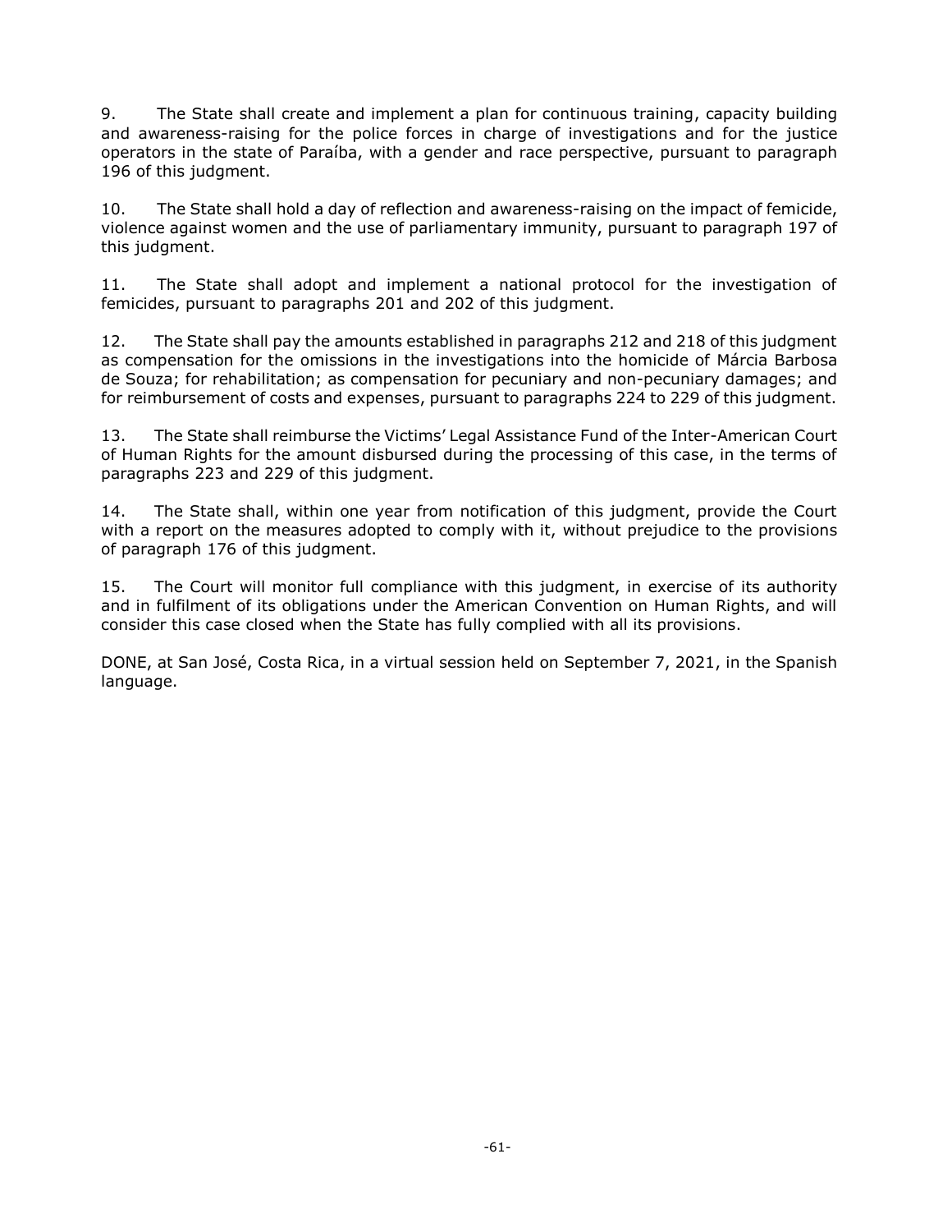9. The State shall create and implement a plan for continuous training, capacity building and awareness-raising for the police forces in charge of investigations and for the justice operators in the state of Paraíba, with a gender and race perspective, pursuant to paragraph 196 of this judgment.

10. The State shall hold a day of reflection and awareness-raising on the impact of femicide, violence against women and the use of parliamentary immunity, pursuant to paragraph 197 of this judgment.

11. The State shall adopt and implement a national protocol for the investigation of femicides, pursuant to paragraphs 201 and 202 of this judgment.

12. The State shall pay the amounts established in paragraphs 212 and 218 of this judgment as compensation for the omissions in the investigations into the homicide of Márcia Barbosa de Souza; for rehabilitation; as compensation for pecuniary and non-pecuniary damages; and for reimbursement of costs and expenses, pursuant to paragraphs 224 to 229 of this judgment.

13. The State shall reimburse the Victims' Legal Assistance Fund of the Inter-American Court of Human Rights for the amount disbursed during the processing of this case, in the terms of paragraphs 223 and 229 of this judgment.

14. The State shall, within one year from notification of this judgment, provide the Court with a report on the measures adopted to comply with it, without prejudice to the provisions of paragraph 176 of this judgment.

15. The Court will monitor full compliance with this judgment, in exercise of its authority and in fulfilment of its obligations under the American Convention on Human Rights, and will consider this case closed when the State has fully complied with all its provisions.

DONE, at San José, Costa Rica, in a virtual session held on September 7, 2021, in the Spanish language.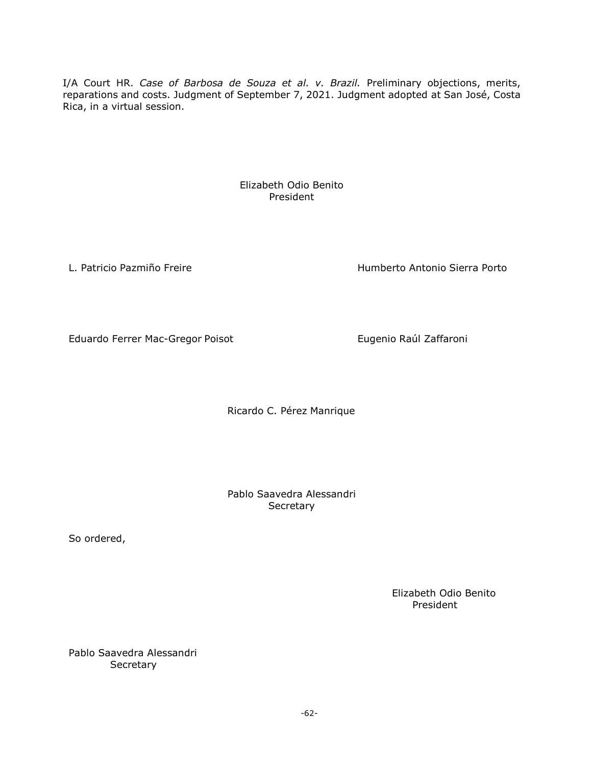I/A Court HR. *Case of Barbosa de Souza et al. v. Brazil.* Preliminary objections, merits, reparations and costs. Judgment of September 7, 2021. Judgment adopted at San José, Costa Rica, in a virtual session.

Elizabeth Odio Benito
President

L. Patricio Pazmiño Freire

Humberto Antonio Sierra Porto

Eduardo Ferrer Mac-Gregor Poisot

Eugenio Raúl Zaffaroni

Ricardo C. Pérez Manrique

Pablo Saavedra Alessandri
Secretary

So ordered,

Elizabeth Odio Benito
President

Pablo Saavedra Alessandri
Secretary